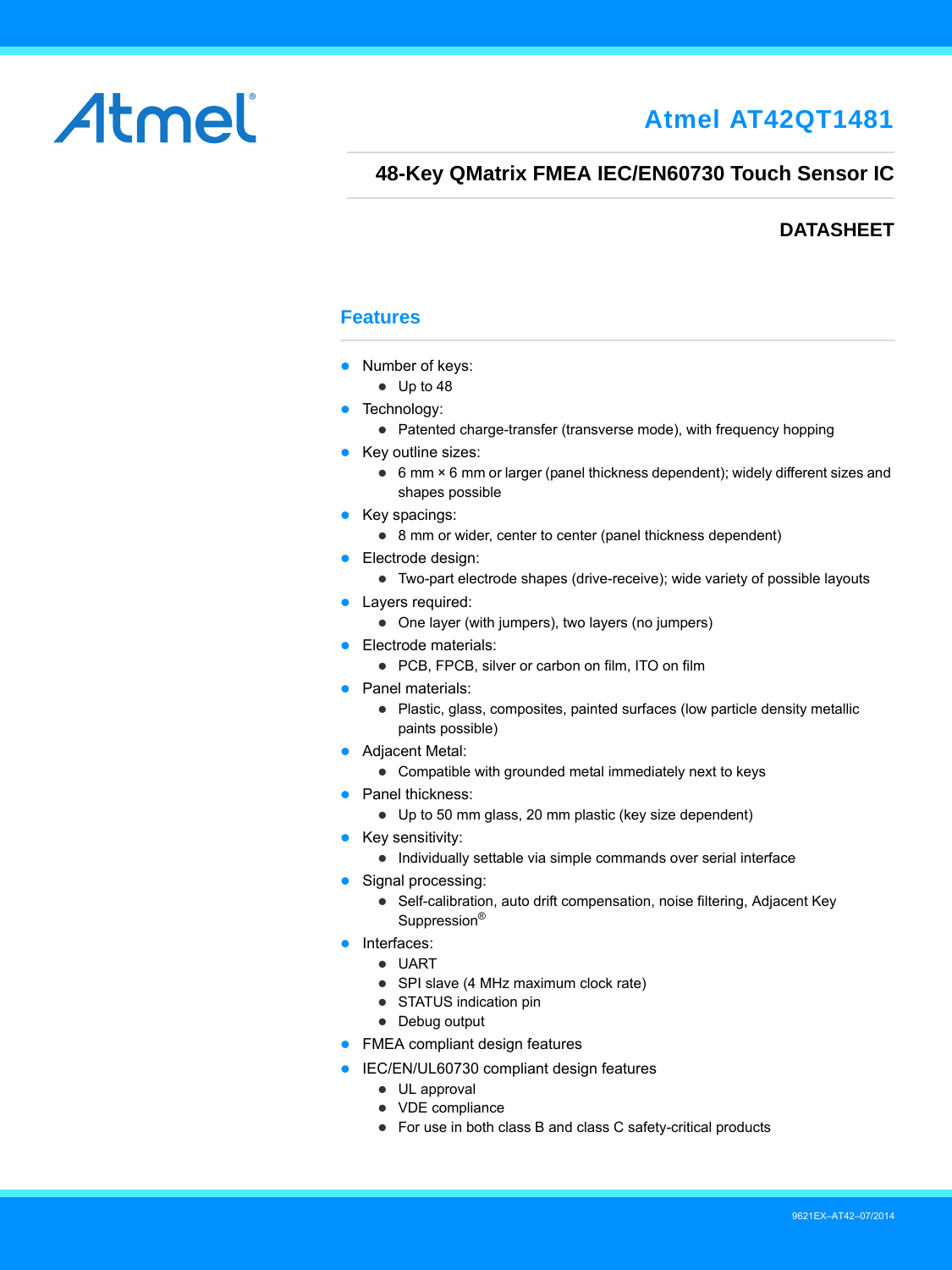Atmel

# Atmel AT42QT1481

## 48-Key QMatrix FMEA IEC/EN60730 Touch Sensor IC

**DATASHEET**

## Features

- Number of keys:
  - Up to 48
- Technology:
  - Patented charge-transfer (transverse mode), with frequency hopping
- Key outline sizes:
  - 6 mm × 6 mm or larger (panel thickness dependent); widely different sizes and shapes possible
- Key spacings:
  - 8 mm or wider, center to center (panel thickness dependent)
- Electrode design:
  - Two-part electrode shapes (drive-receive); wide variety of possible layouts
- Layers required:
  - One layer (with jumpers), two layers (no jumpers)
- Electrode materials:
  - PCB, FPCB, silver or carbon on film, ITO on film
- Panel materials:
  - Plastic, glass, composites, painted surfaces (low particle density metallic paints possible)
- Adjacent Metal:
  - Compatible with grounded metal immediately next to keys
- Panel thickness:
  - Up to 50 mm glass, 20 mm plastic (key size dependent)
- Key sensitivity:
  - Individually settable via simple commands over serial interface
- Signal processing:
  - Self-calibration, auto drift compensation, noise filtering, Adjacent Key Suppression®
- Interfaces:
  - UART
  - SPI slave (4 MHz maximum clock rate)
  - STATUS indication pin
  - Debug output
- FMEA compliant design features
- IEC/EN/UL60730 compliant design features
  - UL approval
  - VDE compliance
  - For use in both class B and class C safety-critical products

9621EX–AT42–07/2014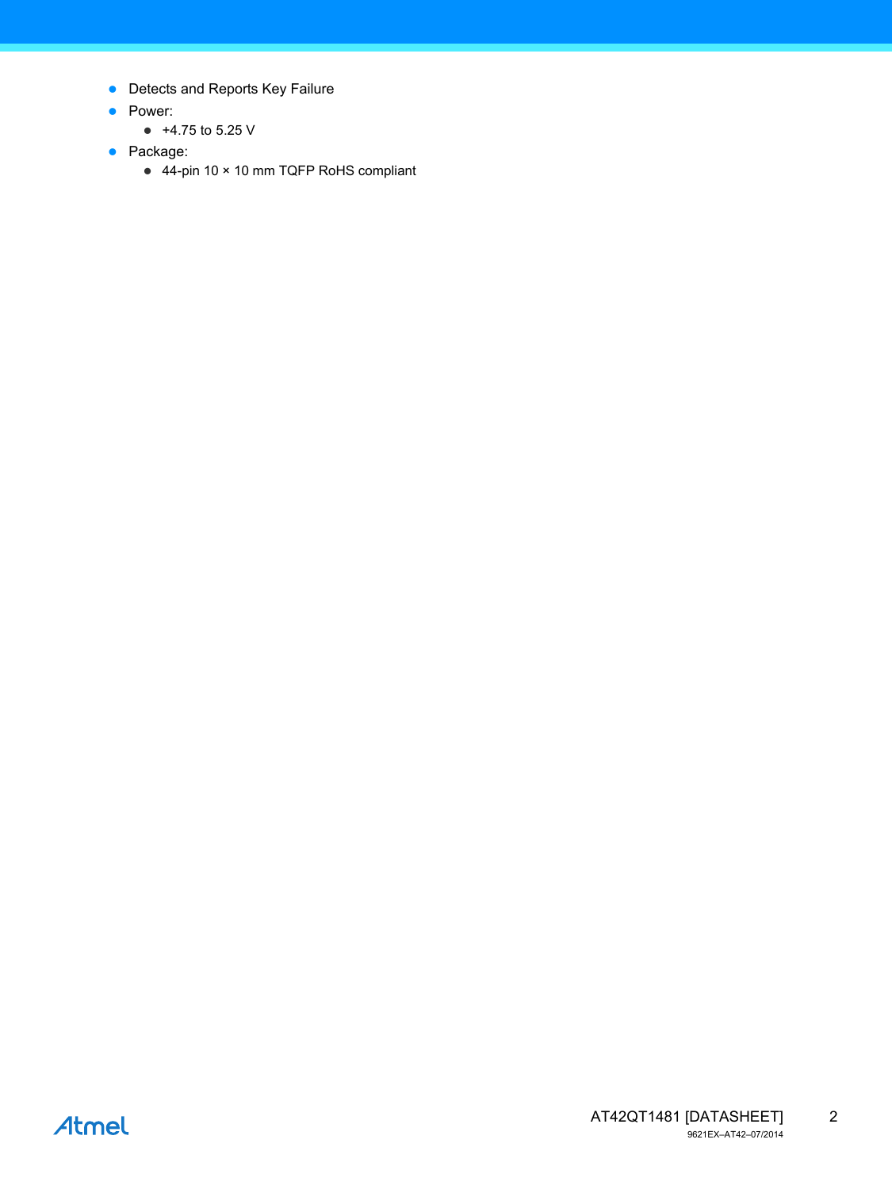- Detects and Reports Key Failure
- Power:
  - +4.75 to 5.25 V
- Package:
  - 44-pin 10 × 10 mm TQFP RoHS compliant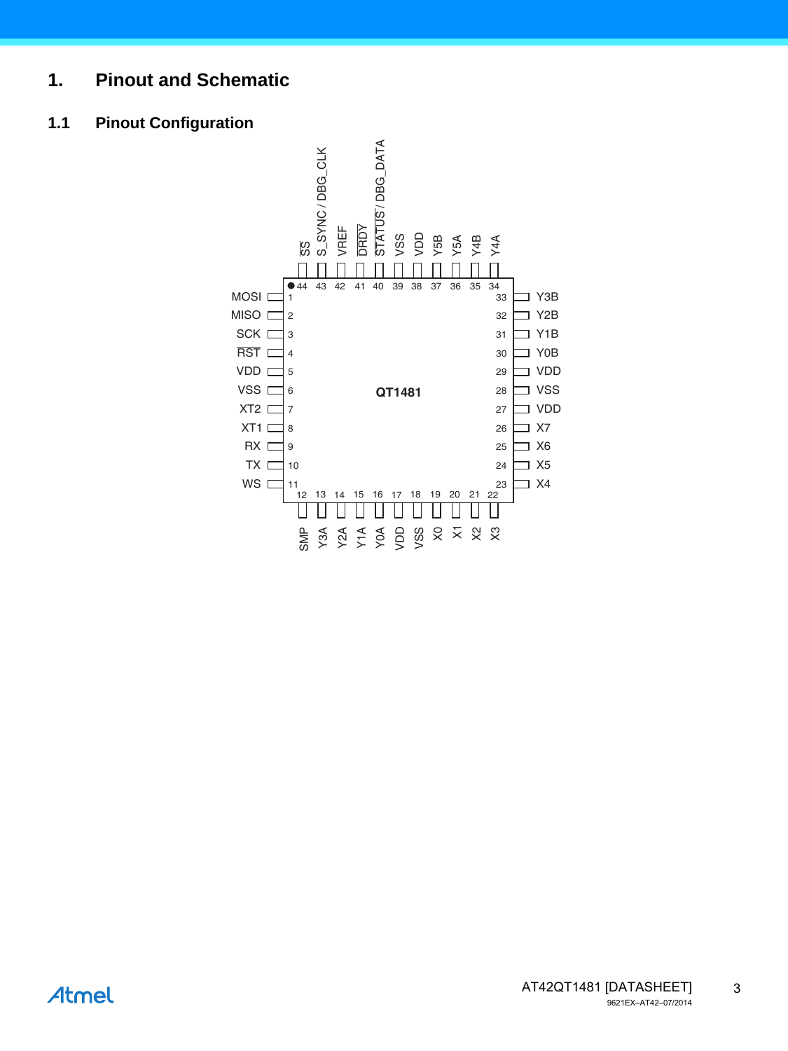# 1. Pinout and Schematic

## 1.1 Pinout Configuration

SS
S_SYNC / DBG_CLK
VREF
DRDY
STATUS / DBG_DATA
VSS
VDD
Y5B
Y5A
Y4B
Y4A

44 43 42 41 40 39 38 37 36 35 34

MOSI 1
MISO 2
SCK 3
RST 4
VDD 5
VSS 6
XT2 7
XT1 8
RX 9
TX 10
WS 11

QT1481

33 Y3B
32 Y2B
31 Y1B
30 Y0B
29 VDD
28 VSS
27 VDD
26 X7
25 X6
24 X5
23 X4

12 13 14 15 16 17 18 19 20 21 22

SMP
Y3A
Y2A
Y1A
Y0A
VDD
VSS
X0
X1
X2
X3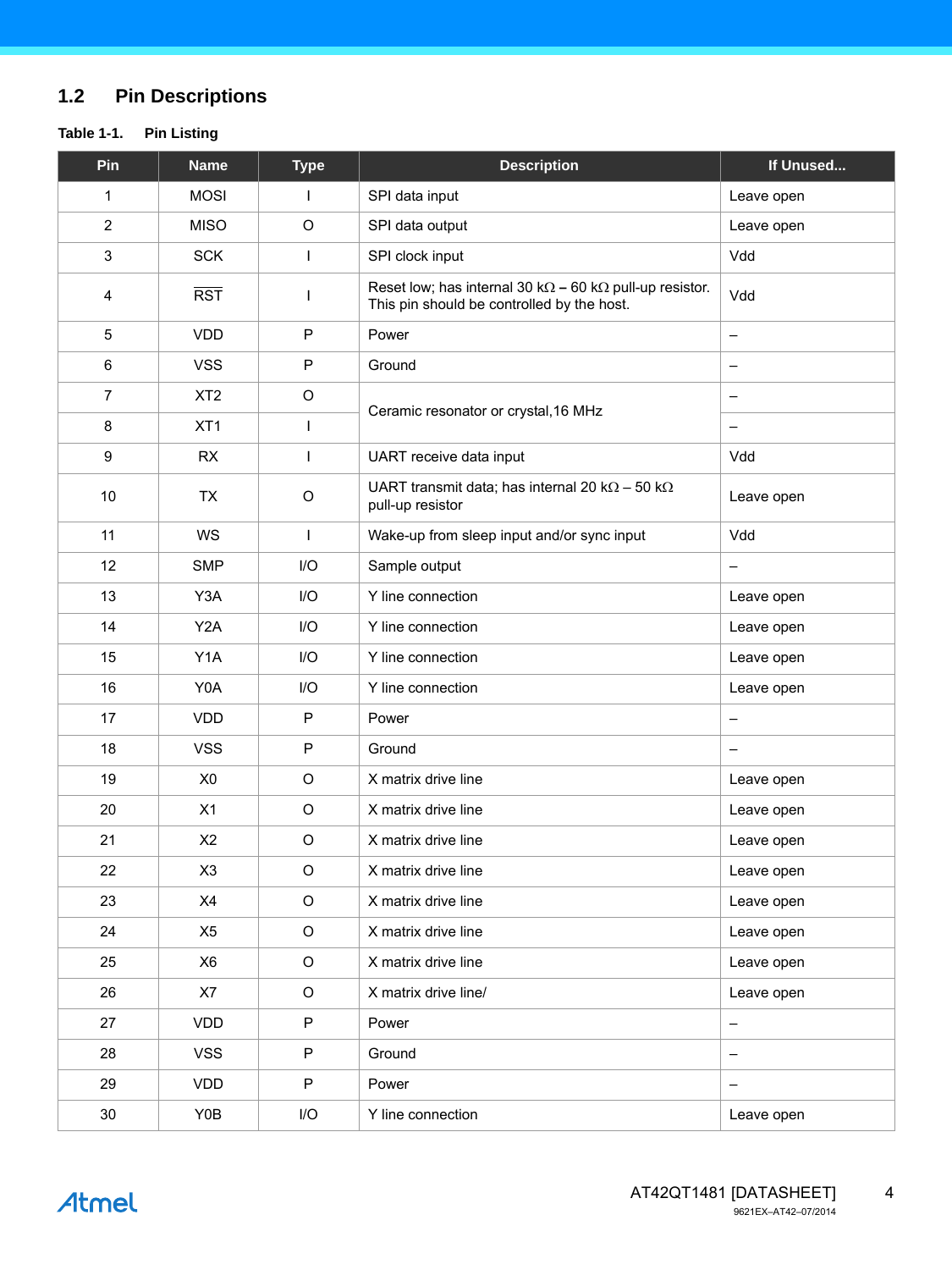## 1.2 Pin Descriptions

**Table 1-1. Pin Listing**

| Pin | Name | Type | Description | If Unused... |
|---|---|---|---|---|
| 1 | MOSI | I | SPI data input | Leave open |
| 2 | MISO | O | SPI data output | Leave open |
| 3 | SCK | I | SPI clock input | Vdd |
| 4 | $\overline{\text{RST}}$ | I | Reset low; has internal 30 kΩ – 60 kΩ pull-up resistor. This pin should be controlled by the host. | Vdd |
| 5 | VDD | P | Power | – |
| 6 | VSS | P | Ground | – |
| 7 | XT2 | O | Ceramic resonator or crystal,16 MHz | – |
| 8 | XT1 | I | | – |
| 9 | RX | I | UART receive data input | Vdd |
| 10 | TX | O | UART transmit data; has internal 20 kΩ – 50 kΩ pull-up resistor | Leave open |
| 11 | WS | I | Wake-up from sleep input and/or sync input | Vdd |
| 12 | SMP | I/O | Sample output | – |
| 13 | Y3A | I/O | Y line connection | Leave open |
| 14 | Y2A | I/O | Y line connection | Leave open |
| 15 | Y1A | I/O | Y line connection | Leave open |
| 16 | Y0A | I/O | Y line connection | Leave open |
| 17 | VDD | P | Power | – |
| 18 | VSS | P | Ground | – |
| 19 | X0 | O | X matrix drive line | Leave open |
| 20 | X1 | O | X matrix drive line | Leave open |
| 21 | X2 | O | X matrix drive line | Leave open |
| 22 | X3 | O | X matrix drive line | Leave open |
| 23 | X4 | O | X matrix drive line | Leave open |
| 24 | X5 | O | X matrix drive line | Leave open |
| 25 | X6 | O | X matrix drive line | Leave open |
| 26 | X7 | O | X matrix drive line/ | Leave open |
| 27 | VDD | P | Power | – |
| 28 | VSS | P | Ground | – |
| 29 | VDD | P | Power | – |
| 30 | Y0B | I/O | Y line connection | Leave open |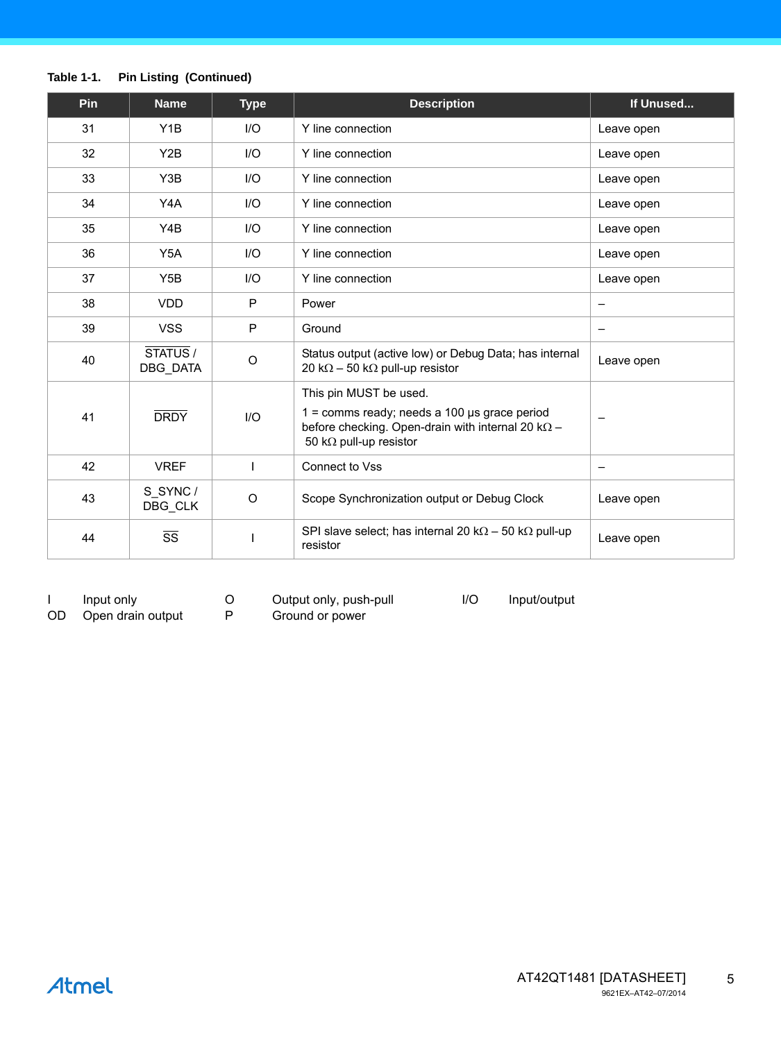**Table 1-1. Pin Listing (Continued)**

| Pin | Name | Type | Description | If Unused... |
|---|---|---|---|---|
| 31 | Y1B | I/O | Y line connection | Leave open |
| 32 | Y2B | I/O | Y line connection | Leave open |
| 33 | Y3B | I/O | Y line connection | Leave open |
| 34 | Y4A | I/O | Y line connection | Leave open |
| 35 | Y4B | I/O | Y line connection | Leave open |
| 36 | Y5A | I/O | Y line connection | Leave open |
| 37 | Y5B | I/O | Y line connection | Leave open |
| 38 | VDD | P | Power | – |
| 39 | VSS | P | Ground | – |
| 40 | $\overline{\text{STATUS}}$ / DBG_DATA | O | Status output (active low) or Debug Data; has internal 20 kΩ – 50 kΩ pull-up resistor | Leave open |
| 41 | $\overline{\text{DRDY}}$ | I/O | This pin MUST be used.<br>1 = comms ready; needs a 100 µs grace period before checking. Open-drain with internal 20 kΩ – 50 kΩ pull-up resistor | – |
| 42 | VREF | I | Connect to Vss | – |
| 43 | S_SYNC / DBG_CLK | O | Scope Synchronization output or Debug Clock | Leave open |
| 44 | $\overline{\text{SS}}$ | I | SPI slave select; has internal 20 kΩ – 50 kΩ pull-up resistor | Leave open |

I Input only
OD Open drain output
O Output only, push-pull
P Ground or power
I/O Input/output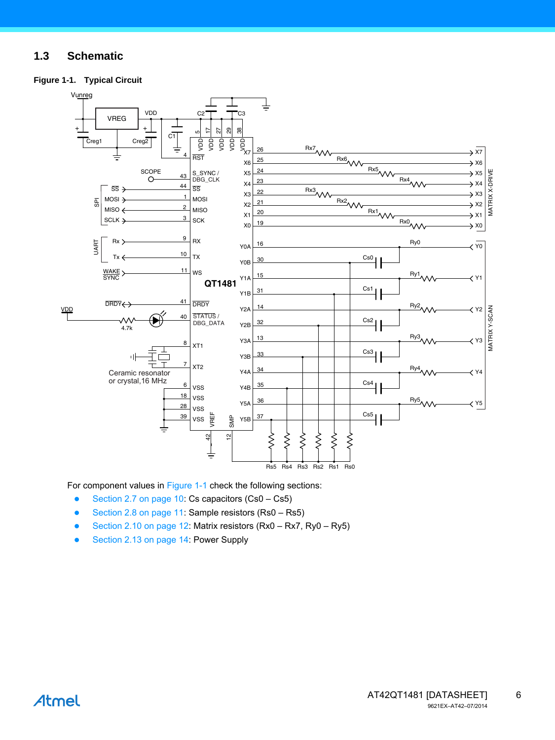## 1.3 Schematic

**Figure 1-1. Typical Circuit**

For component values in Figure 1-1 check the following sections:

- Section 2.7 on page 10: Cs capacitors (Cs0 – Cs5)
- Section 2.8 on page 11: Sample resistors (Rs0 – Rs5)
- Section 2.10 on page 12: Matrix resistors (Rx0 – Rx7, Ry0 – Ry5)
- Section 2.13 on page 14: Power Supply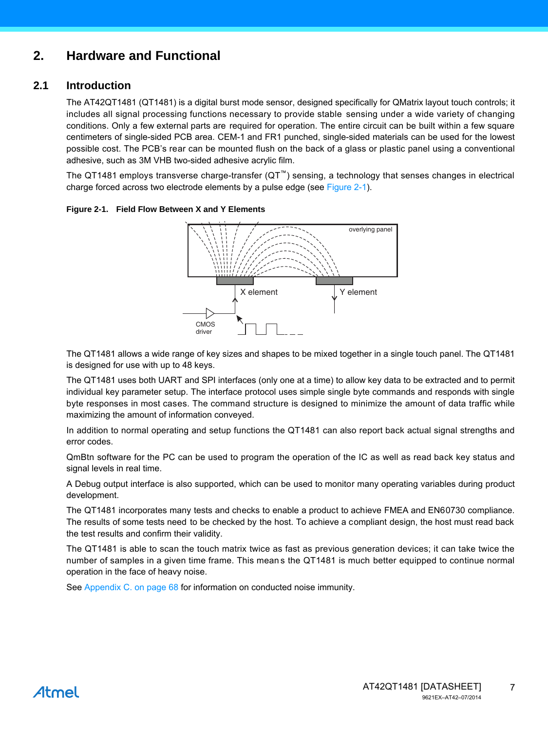# 2. Hardware and Functional

## 2.1 Introduction

The AT42QT1481 (QT1481) is a digital burst mode sensor, designed specifically for QMatrix layout touch controls; it includes all signal processing functions necessary to provide stable sensing under a wide variety of changing conditions. Only a few external parts are required for operation. The entire circuit can be built within a few square centimeters of single-sided PCB area. CEM-1 and FR1 punched, single-sided materials can be used for the lowest possible cost. The PCB's rear can be mounted flush on the back of a glass or plastic panel using a conventional adhesive, such as 3M VHB two-sided adhesive acrylic film.

The QT1481 employs transverse charge-transfer (QT™) sensing, a technology that senses changes in electrical charge forced across two electrode elements by a pulse edge (see Figure 2-1).

**Figure 2-1. Field Flow Between X and Y Elements**

overlying panel

X element

Y element

CMOS driver

The QT1481 allows a wide range of key sizes and shapes to be mixed together in a single touch panel. The QT1481 is designed for use with up to 48 keys.

The QT1481 uses both UART and SPI interfaces (only one at a time) to allow key data to be extracted and to permit individual key parameter setup. The interface protocol uses simple single byte commands and responds with single byte responses in most cases. The command structure is designed to minimize the amount of data traffic while maximizing the amount of information conveyed.

In addition to normal operating and setup functions the QT1481 can also report back actual signal strengths and error codes.

QmBtn software for the PC can be used to program the operation of the IC as well as read back key status and signal levels in real time.

A Debug output interface is also supported, which can be used to monitor many operating variables during product development.

The QT1481 incorporates many tests and checks to enable a product to achieve FMEA and EN60730 compliance. The results of some tests need to be checked by the host. To achieve a compliant design, the host must read back the test results and confirm their validity.

The QT1481 is able to scan the touch matrix twice as fast as previous generation devices; it can take twice the number of samples in a given time frame. This means the QT1481 is much better equipped to continue normal operation in the face of heavy noise.

See Appendix C. on page 68 for information on conducted noise immunity.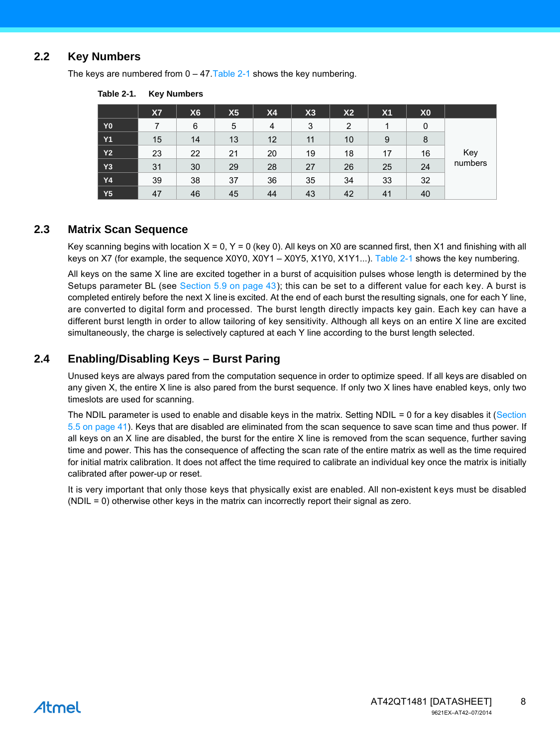## 2.2 Key Numbers

The keys are numbered from 0 – 47. Table 2-1 shows the key numbering.

**Table 2-1. Key Numbers**

| | X7 | X6 | X5 | X4 | X3 | X2 | X1 | X0 | |
|---|---|---|---|---|---|---|---|---|---|
| Y0 | 7 | 6 | 5 | 4 | 3 | 2 | 1 | 0 | Key numbers |
| Y1 | 15 | 14 | 13 | 12 | 11 | 10 | 9 | 8 | |
| Y2 | 23 | 22 | 21 | 20 | 19 | 18 | 17 | 16 | |
| Y3 | 31 | 30 | 29 | 28 | 27 | 26 | 25 | 24 | |
| Y4 | 39 | 38 | 37 | 36 | 35 | 34 | 33 | 32 | |
| Y5 | 47 | 46 | 45 | 44 | 43 | 42 | 41 | 40 | |

## 2.3 Matrix Scan Sequence

Key scanning begins with location X = 0, Y = 0 (key 0). All keys on X0 are scanned first, then X1 and finishing with all keys on X7 (for example, the sequence X0Y0, X0Y1 – X0Y5, X1Y0, X1Y1...). Table 2-1 shows the key numbering.

All keys on the same X line are excited together in a burst of acquisition pulses whose length is determined by the Setups parameter BL (see Section 5.9 on page 43); this can be set to a different value for each key. A burst is completed entirely before the next X line is excited. At the end of each burst the resulting signals, one for each Y line, are converted to digital form and processed. The burst length directly impacts key gain. Each key can have a different burst length in order to allow tailoring of key sensitivity. Although all keys on an entire X line are excited simultaneously, the charge is selectively captured at each Y line according to the burst length selected.

## 2.4 Enabling/Disabling Keys – Burst Paring

Unused keys are always pared from the computation sequence in order to optimize speed. If all keys are disabled on any given X, the entire X line is also pared from the burst sequence. If only two X lines have enabled keys, only two timeslots are used for scanning.

The NDIL parameter is used to enable and disable keys in the matrix. Setting NDIL = 0 for a key disables it (Section 5.5 on page 41). Keys that are disabled are eliminated from the scan sequence to save scan time and thus power. If all keys on an X line are disabled, the burst for the entire X line is removed from the scan sequence, further saving time and power. This has the consequence of affecting the scan rate of the entire matrix as well as the time required for initial matrix calibration. It does not affect the time required to calibrate an individual key once the matrix is initially calibrated after power-up or reset.

It is very important that only those keys that physically exist are enabled. All non-existent keys must be disabled (NDIL = 0) otherwise other keys in the matrix can incorrectly report their signal as zero.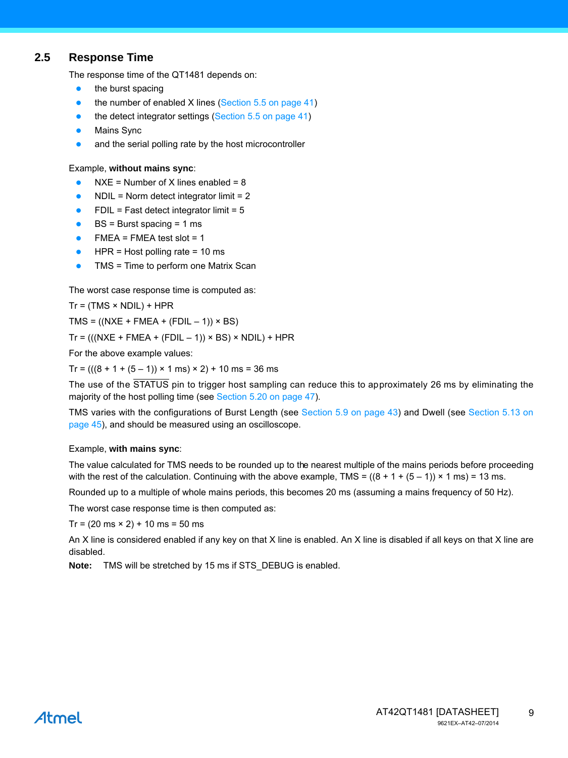## 2.5 Response Time

The response time of the QT1481 depends on:

- the burst spacing
- the number of enabled X lines (Section 5.5 on page 41)
- the detect integrator settings (Section 5.5 on page 41)
- Mains Sync
- and the serial polling rate by the host microcontroller

Example, **without mains sync**:

- NXE = Number of X lines enabled = 8
- NDIL = Norm detect integrator limit = 2
- FDIL = Fast detect integrator limit = 5
- BS = Burst spacing = 1 ms
- FMEA = FMEA test slot = 1
- HPR = Host polling rate = 10 ms
- TMS = Time to perform one Matrix Scan

The worst case response time is computed as:

Tr = (TMS × NDIL) + HPR

TMS = ((NXE + FMEA + (FDIL – 1)) × BS)

Tr = (((NXE + FMEA + (FDIL – 1)) × BS) × NDIL) + HPR

For the above example values:

Tr = (((8 + 1 + (5 – 1)) × 1 ms) × 2) + 10 ms = 36 ms

The use of the $\overline{\text{STATUS}}$ pin to trigger host sampling can reduce this to approximately 26 ms by eliminating the majority of the host polling time (see Section 5.20 on page 47).

TMS varies with the configurations of Burst Length (see Section 5.9 on page 43) and Dwell (see Section 5.13 on page 45), and should be measured using an oscilloscope.

Example, **with mains sync**:

The value calculated for TMS needs to be rounded up to the nearest multiple of the mains periods before proceeding with the rest of the calculation. Continuing with the above example, TMS = ((8 + 1 + (5 – 1)) × 1 ms) = 13 ms.

Rounded up to a multiple of whole mains periods, this becomes 20 ms (assuming a mains frequency of 50 Hz).

The worst case response time is then computed as:

Tr = (20 ms × 2) + 10 ms = 50 ms

An X line is considered enabled if any key on that X line is enabled. An X line is disabled if all keys on that X line are disabled.

**Note:** TMS will be stretched by 15 ms if STS_DEBUG is enabled.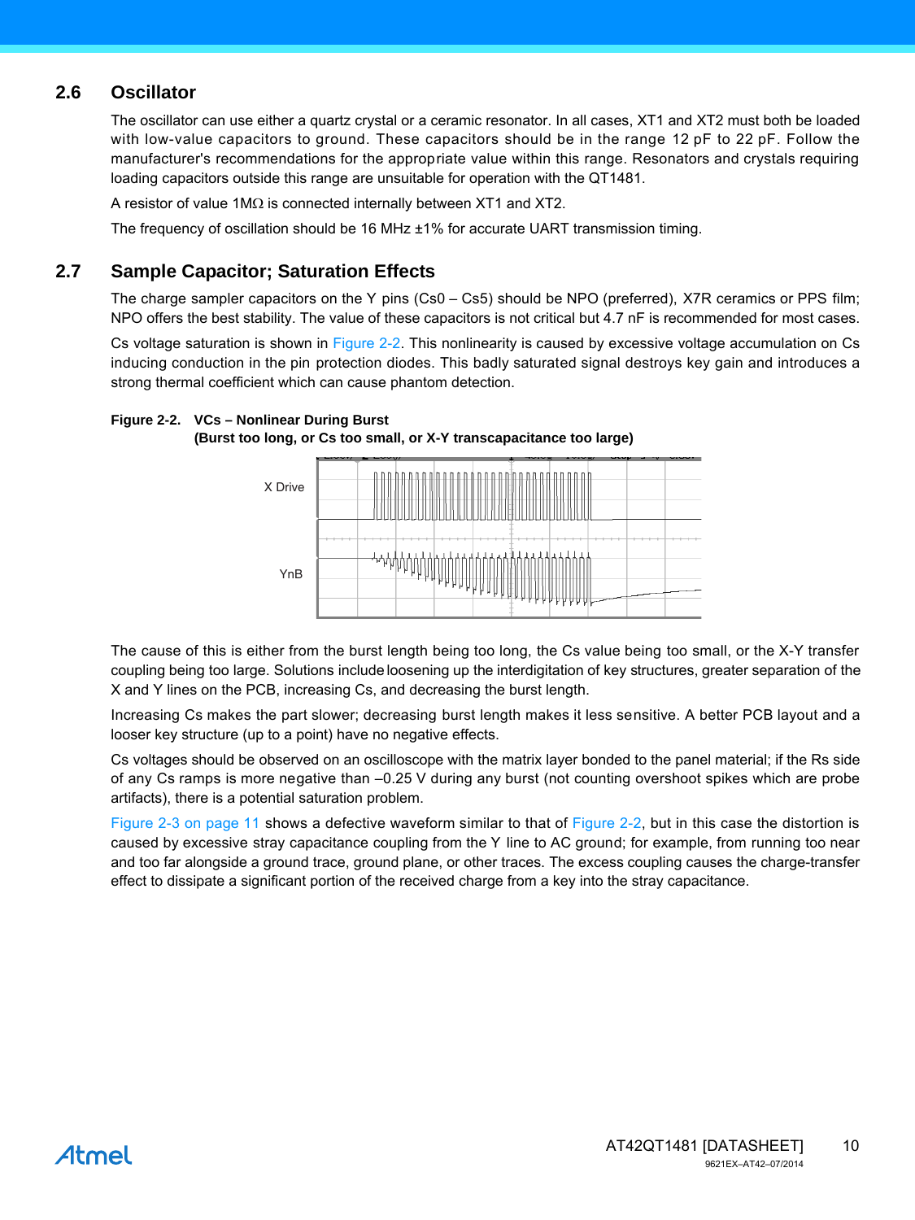## 2.6 Oscillator

The oscillator can use either a quartz crystal or a ceramic resonator. In all cases, XT1 and XT2 must both be loaded with low-value capacitors to ground. These capacitors should be in the range 12 pF to 22 pF. Follow the manufacturer's recommendations for the appropriate value within this range. Resonators and crystals requiring loading capacitors outside this range are unsuitable for operation with the QT1481.

A resistor of value 1MΩ is connected internally between XT1 and XT2.

The frequency of oscillation should be 16 MHz ±1% for accurate UART transmission timing.

## 2.7 Sample Capacitor; Saturation Effects

The charge sampler capacitors on the Y pins (Cs0 – Cs5) should be NPO (preferred), X7R ceramics or PPS film; NPO offers the best stability. The value of these capacitors is not critical but 4.7 nF is recommended for most cases.

Cs voltage saturation is shown in Figure 2-2. This nonlinearity is caused by excessive voltage accumulation on Cs inducing conduction in the pin protection diodes. This badly saturated signal destroys key gain and introduces a strong thermal coefficient which can cause phantom detection.

**Figure 2-2. VCs – Nonlinear During Burst (Burst too long, or Cs too small, or X-Y transcapacitance too large)**

X Drive

YnB

The cause of this is either from the burst length being too long, the Cs value being too small, or the X-Y transfer coupling being too large. Solutions include loosening up the interdigitation of key structures, greater separation of the X and Y lines on the PCB, increasing Cs, and decreasing the burst length.

Increasing Cs makes the part slower; decreasing burst length makes it less sensitive. A better PCB layout and a looser key structure (up to a point) have no negative effects.

Cs voltages should be observed on an oscilloscope with the matrix layer bonded to the panel material; if the Rs side of any Cs ramps is more negative than –0.25 V during any burst (not counting overshoot spikes which are probe artifacts), there is a potential saturation problem.

Figure 2-3 on page 11 shows a defective waveform similar to that of Figure 2-2, but in this case the distortion is caused by excessive stray capacitance coupling from the Y line to AC ground; for example, from running too near and too far alongside a ground trace, ground plane, or other traces. The excess coupling causes the charge-transfer effect to dissipate a significant portion of the received charge from a key into the stray capacitance.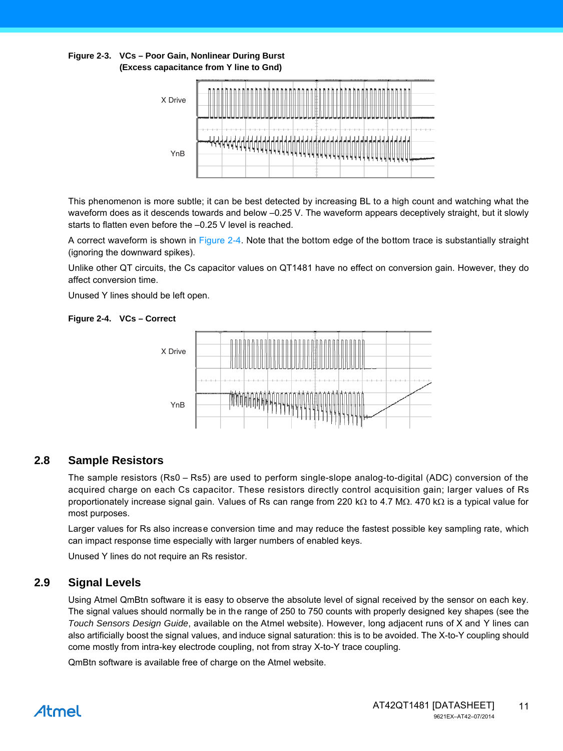**Figure 2-3. VCs – Poor Gain, Nonlinear During Burst (Excess capacitance from Y line to Gnd)**

X Drive

YnB

This phenomenon is more subtle; it can be best detected by increasing BL to a high count and watching what the waveform does as it descends towards and below –0.25 V. The waveform appears deceptively straight, but it slowly starts to flatten even before the –0.25 V level is reached.

A correct waveform is shown in Figure 2-4. Note that the bottom edge of the bottom trace is substantially straight (ignoring the downward spikes).

Unlike other QT circuits, the Cs capacitor values on QT1481 have no effect on conversion gain. However, they do affect conversion time.

Unused Y lines should be left open.

**Figure 2-4. VCs – Correct**

X Drive

YnB

## 2.8 Sample Resistors

The sample resistors (Rs0 – Rs5) are used to perform single-slope analog-to-digital (ADC) conversion of the acquired charge on each Cs capacitor. These resistors directly control acquisition gain; larger values of Rs proportionately increase signal gain. Values of Rs can range from 220 kΩ to 4.7 MΩ. 470 kΩ is a typical value for most purposes.

Larger values for Rs also increase conversion time and may reduce the fastest possible key sampling rate, which can impact response time especially with larger numbers of enabled keys.

Unused Y lines do not require an Rs resistor.

## 2.9 Signal Levels

Using Atmel QmBtn software it is easy to observe the absolute level of signal received by the sensor on each key. The signal values should normally be in the range of 250 to 750 counts with properly designed key shapes (see the *Touch Sensors Design Guide*, available on the Atmel website). However, long adjacent runs of X and Y lines can also artificially boost the signal values, and induce signal saturation: this is to be avoided. The X-to-Y coupling should come mostly from intra-key electrode coupling, not from stray X-to-Y trace coupling.

QmBtn software is available free of charge on the Atmel website.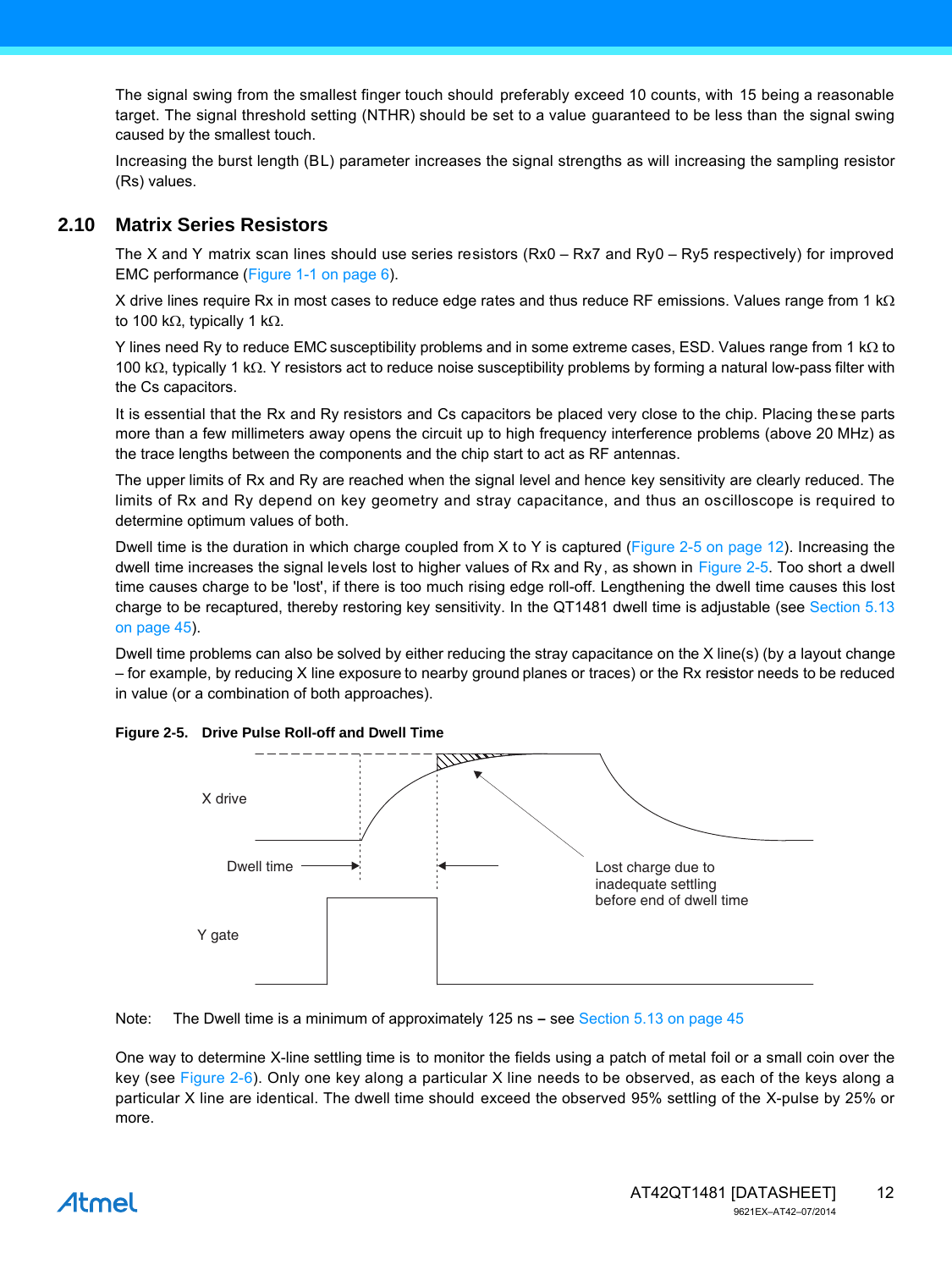The signal swing from the smallest finger touch should preferably exceed 10 counts, with 15 being a reasonable target. The signal threshold setting (NTHR) should be set to a value guaranteed to be less than the signal swing caused by the smallest touch.

Increasing the burst length (BL) parameter increases the signal strengths as will increasing the sampling resistor (Rs) values.

## 2.10 Matrix Series Resistors

The X and Y matrix scan lines should use series resistors (Rx0 – Rx7 and Ry0 – Ry5 respectively) for improved EMC performance (Figure 1-1 on page 6).

X drive lines require Rx in most cases to reduce edge rates and thus reduce RF emissions. Values range from 1 kΩ to 100 kΩ, typically 1 kΩ.

Y lines need Ry to reduce EMC susceptibility problems and in some extreme cases, ESD. Values range from 1 kΩ to 100 kΩ, typically 1 kΩ. Y resistors act to reduce noise susceptibility problems by forming a natural low-pass filter with the Cs capacitors.

It is essential that the Rx and Ry resistors and Cs capacitors be placed very close to the chip. Placing these parts more than a few millimeters away opens the circuit up to high frequency interference problems (above 20 MHz) as the trace lengths between the components and the chip start to act as RF antennas.

The upper limits of Rx and Ry are reached when the signal level and hence key sensitivity are clearly reduced. The limits of Rx and Ry depend on key geometry and stray capacitance, and thus an oscilloscope is required to determine optimum values of both.

Dwell time is the duration in which charge coupled from X to Y is captured (Figure 2-5 on page 12). Increasing the dwell time increases the signal levels lost to higher values of Rx and Ry, as shown in Figure 2-5. Too short a dwell time causes charge to be 'lost', if there is too much rising edge roll-off. Lengthening the dwell time causes this lost charge to be recaptured, thereby restoring key sensitivity. In the QT1481 dwell time is adjustable (see Section 5.13 on page 45).

Dwell time problems can also be solved by either reducing the stray capacitance on the X line(s) (by a layout change – for example, by reducing X line exposure to nearby ground planes or traces) or the Rx resistor needs to be reduced in value (or a combination of both approaches).

**Figure 2-5. Drive Pulse Roll-off and Dwell Time**

Note: The Dwell time is a minimum of approximately 125 ns – see Section 5.13 on page 45

One way to determine X-line settling time is to monitor the fields using a patch of metal foil or a small coin over the key (see Figure 2-6). Only one key along a particular X line needs to be observed, as each of the keys along a particular X line are identical. The dwell time should exceed the observed 95% settling of the X-pulse by 25% or more.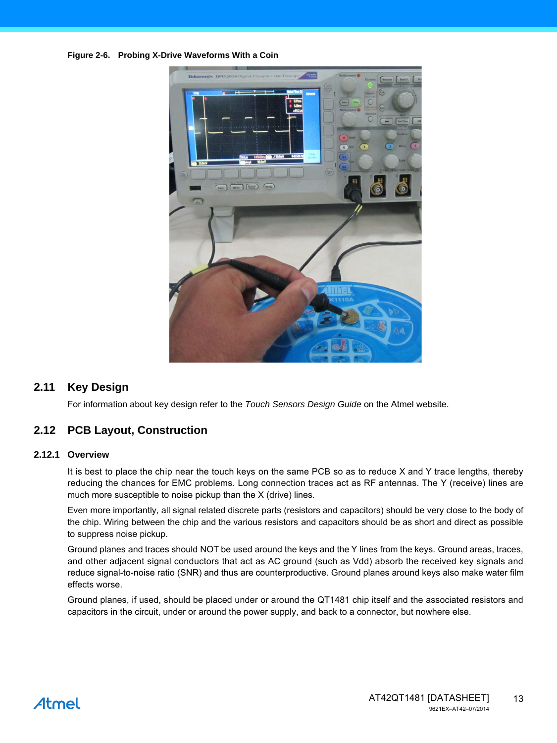**Figure 2-6. Probing X-Drive Waveforms With a Coin**

## 2.11 Key Design

For information about key design refer to the *Touch Sensors Design Guide* on the Atmel website.

## 2.12 PCB Layout, Construction

### 2.12.1 Overview

It is best to place the chip near the touch keys on the same PCB so as to reduce X and Y trace lengths, thereby reducing the chances for EMC problems. Long connection traces act as RF antennas. The Y (receive) lines are much more susceptible to noise pickup than the X (drive) lines.

Even more importantly, all signal related discrete parts (resistors and capacitors) should be very close to the body of the chip. Wiring between the chip and the various resistors and capacitors should be as short and direct as possible to suppress noise pickup.

Ground planes and traces should NOT be used around the keys and the Y lines from the keys. Ground areas, traces, and other adjacent signal conductors that act as AC ground (such as Vdd) absorb the received key signals and reduce signal-to-noise ratio (SNR) and thus are counterproductive. Ground planes around keys also make water film effects worse.

Ground planes, if used, should be placed under or around the QT1481 chip itself and the associated resistors and capacitors in the circuit, under or around the power supply, and back to a connector, but nowhere else.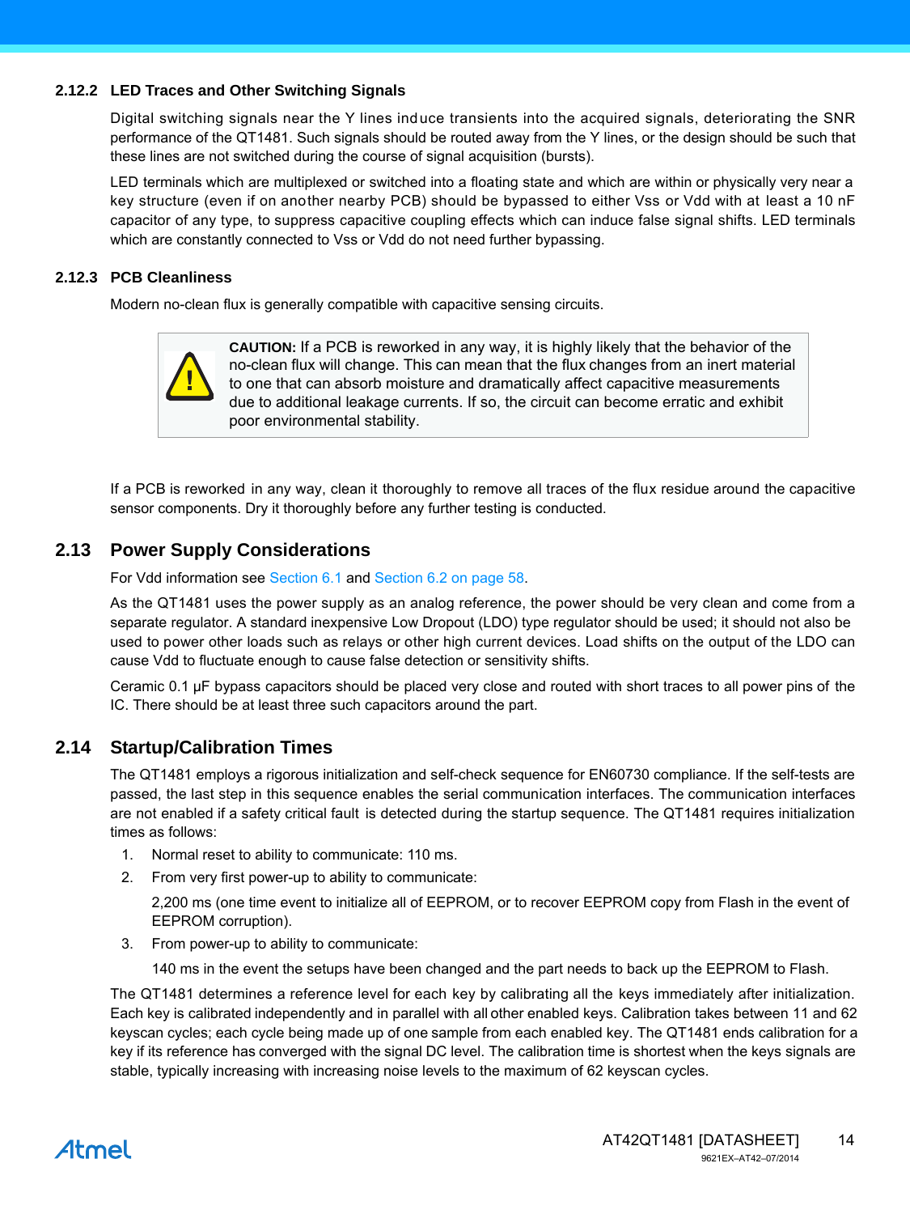### 2.12.2 LED Traces and Other Switching Signals

Digital switching signals near the Y lines induce transients into the acquired signals, deteriorating the SNR performance of the QT1481. Such signals should be routed away from the Y lines, or the design should be such that these lines are not switched during the course of signal acquisition (bursts).

LED terminals which are multiplexed or switched into a floating state and which are within or physically very near a key structure (even if on another nearby PCB) should be bypassed to either Vss or Vdd with at least a 10 nF capacitor of any type, to suppress capacitive coupling effects which can induce false signal shifts. LED terminals which are constantly connected to Vss or Vdd do not need further bypassing.

### 2.12.3 PCB Cleanliness

Modern no-clean flux is generally compatible with capacitive sensing circuits.

> **CAUTION:** If a PCB is reworked in any way, it is highly likely that the behavior of the no-clean flux will change. This can mean that the flux changes from an inert material to one that can absorb moisture and dramatically affect capacitive measurements due to additional leakage currents. If so, the circuit can become erratic and exhibit poor environmental stability.

If a PCB is reworked in any way, clean it thoroughly to remove all traces of the flux residue around the capacitive sensor components. Dry it thoroughly before any further testing is conducted.

## 2.13 Power Supply Considerations

For Vdd information see Section 6.1 and Section 6.2 on page 58.

As the QT1481 uses the power supply as an analog reference, the power should be very clean and come from a separate regulator. A standard inexpensive Low Dropout (LDO) type regulator should be used; it should not also be used to power other loads such as relays or other high current devices. Load shifts on the output of the LDO can cause Vdd to fluctuate enough to cause false detection or sensitivity shifts.

Ceramic 0.1 µF bypass capacitors should be placed very close and routed with short traces to all power pins of the IC. There should be at least three such capacitors around the part.

## 2.14 Startup/Calibration Times

The QT1481 employs a rigorous initialization and self-check sequence for EN60730 compliance. If the self-tests are passed, the last step in this sequence enables the serial communication interfaces. The communication interfaces are not enabled if a safety critical fault is detected during the startup sequence. The QT1481 requires initialization times as follows:

1. Normal reset to ability to communicate: 110 ms.
2. From very first power-up to ability to communicate:

   2,200 ms (one time event to initialize all of EEPROM, or to recover EEPROM copy from Flash in the event of EEPROM corruption).
3. From power-up to ability to communicate:

   140 ms in the event the setups have been changed and the part needs to back up the EEPROM to Flash.

The QT1481 determines a reference level for each key by calibrating all the keys immediately after initialization. Each key is calibrated independently and in parallel with all other enabled keys. Calibration takes between 11 and 62 keyscan cycles; each cycle being made up of one sample from each enabled key. The QT1481 ends calibration for a key if its reference has converged with the signal DC level. The calibration time is shortest when the keys signals are stable, typically increasing with increasing noise levels to the maximum of 62 keyscan cycles.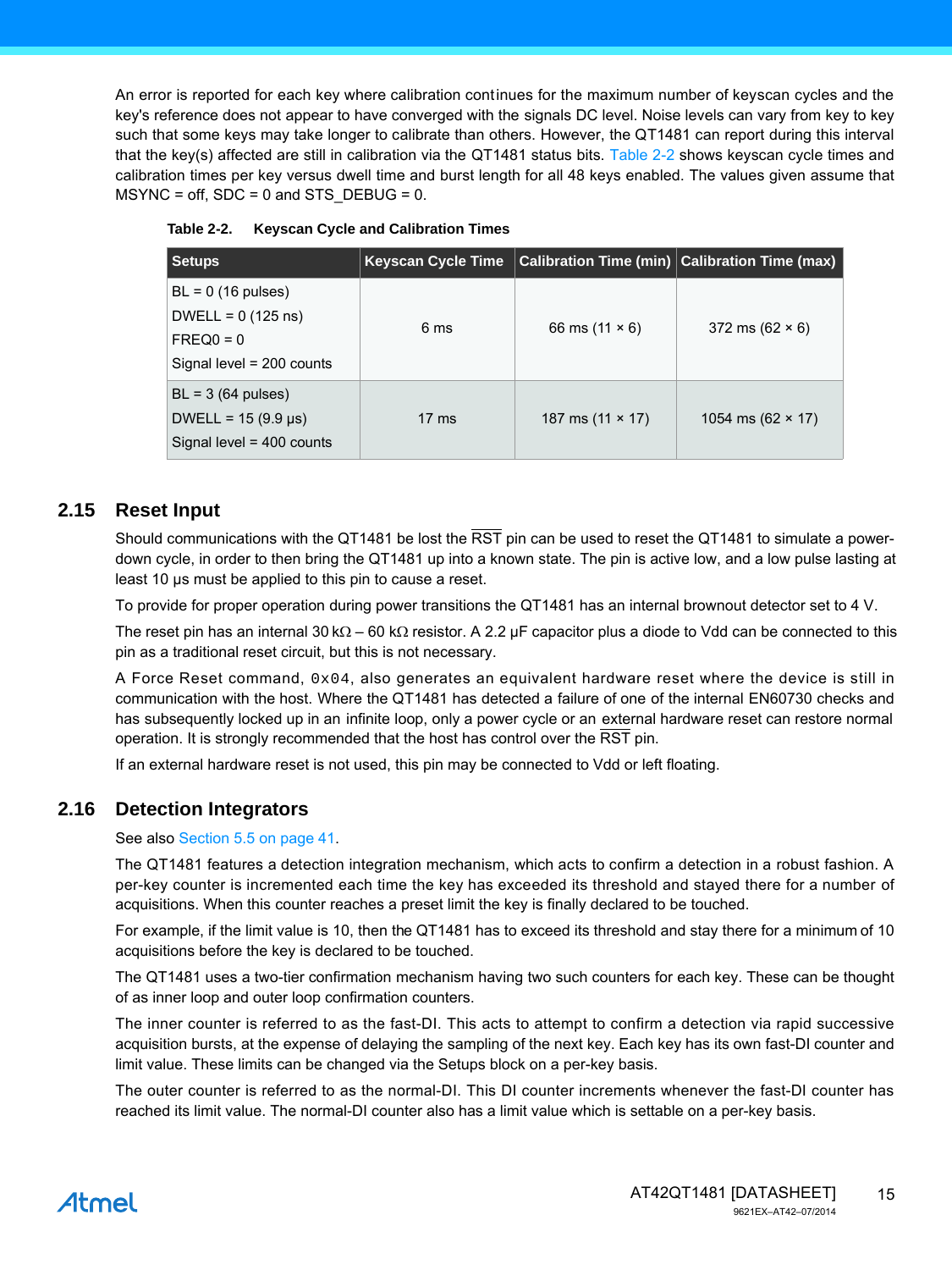An error is reported for each key where calibration continues for the maximum number of keyscan cycles and the key's reference does not appear to have converged with the signals DC level. Noise levels can vary from key to key such that some keys may take longer to calibrate than others. However, the QT1481 can report during this interval that the key(s) affected are still in calibration via the QT1481 status bits. Table 2-2 shows keyscan cycle times and calibration times per key versus dwell time and burst length for all 48 keys enabled. The values given assume that MSYNC = off, SDC = 0 and STS_DEBUG = 0.

**Table 2-2. Keyscan Cycle and Calibration Times**

| Setups | Keyscan Cycle Time | Calibration Time (min) | Calibration Time (max) |
|---|---|---|---|
| BL = 0 (16 pulses)<br>DWELL = 0 (125 ns)<br>FREQ0 = 0<br>Signal level = 200 counts | 6 ms | 66 ms (11 × 6) | 372 ms (62 × 6) |
| BL = 3 (64 pulses)<br>DWELL = 15 (9.9 µs)<br>Signal level = 400 counts | 17 ms | 187 ms (11 × 17) | 1054 ms (62 × 17) |

## 2.15 Reset Input

Should communications with the QT1481 be lost the RST pin can be used to reset the QT1481 to simulate a power-down cycle, in order to then bring the QT1481 up into a known state. The pin is active low, and a low pulse lasting at least 10 µs must be applied to this pin to cause a reset.

To provide for proper operation during power transitions the QT1481 has an internal brownout detector set to 4 V.

The reset pin has an internal 30 kΩ – 60 kΩ resistor. A 2.2 µF capacitor plus a diode to Vdd can be connected to this pin as a traditional reset circuit, but this is not necessary.

A Force Reset command, `0x04`, also generates an equivalent hardware reset where the device is still in communication with the host. Where the QT1481 has detected a failure of one of the internal EN60730 checks and has subsequently locked up in an infinite loop, only a power cycle or an external hardware reset can restore normal operation. It is strongly recommended that the host has control over the RST pin.

If an external hardware reset is not used, this pin may be connected to Vdd or left floating.

## 2.16 Detection Integrators

See also Section 5.5 on page 41.

The QT1481 features a detection integration mechanism, which acts to confirm a detection in a robust fashion. A per-key counter is incremented each time the key has exceeded its threshold and stayed there for a number of acquisitions. When this counter reaches a preset limit the key is finally declared to be touched.

For example, if the limit value is 10, then the QT1481 has to exceed its threshold and stay there for a minimum of 10 acquisitions before the key is declared to be touched.

The QT1481 uses a two-tier confirmation mechanism having two such counters for each key. These can be thought of as inner loop and outer loop confirmation counters.

The inner counter is referred to as the fast-DI. This acts to attempt to confirm a detection via rapid successive acquisition bursts, at the expense of delaying the sampling of the next key. Each key has its own fast-DI counter and limit value. These limits can be changed via the Setups block on a per-key basis.

The outer counter is referred to as the normal-DI. This DI counter increments whenever the fast-DI counter has reached its limit value. The normal-DI counter also has a limit value which is settable on a per-key basis.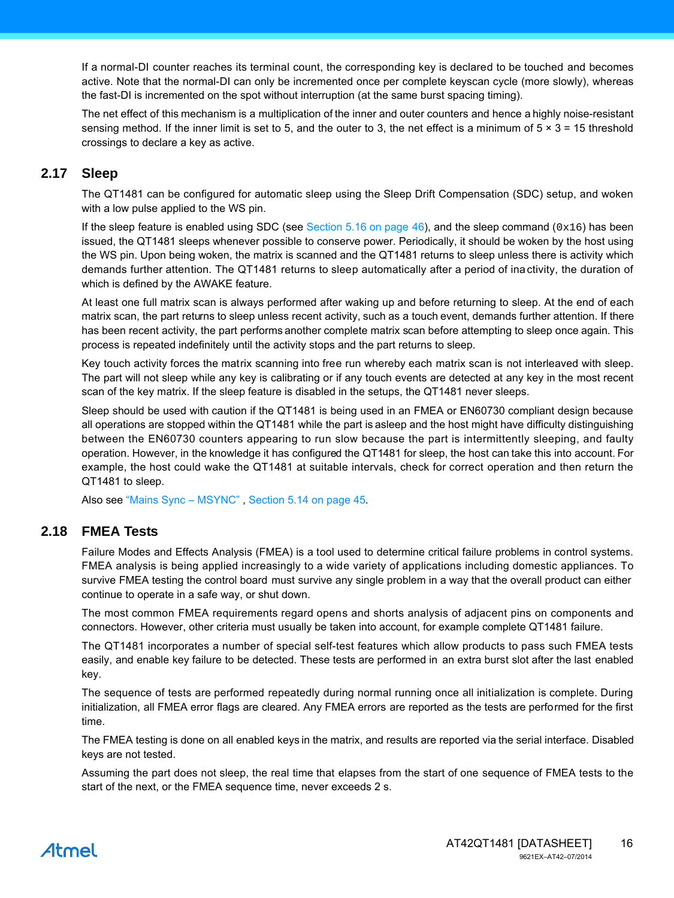If a normal-DI counter reaches its terminal count, the corresponding key is declared to be touched and becomes active. Note that the normal-DI can only be incremented once per complete keyscan cycle (more slowly), whereas the fast-DI is incremented on the spot without interruption (at the same burst spacing timing).

The net effect of this mechanism is a multiplication of the inner and outer counters and hence a highly noise-resistant sensing method. If the inner limit is set to 5, and the outer to 3, the net effect is a minimum of 5 × 3 = 15 threshold crossings to declare a key as active.

## 2.17 Sleep

The QT1481 can be configured for automatic sleep using the Sleep Drift Compensation (SDC) setup, and woken with a low pulse applied to the WS pin.

If the sleep feature is enabled using SDC (see Section 5.16 on page 46), and the sleep command (`0x16`) has been issued, the QT1481 sleeps whenever possible to conserve power. Periodically, it should be woken by the host using the WS pin. Upon being woken, the matrix is scanned and the QT1481 returns to sleep unless there is activity which demands further attention. The QT1481 returns to sleep automatically after a period of inactivity, the duration of which is defined by the AWAKE feature.

At least one full matrix scan is always performed after waking up and before returning to sleep. At the end of each matrix scan, the part returns to sleep unless recent activity, such as a touch event, demands further attention. If there has been recent activity, the part performs another complete matrix scan before attempting to sleep once again. This process is repeated indefinitely until the activity stops and the part returns to sleep.

Key touch activity forces the matrix scanning into free run whereby each matrix scan is not interleaved with sleep. The part will not sleep while any key is calibrating or if any touch events are detected at any key in the most recent scan of the key matrix. If the sleep feature is disabled in the setups, the QT1481 never sleeps.

Sleep should be used with caution if the QT1481 is being used in an FMEA or EN60730 compliant design because all operations are stopped within the QT1481 while the part is asleep and the host might have difficulty distinguishing between the EN60730 counters appearing to run slow because the part is intermittently sleeping, and faulty operation. However, in the knowledge it has configured the QT1481 for sleep, the host can take this into account. For example, the host could wake the QT1481 at suitable intervals, check for correct operation and then return the QT1481 to sleep.

Also see "Mains Sync – MSYNC" , Section 5.14 on page 45.

## 2.18 FMEA Tests

Failure Modes and Effects Analysis (FMEA) is a tool used to determine critical failure problems in control systems. FMEA analysis is being applied increasingly to a wide variety of applications including domestic appliances. To survive FMEA testing the control board must survive any single problem in a way that the overall product can either continue to operate in a safe way, or shut down.

The most common FMEA requirements regard opens and shorts analysis of adjacent pins on components and connectors. However, other criteria must usually be taken into account, for example complete QT1481 failure.

The QT1481 incorporates a number of special self-test features which allow products to pass such FMEA tests easily, and enable key failure to be detected. These tests are performed in an extra burst slot after the last enabled key.

The sequence of tests are performed repeatedly during normal running once all initialization is complete. During initialization, all FMEA error flags are cleared. Any FMEA errors are reported as the tests are performed for the first time.

The FMEA testing is done on all enabled keys in the matrix, and results are reported via the serial interface. Disabled keys are not tested.

Assuming the part does not sleep, the real time that elapses from the start of one sequence of FMEA tests to the start of the next, or the FMEA sequence time, never exceeds 2 s.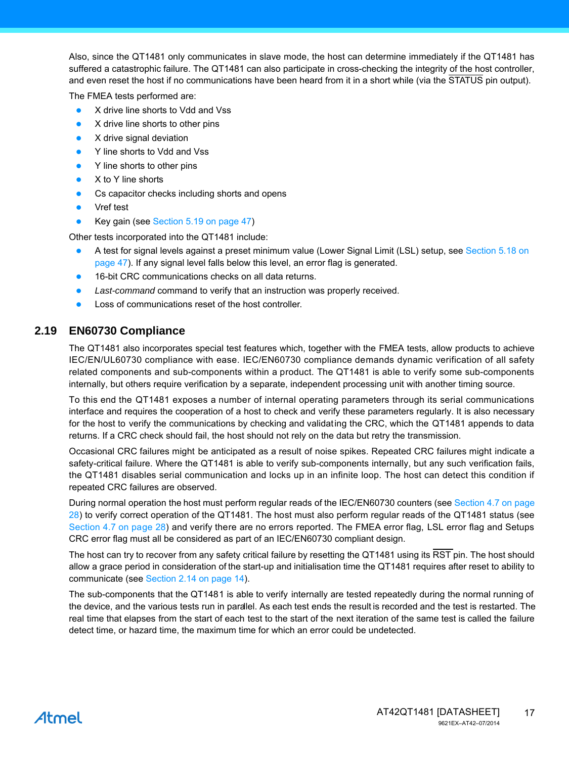Also, since the QT1481 only communicates in slave mode, the host can determine immediately if the QT1481 has suffered a catastrophic failure. The QT1481 can also participate in cross-checking the integrity of the host controller, and even reset the host if no communications have been heard from it in a short while (via the STATUS pin output).

The FMEA tests performed are:

- X drive line shorts to Vdd and Vss
- X drive line shorts to other pins
- X drive signal deviation
- Y line shorts to Vdd and Vss
- Y line shorts to other pins
- X to Y line shorts
- Cs capacitor checks including shorts and opens
- Vref test
- Key gain (see Section 5.19 on page 47)

Other tests incorporated into the QT1481 include:

- A test for signal levels against a preset minimum value (Lower Signal Limit (LSL) setup, see Section 5.18 on page 47). If any signal level falls below this level, an error flag is generated.
- 16-bit CRC communications checks on all data returns.
- *Last-command* command to verify that an instruction was properly received.
- Loss of communications reset of the host controller.

## 2.19 EN60730 Compliance

The QT1481 also incorporates special test features which, together with the FMEA tests, allow products to achieve IEC/EN/UL60730 compliance with ease. IEC/EN60730 compliance demands dynamic verification of all safety related components and sub-components within a product. The QT1481 is able to verify some sub-components internally, but others require verification by a separate, independent processing unit with another timing source.

To this end the QT1481 exposes a number of internal operating parameters through its serial communications interface and requires the cooperation of a host to check and verify these parameters regularly. It is also necessary for the host to verify the communications by checking and validating the CRC, which the QT1481 appends to data returns. If a CRC check should fail, the host should not rely on the data but retry the transmission.

Occasional CRC failures might be anticipated as a result of noise spikes. Repeated CRC failures might indicate a safety-critical failure. Where the QT1481 is able to verify sub-components internally, but any such verification fails, the QT1481 disables serial communication and locks up in an infinite loop. The host can detect this condition if repeated CRC failures are observed.

During normal operation the host must perform regular reads of the IEC/EN60730 counters (see Section 4.7 on page 28) to verify correct operation of the QT1481. The host must also perform regular reads of the QT1481 status (see Section 4.7 on page 28) and verify there are no errors reported. The FMEA error flag, LSL error flag and Setups CRC error flag must all be considered as part of an IEC/EN60730 compliant design.

The host can try to recover from any safety critical failure by resetting the QT1481 using its RST pin. The host should allow a grace period in consideration of the start-up and initialisation time the QT1481 requires after reset to ability to communicate (see Section 2.14 on page 14).

The sub-components that the QT1481 is able to verify internally are tested repeatedly during the normal running of the device, and the various tests run in parallel. As each test ends the result is recorded and the test is restarted. The real time that elapses from the start of each test to the start of the next iteration of the same test is called the failure detect time, or hazard time, the maximum time for which an error could be undetected.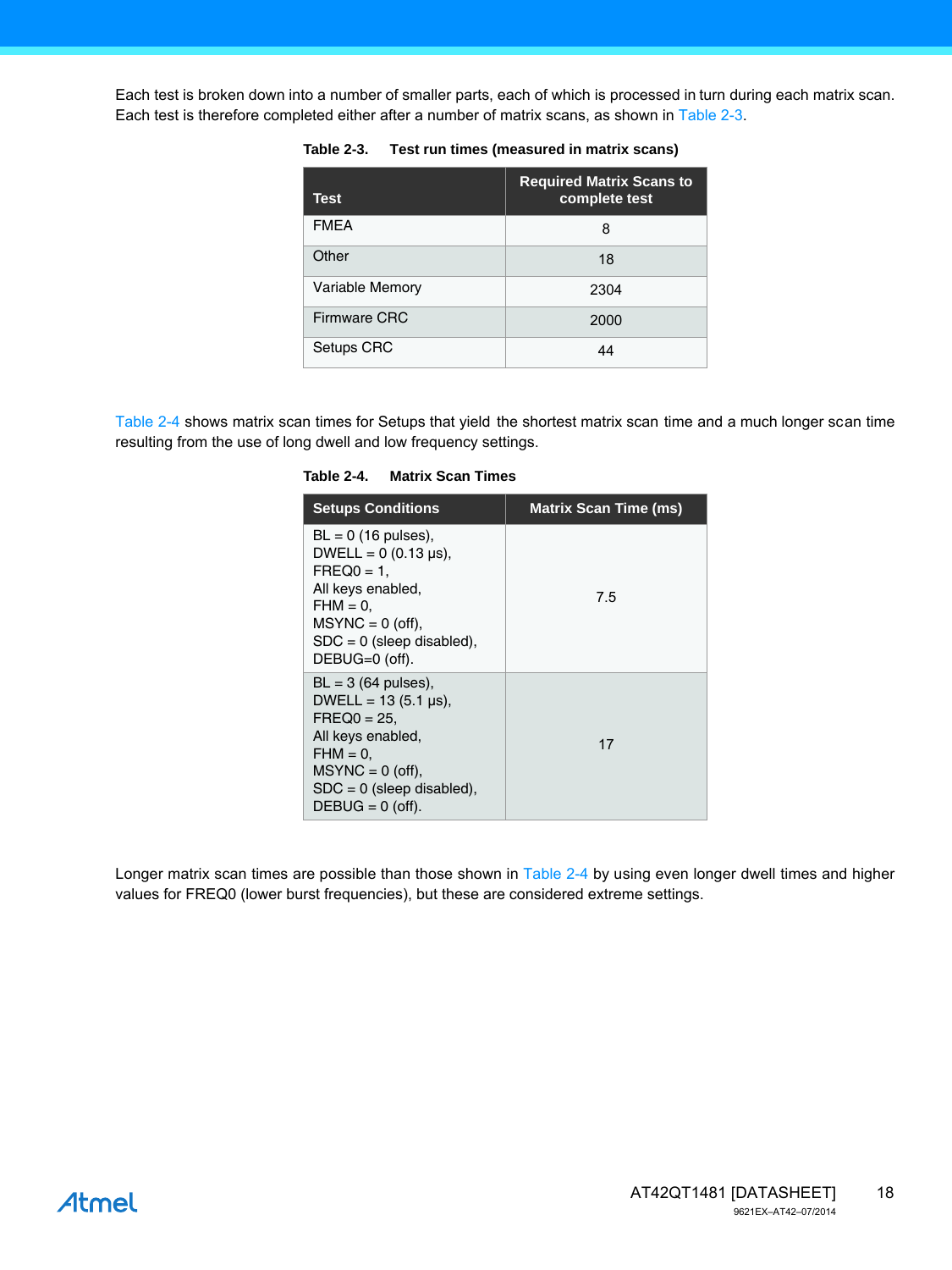Each test is broken down into a number of smaller parts, each of which is processed in turn during each matrix scan. Each test is therefore completed either after a number of matrix scans, as shown in Table 2-3.

**Table 2-3. Test run times (measured in matrix scans)**

| Test | Required Matrix Scans to complete test |
|---|---|
| FMEA | 8 |
| Other | 18 |
| Variable Memory | 2304 |
| Firmware CRC | 2000 |
| Setups CRC | 44 |

Table 2-4 shows matrix scan times for Setups that yield the shortest matrix scan time and a much longer scan time resulting from the use of long dwell and low frequency settings.

**Table 2-4. Matrix Scan Times**

| Setups Conditions | Matrix Scan Time (ms) |
|---|---|
| BL = 0 (16 pulses),<br>DWELL = 0 (0.13 µs),<br>FREQ0 = 1,<br>All keys enabled,<br>FHM = 0,<br>MSYNC = 0 (off),<br>SDC = 0 (sleep disabled),<br>DEBUG=0 (off). | 7.5 |
| BL = 3 (64 pulses),<br>DWELL = 13 (5.1 µs),<br>FREQ0 = 25,<br>All keys enabled,<br>FHM = 0,<br>MSYNC = 0 (off),<br>SDC = 0 (sleep disabled),<br>DEBUG = 0 (off). | 17 |

Longer matrix scan times are possible than those shown in Table 2-4 by using even longer dwell times and higher values for FREQ0 (lower burst frequencies), but these are considered extreme settings.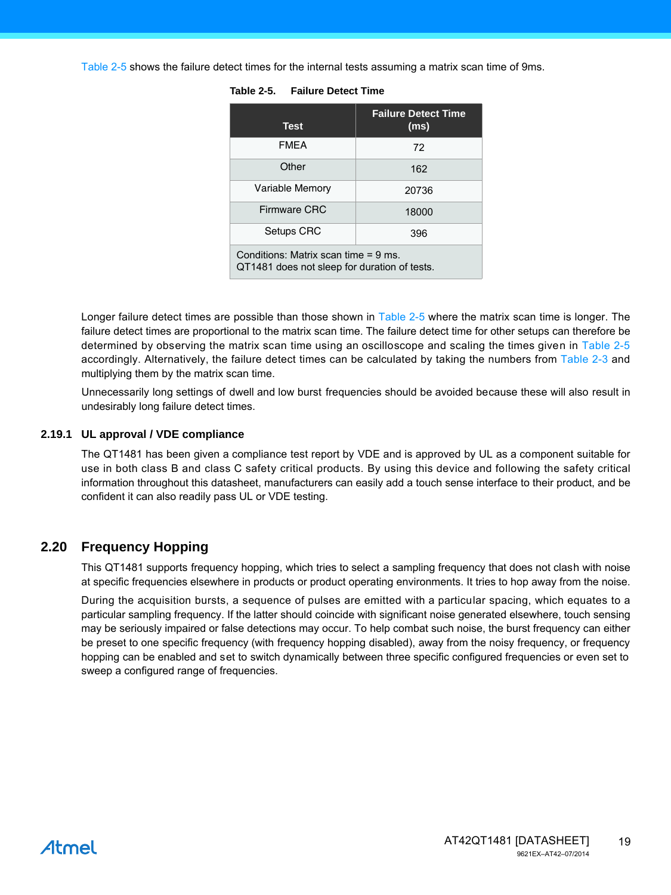Table 2-5 shows the failure detect times for the internal tests assuming a matrix scan time of 9ms.

**Table 2-5. Failure Detect Time**

| Test | Failure Detect Time (ms) |
|---|---|
| FMEA | 72 |
| Other | 162 |
| Variable Memory | 20736 |
| Firmware CRC | 18000 |
| Setups CRC | 396 |
| Conditions: Matrix scan time = 9 ms. QT1481 does not sleep for duration of tests. | |

Longer failure detect times are possible than those shown in Table 2-5 where the matrix scan time is longer. The failure detect times are proportional to the matrix scan time. The failure detect time for other setups can therefore be determined by observing the matrix scan time using an oscilloscope and scaling the times given in Table 2-5 accordingly. Alternatively, the failure detect times can be calculated by taking the numbers from Table 2-3 and multiplying them by the matrix scan time.

Unnecessarily long settings of dwell and low burst frequencies should be avoided because these will also result in undesirably long failure detect times.

### 2.19.1 UL approval / VDE compliance

The QT1481 has been given a compliance test report by VDE and is approved by UL as a component suitable for use in both class B and class C safety critical products. By using this device and following the safety critical information throughout this datasheet, manufacturers can easily add a touch sense interface to their product, and be confident it can also readily pass UL or VDE testing.

## 2.20 Frequency Hopping

This QT1481 supports frequency hopping, which tries to select a sampling frequency that does not clash with noise at specific frequencies elsewhere in products or product operating environments. It tries to hop away from the noise.

During the acquisition bursts, a sequence of pulses are emitted with a particular spacing, which equates to a particular sampling frequency. If the latter should coincide with significant noise generated elsewhere, touch sensing may be seriously impaired or false detections may occur. To help combat such noise, the burst frequency can either be preset to one specific frequency (with frequency hopping disabled), away from the noisy frequency, or frequency hopping can be enabled and set to switch dynamically between three specific configured frequencies or even set to sweep a configured range of frequencies.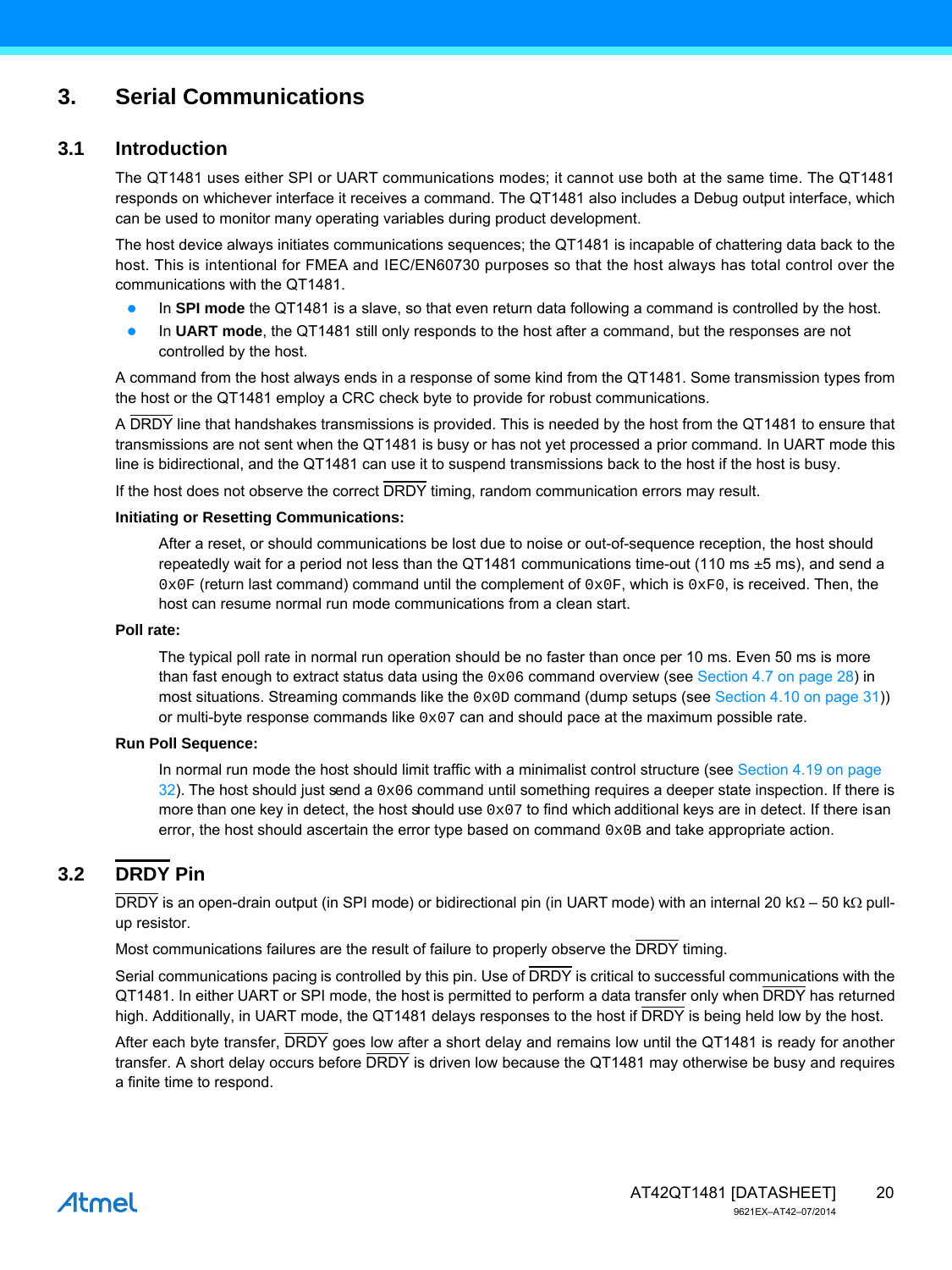# 3. Serial Communications

## 3.1 Introduction

The QT1481 uses either SPI or UART communications modes; it cannot use both at the same time. The QT1481 responds on whichever interface it receives a command. The QT1481 also includes a Debug output interface, which can be used to monitor many operating variables during product development.

The host device always initiates communications sequences; the QT1481 is incapable of chattering data back to the host. This is intentional for FMEA and IEC/EN60730 purposes so that the host always has total control over the communications with the QT1481.

- In **SPI mode** the QT1481 is a slave, so that even return data following a command is controlled by the host.
- In **UART mode**, the QT1481 still only responds to the host after a command, but the responses are not controlled by the host.

A command from the host always ends in a response of some kind from the QT1481. Some transmission types from the host or the QT1481 employ a CRC check byte to provide for robust communications.

A $\overline{\text{DRDY}}$ line that handshakes transmissions is provided. This is needed by the host from the QT1481 to ensure that transmissions are not sent when the QT1481 is busy or has not yet processed a prior command. In UART mode this line is bidirectional, and the QT1481 can use it to suspend transmissions back to the host if the host is busy.

If the host does not observe the correct $\overline{\text{DRDY}}$ timing, random communication errors may result.

**Initiating or Resetting Communications:**

After a reset, or should communications be lost due to noise or out-of-sequence reception, the host should repeatedly wait for a period not less than the QT1481 communications time-out (110 ms ±5 ms), and send a `0x0F` (return last command) command until the complement of `0x0F`, which is `0xF0`, is received. Then, the host can resume normal run mode communications from a clean start.

**Poll rate:**

The typical poll rate in normal run operation should be no faster than once per 10 ms. Even 50 ms is more than fast enough to extract status data using the `0x06` command overview (see Section 4.7 on page 28) in most situations. Streaming commands like the `0x0D` command (dump setups (see Section 4.10 on page 31)) or multi-byte response commands like `0x07` can and should pace at the maximum possible rate.

**Run Poll Sequence:**

In normal run mode the host should limit traffic with a minimalist control structure (see Section 4.19 on page 32). The host should just send a `0x06` command until something requires a deeper state inspection. If there is more than one key in detect, the host should use `0x07` to find which additional keys are in detect. If there is an error, the host should ascertain the error type based on command `0x0B` and take appropriate action.

## 3.2 $\overline{\text{DRDY}}$ Pin

$\overline{\text{DRDY}}$ is an open-drain output (in SPI mode) or bidirectional pin (in UART mode) with an internal 20 kΩ – 50 kΩ pull-up resistor.

Most communications failures are the result of failure to properly observe the $\overline{\text{DRDY}}$ timing.

Serial communications pacing is controlled by this pin. Use of $\overline{\text{DRDY}}$ is critical to successful communications with the QT1481. In either UART or SPI mode, the host is permitted to perform a data transfer only when $\overline{\text{DRDY}}$ has returned high. Additionally, in UART mode, the QT1481 delays responses to the host if $\overline{\text{DRDY}}$ is being held low by the host.

After each byte transfer, $\overline{\text{DRDY}}$ goes low after a short delay and remains low until the QT1481 is ready for another transfer. A short delay occurs before $\overline{\text{DRDY}}$ is driven low because the QT1481 may otherwise be busy and requires a finite time to respond.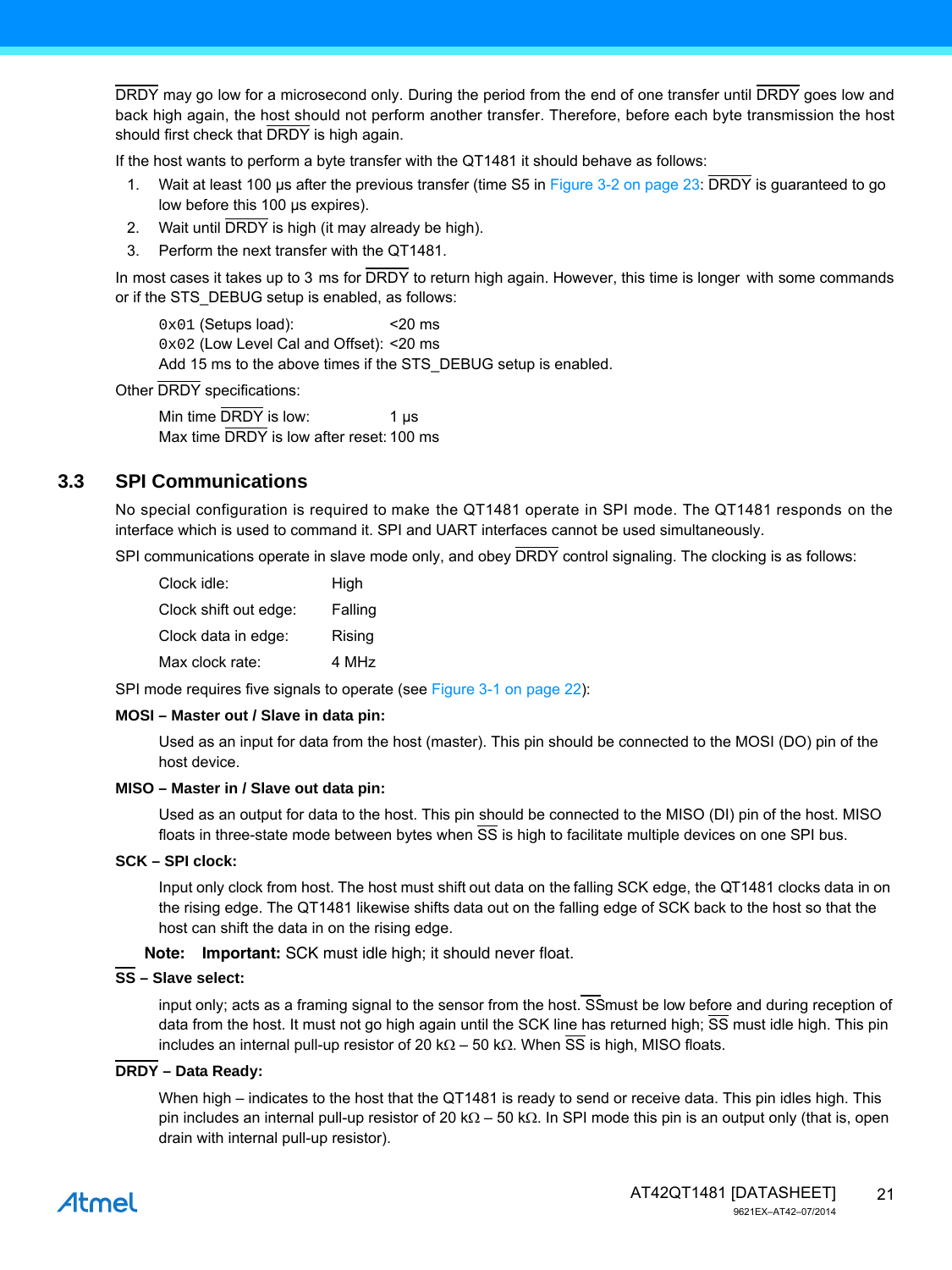DRDY may go low for a microsecond only. During the period from the end of one transfer until DRDY goes low and back high again, the host should not perform another transfer. Therefore, before each byte transmission the host should first check that DRDY is high again.

If the host wants to perform a byte transfer with the QT1481 it should behave as follows:

1. Wait at least 100 µs after the previous transfer (time S5 in Figure 3-2 on page 23: DRDY is guaranteed to go low before this 100 µs expires).
2. Wait until DRDY is high (it may already be high).
3. Perform the next transfer with the QT1481.

In most cases it takes up to 3 ms for DRDY to return high again. However, this time is longer with some commands or if the STS_DEBUG setup is enabled, as follows:

`0x01` (Setups load): <20 ms
`0x02` (Low Level Cal and Offset): <20 ms
Add 15 ms to the above times if the STS_DEBUG setup is enabled.

Other DRDY specifications:

Min time DRDY is low: 1 µs
Max time DRDY is low after reset: 100 ms

## 3.3 SPI Communications

No special configuration is required to make the QT1481 operate in SPI mode. The QT1481 responds on the interface which is used to command it. SPI and UART interfaces cannot be used simultaneously.

SPI communications operate in slave mode only, and obey DRDY control signaling. The clocking is as follows:

| | |
|---|---|
| Clock idle: | High |
| Clock shift out edge: | Falling |
| Clock data in edge: | Rising |
| Max clock rate: | 4 MHz |

SPI mode requires five signals to operate (see Figure 3-1 on page 22):

**MOSI – Master out / Slave in data pin:**

Used as an input for data from the host (master). This pin should be connected to the MOSI (DO) pin of the host device.

**MISO – Master in / Slave out data pin:**

Used as an output for data to the host. This pin should be connected to the MISO (DI) pin of the host. MISO floats in three-state mode between bytes when SS is high to facilitate multiple devices on one SPI bus.

**SCK – SPI clock:**

Input only clock from host. The host must shift out data on the falling SCK edge, the QT1481 clocks data in on the rising edge. The QT1481 likewise shifts data out on the falling edge of SCK back to the host so that the host can shift the data in on the rising edge.

**Note: Important:** SCK must idle high; it should never float.

**SS – Slave select:**

input only; acts as a framing signal to the sensor from the host. SSmust be low before and during reception of data from the host. It must not go high again until the SCK line has returned high; SS must idle high. This pin includes an internal pull-up resistor of 20 kΩ – 50 kΩ. When SS is high, MISO floats.

**DRDY – Data Ready:**

When high – indicates to the host that the QT1481 is ready to send or receive data. This pin idles high. This pin includes an internal pull-up resistor of 20 kΩ – 50 kΩ. In SPI mode this pin is an output only (that is, open drain with internal pull-up resistor).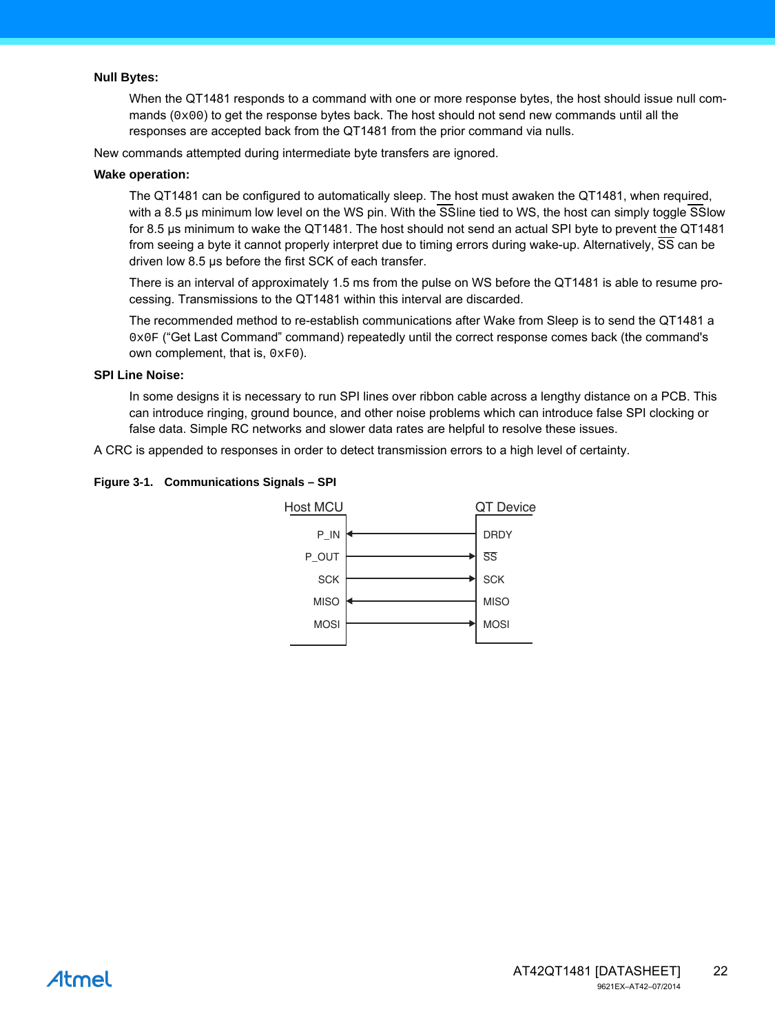**Null Bytes:**

When the QT1481 responds to a command with one or more response bytes, the host should issue null commands (`0x00`) to get the response bytes back. The host should not send new commands until all the responses are accepted back from the QT1481 from the prior command via nulls.

New commands attempted during intermediate byte transfers are ignored.

**Wake operation:**

The QT1481 can be configured to automatically sleep. The host must awaken the QT1481, when required, with a 8.5 µs minimum low level on the WS pin. With the $\overline{SS}$ line tied to WS, the host can simply toggle $\overline{SS}$ low for 8.5 µs minimum to wake the QT1481. The host should not send an actual SPI byte to prevent the QT1481 from seeing a byte it cannot properly interpret due to timing errors during wake-up. Alternatively, $\overline{SS}$ can be driven low 8.5 µs before the first SCK of each transfer.

There is an interval of approximately 1.5 ms from the pulse on WS before the QT1481 is able to resume processing. Transmissions to the QT1481 within this interval are discarded.

The recommended method to re-establish communications after Wake from Sleep is to send the QT1481 a `0x0F` ("Get Last Command" command) repeatedly until the correct response comes back (the command's own complement, that is, `0xF0`).

**SPI Line Noise:**

In some designs it is necessary to run SPI lines over ribbon cable across a lengthy distance on a PCB. This can introduce ringing, ground bounce, and other noise problems which can introduce false SPI clocking or false data. Simple RC networks and slower data rates are helpful to resolve these issues.

A CRC is appended to responses in order to detect transmission errors to a high level of certainty.

**Figure 3-1. Communications Signals – SPI**

Host MCU
QT Device
P_IN ← DRDY
P_OUT → $\overline{SS}$
SCK → SCK
MISO ← MISO
MOSI → MOSI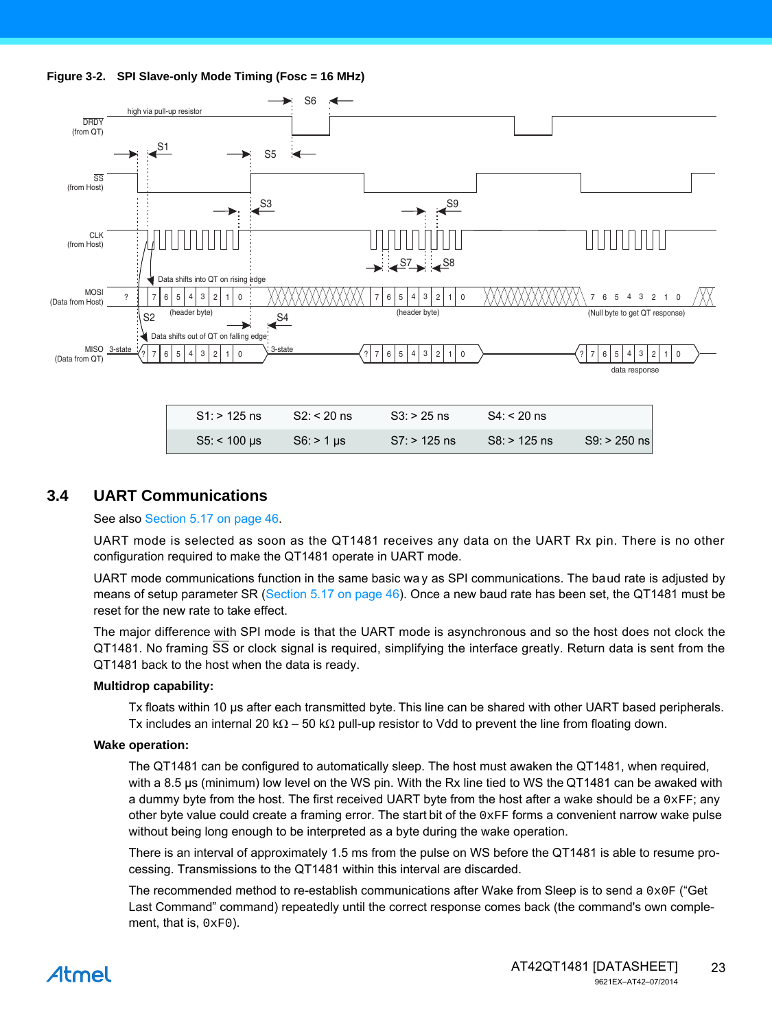**Figure 3-2. SPI Slave-only Mode Timing (Fosc = 16 MHz)**

DRDY (from QT)
high via pull-up resistor
S6
S1
S5
SS (from Host)
S3
S9
CLK (from Host)
S7
S8
Data shifts into QT on rising edge
MOSI (Data from Host)
? 7 6 5 4 3 2 1 0
(header byte)
7 6 5 4 3 2 1 0
(header byte)
7 6 5 4 3 2 1 0
(Null byte to get QT response)
S2
S4
Data shifts out of QT on falling edge
MISO (Data from QT)
3-state
? 7 6 5 4 3 2 1 0
3-state
? 7 6 5 4 3 2 1 0
? 7 6 5 4 3 2 1 0
data response

| | | | | |
|---|---|---|---|---|
| S1: > 125 ns | S2: < 20 ns | S3: > 25 ns | S4: < 20 ns | |
| S5: < 100 µs | S6: > 1 µs | S7: > 125 ns | S8: > 125 ns | S9: > 250 ns |

## 3.4 UART Communications

See also Section 5.17 on page 46.

UART mode is selected as soon as the QT1481 receives any data on the UART Rx pin. There is no other configuration required to make the QT1481 operate in UART mode.

UART mode communications function in the same basic way as SPI communications. The baud rate is adjusted by means of setup parameter SR (Section 5.17 on page 46). Once a new baud rate has been set, the QT1481 must be reset for the new rate to take effect.

The major difference with SPI mode is that the UART mode is asynchronous and so the host does not clock the QT1481. No framing SS or clock signal is required, simplifying the interface greatly. Return data is sent from the QT1481 back to the host when the data is ready.

**Multidrop capability:**

Tx floats within 10 µs after each transmitted byte. This line can be shared with other UART based peripherals. Tx includes an internal 20 kΩ – 50 kΩ pull-up resistor to Vdd to prevent the line from floating down.

**Wake operation:**

The QT1481 can be configured to automatically sleep. The host must awaken the QT1481, when required, with a 8.5 µs (minimum) low level on the WS pin. With the Rx line tied to WS the QT1481 can be awaked with a dummy byte from the host. The first received UART byte from the host after a wake should be a `0xFF`; any other byte value could create a framing error. The start bit of the `0xFF` forms a convenient narrow wake pulse without being long enough to be interpreted as a byte during the wake operation.

There is an interval of approximately 1.5 ms from the pulse on WS before the QT1481 is able to resume processing. Transmissions to the QT1481 within this interval are discarded.

The recommended method to re-establish communications after Wake from Sleep is to send a `0x0F` ("Get Last Command" command) repeatedly until the correct response comes back (the command's own complement, that is, `0xF0`).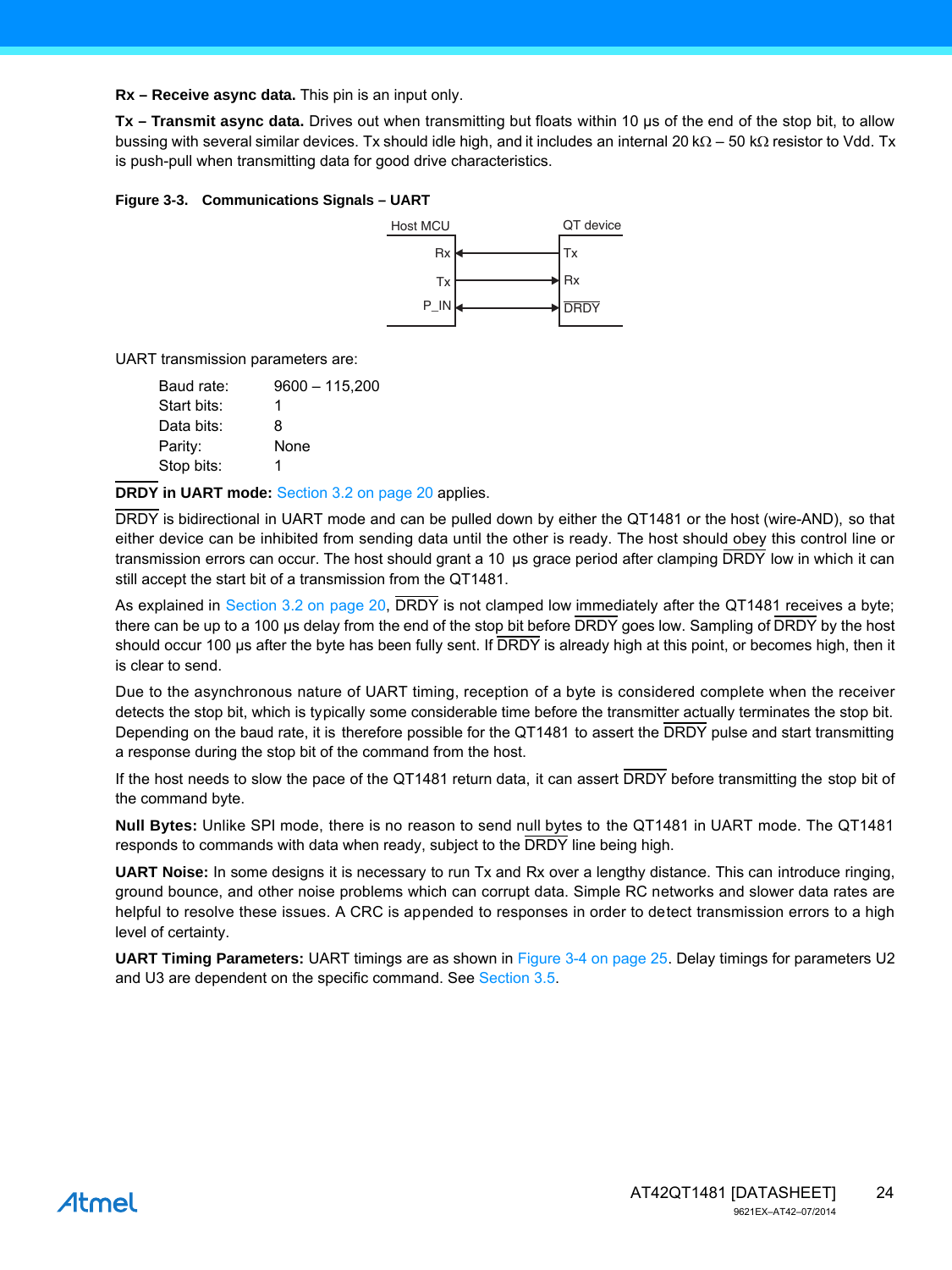**Rx – Receive async data.** This pin is an input only.

**Tx – Transmit async data.** Drives out when transmitting but floats within 10 µs of the end of the stop bit, to allow bussing with several similar devices. Tx should idle high, and it includes an internal 20 kΩ – 50 kΩ resistor to Vdd. Tx is push-pull when transmitting data for good drive characteristics.

**Figure 3-3. Communications Signals – UART**

Host MCU
Rx
Tx
P_IN

QT device
Tx
Rx
DRDY

UART transmission parameters are:

| | |
|---|---|
| Baud rate: | 9600 – 115,200 |
| Start bits: | 1 |
| Data bits: | 8 |
| Parity: | None |
| Stop bits: | 1 |

**DRDY in UART mode:** Section 3.2 on page 20 applies.

DRDY is bidirectional in UART mode and can be pulled down by either the QT1481 or the host (wire-AND), so that either device can be inhibited from sending data until the other is ready. The host should obey this control line or transmission errors can occur. The host should grant a 10 µs grace period after clamping DRDY low in which it can still accept the start bit of a transmission from the QT1481.

As explained in Section 3.2 on page 20, DRDY is not clamped low immediately after the QT1481 receives a byte; there can be up to a 100 µs delay from the end of the stop bit before DRDY goes low. Sampling of DRDY by the host should occur 100 µs after the byte has been fully sent. If DRDY is already high at this point, or becomes high, then it is clear to send.

Due to the asynchronous nature of UART timing, reception of a byte is considered complete when the receiver detects the stop bit, which is typically some considerable time before the transmitter actually terminates the stop bit. Depending on the baud rate, it is therefore possible for the QT1481 to assert the DRDY pulse and start transmitting a response during the stop bit of the command from the host.

If the host needs to slow the pace of the QT1481 return data, it can assert DRDY before transmitting the stop bit of the command byte.

**Null Bytes:** Unlike SPI mode, there is no reason to send null bytes to the QT1481 in UART mode. The QT1481 responds to commands with data when ready, subject to the DRDY line being high.

**UART Noise:** In some designs it is necessary to run Tx and Rx over a lengthy distance. This can introduce ringing, ground bounce, and other noise problems which can corrupt data. Simple RC networks and slower data rates are helpful to resolve these issues. A CRC is appended to responses in order to detect transmission errors to a high level of certainty.

**UART Timing Parameters:** UART timings are as shown in Figure 3-4 on page 25. Delay timings for parameters U2 and U3 are dependent on the specific command. See Section 3.5.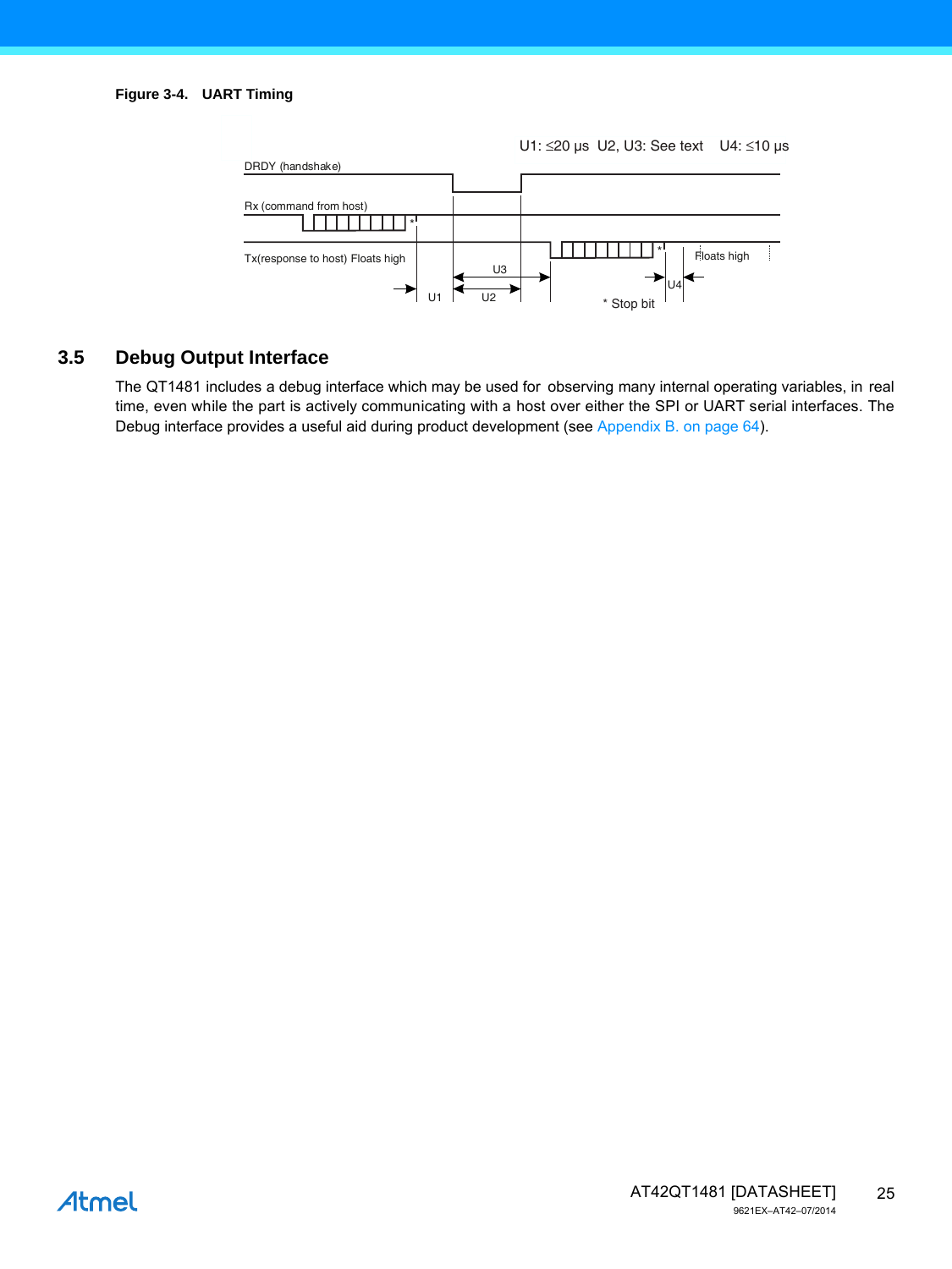**Figure 3-4. UART Timing**

U1: ≤20 µs U2, U3: See text U4: ≤10 µs

DRDY (handshake)

Rx (command from host)

Tx(response to host) Floats high

U1

U2

U3

U4

Floats high

* Stop bit

## 3.5 Debug Output Interface

The QT1481 includes a debug interface which may be used for observing many internal operating variables, in real time, even while the part is actively communicating with a host over either the SPI or UART serial interfaces. The Debug interface provides a useful aid during product development (see Appendix B. on page 64).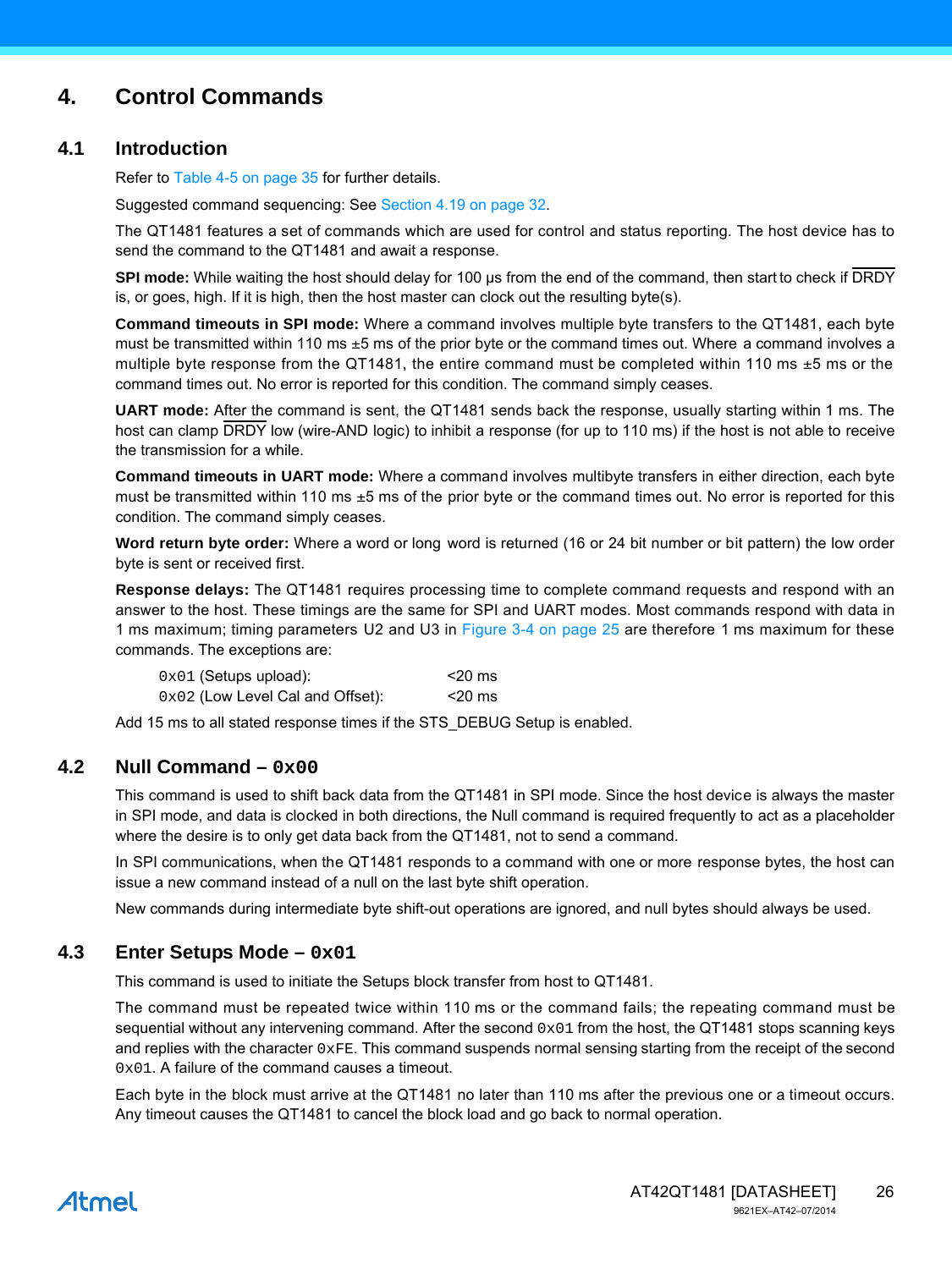# 4. Control Commands

## 4.1 Introduction

Refer to Table 4-5 on page 35 for further details.

Suggested command sequencing: See Section 4.19 on page 32.

The QT1481 features a set of commands which are used for control and status reporting. The host device has to send the command to the QT1481 and await a response.

**SPI mode:** While waiting the host should delay for 100 µs from the end of the command, then start to check if $\overline{\text{DRDY}}$ is, or goes, high. If it is high, then the host master can clock out the resulting byte(s).

**Command timeouts in SPI mode:** Where a command involves multiple byte transfers to the QT1481, each byte must be transmitted within 110 ms ±5 ms of the prior byte or the command times out. Where a command involves a multiple byte response from the QT1481, the entire command must be completed within 110 ms ±5 ms or the command times out. No error is reported for this condition. The command simply ceases.

**UART mode:** After the command is sent, the QT1481 sends back the response, usually starting within 1 ms. The host can clamp $\overline{\text{DRDY}}$ low (wire-AND logic) to inhibit a response (for up to 110 ms) if the host is not able to receive the transmission for a while.

**Command timeouts in UART mode:** Where a command involves multibyte transfers in either direction, each byte must be transmitted within 110 ms ±5 ms of the prior byte or the command times out. No error is reported for this condition. The command simply ceases.

**Word return byte order:** Where a word or long word is returned (16 or 24 bit number or bit pattern) the low order byte is sent or received first.

**Response delays:** The QT1481 requires processing time to complete command requests and respond with an answer to the host. These timings are the same for SPI and UART modes. Most commands respond with data in 1 ms maximum; timing parameters U2 and U3 in Figure 3-4 on page 25 are therefore 1 ms maximum for these commands. The exceptions are:

| | |
|---|---|
| `0x01` (Setups upload): | <20 ms |
| `0x02` (Low Level Cal and Offset): | <20 ms |

Add 15 ms to all stated response times if the STS_DEBUG Setup is enabled.

## 4.2 Null Command – `0x00`

This command is used to shift back data from the QT1481 in SPI mode. Since the host device is always the master in SPI mode, and data is clocked in both directions, the Null command is required frequently to act as a placeholder where the desire is to only get data back from the QT1481, not to send a command.

In SPI communications, when the QT1481 responds to a command with one or more response bytes, the host can issue a new command instead of a null on the last byte shift operation.

New commands during intermediate byte shift-out operations are ignored, and null bytes should always be used.

## 4.3 Enter Setups Mode – `0x01`

This command is used to initiate the Setups block transfer from host to QT1481.

The command must be repeated twice within 110 ms or the command fails; the repeating command must be sequential without any intervening command. After the second `0x01` from the host, the QT1481 stops scanning keys and replies with the character `0xFE`. This command suspends normal sensing starting from the receipt of the second `0x01`. A failure of the command causes a timeout.

Each byte in the block must arrive at the QT1481 no later than 110 ms after the previous one or a timeout occurs. Any timeout causes the QT1481 to cancel the block load and go back to normal operation.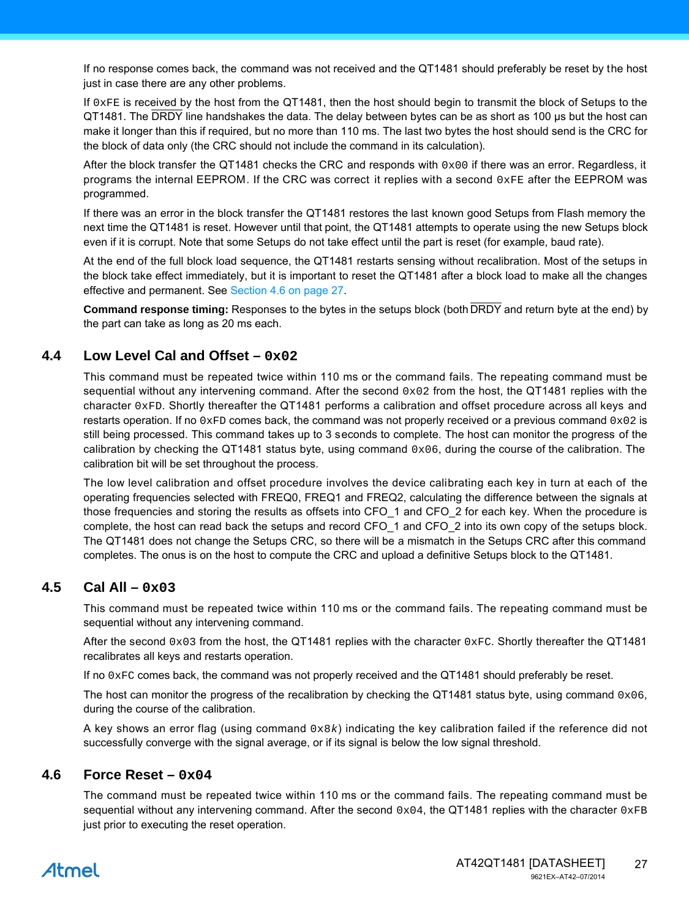If no response comes back, the command was not received and the QT1481 should preferably be reset by the host just in case there are any other problems.

If `0xFE` is received by the host from the QT1481, then the host should begin to transmit the block of Setups to the QT1481. The $\overline{\text{DRDY}}$ line handshakes the data. The delay between bytes can be as short as 100 µs but the host can make it longer than this if required, but no more than 110 ms. The last two bytes the host should send is the CRC for the block of data only (the CRC should not include the command in its calculation).

After the block transfer the QT1481 checks the CRC and responds with `0x00` if there was an error. Regardless, it programs the internal EEPROM. If the CRC was correct it replies with a second `0xFE` after the EEPROM was programmed.

If there was an error in the block transfer the QT1481 restores the last known good Setups from Flash memory the next time the QT1481 is reset. However until that point, the QT1481 attempts to operate using the new Setups block even if it is corrupt. Note that some Setups do not take effect until the part is reset (for example, baud rate).

At the end of the full block load sequence, the QT1481 restarts sensing without recalibration. Most of the setups in the block take effect immediately, but it is important to reset the QT1481 after a block load to make all the changes effective and permanent. See Section 4.6 on page 27.

**Command response timing:** Responses to the bytes in the setups block (both $\overline{\text{DRDY}}$ and return byte at the end) by the part can take as long as 20 ms each.

## 4.4 Low Level Cal and Offset – `0x02`

This command must be repeated twice within 110 ms or the command fails. The repeating command must be sequential without any intervening command. After the second `0x02` from the host, the QT1481 replies with the character `0xFD`. Shortly thereafter the QT1481 performs a calibration and offset procedure across all keys and restarts operation. If no `0xFD` comes back, the command was not properly received or a previous command `0x02` is still being processed. This command takes up to 3 seconds to complete. The host can monitor the progress of the calibration by checking the QT1481 status byte, using command `0x06`, during the course of the calibration. The calibration bit will be set throughout the process.

The low level calibration and offset procedure involves the device calibrating each key in turn at each of the operating frequencies selected with FREQ0, FREQ1 and FREQ2, calculating the difference between the signals at those frequencies and storing the results as offsets into CFO_1 and CFO_2 for each key. When the procedure is complete, the host can read back the setups and record CFO_1 and CFO_2 into its own copy of the setups block. The QT1481 does not change the Setups CRC, so there will be a mismatch in the Setups CRC after this command completes. The onus is on the host to compute the CRC and upload a definitive Setups block to the QT1481.

## 4.5 Cal All – `0x03`

This command must be repeated twice within 110 ms or the command fails. The repeating command must be sequential without any intervening command.

After the second `0x03` from the host, the QT1481 replies with the character `0xFC`. Shortly thereafter the QT1481 recalibrates all keys and restarts operation.

If no `0xFC` comes back, the command was not properly received and the QT1481 should preferably be reset.

The host can monitor the progress of the recalibration by checking the QT1481 status byte, using command `0x06`, during the course of the calibration.

A key shows an error flag (using command `0x8`*k*) indicating the key calibration failed if the reference did not successfully converge with the signal average, or if its signal is below the low signal threshold.

## 4.6 Force Reset – `0x04`

The command must be repeated twice within 110 ms or the command fails. The repeating command must be sequential without any intervening command. After the second `0x04`, the QT1481 replies with the character `0xFB` just prior to executing the reset operation.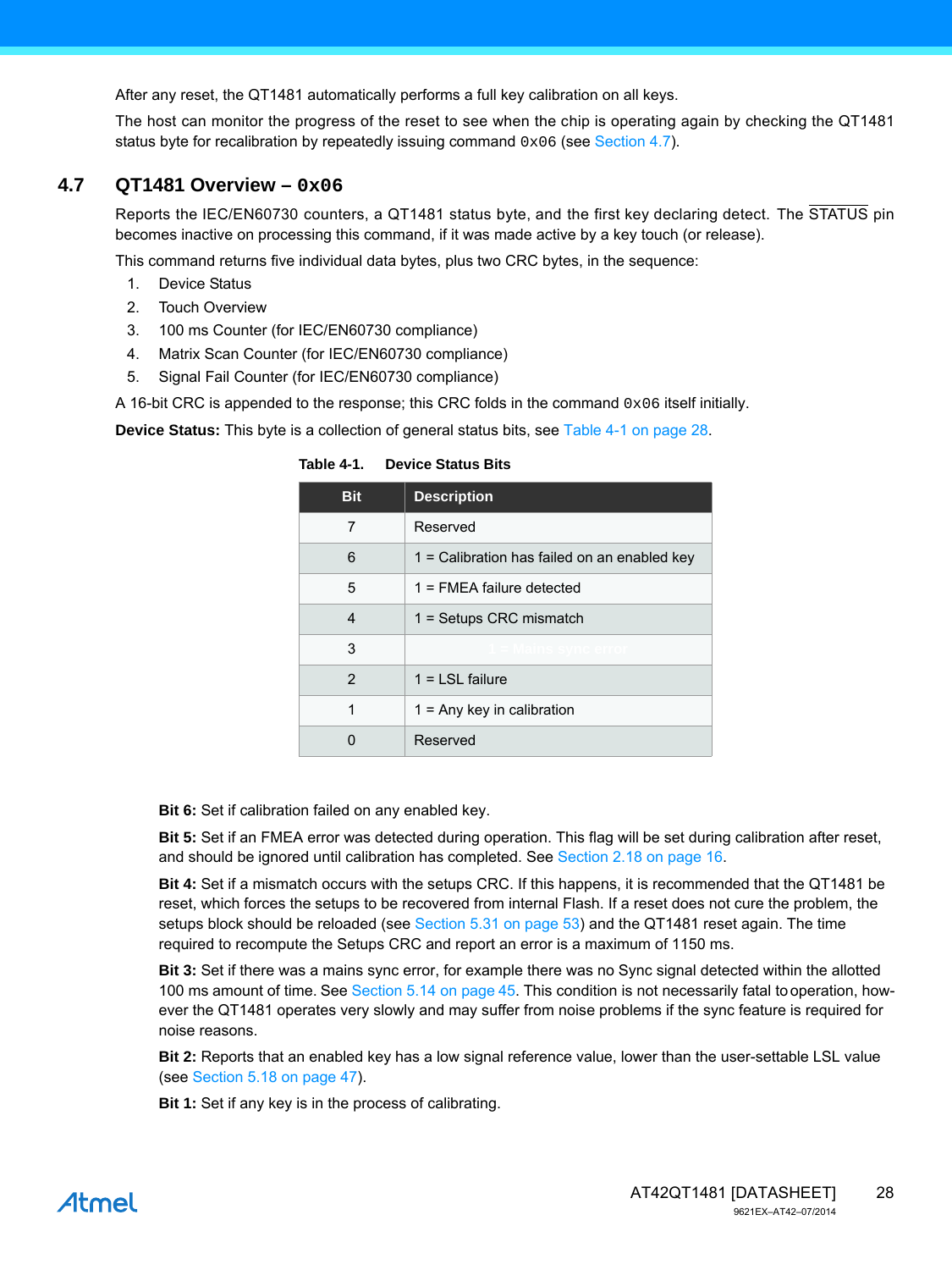After any reset, the QT1481 automatically performs a full key calibration on all keys.

The host can monitor the progress of the reset to see when the chip is operating again by checking the QT1481 status byte for recalibration by repeatedly issuing command `0x06` (see Section 4.7).

## 4.7 QT1481 Overview – `0x06`

Reports the IEC/EN60730 counters, a QT1481 status byte, and the first key declaring detect. The STATUS pin becomes inactive on processing this command, if it was made active by a key touch (or release).

This command returns five individual data bytes, plus two CRC bytes, in the sequence:

1. Device Status
2. Touch Overview
3. 100 ms Counter (for IEC/EN60730 compliance)
4. Matrix Scan Counter (for IEC/EN60730 compliance)
5. Signal Fail Counter (for IEC/EN60730 compliance)

A 16-bit CRC is appended to the response; this CRC folds in the command `0x06` itself initially.

**Device Status:** This byte is a collection of general status bits, see Table 4-1 on page 28.

**Table 4-1. Device Status Bits**

| Bit | Description |
|---|---|
| 7 | Reserved |
| 6 | 1 = Calibration has failed on an enabled key |
| 5 | 1 = FMEA failure detected |
| 4 | 1 = Setups CRC mismatch |
| 3 | 1 = Mains sync error |
| 2 | 1 = LSL failure |
| 1 | 1 = Any key in calibration |
| 0 | Reserved |

**Bit 6:** Set if calibration failed on any enabled key.

**Bit 5:** Set if an FMEA error was detected during operation. This flag will be set during calibration after reset, and should be ignored until calibration has completed. See Section 2.18 on page 16.

**Bit 4:** Set if a mismatch occurs with the setups CRC. If this happens, it is recommended that the QT1481 be reset, which forces the setups to be recovered from internal Flash. If a reset does not cure the problem, the setups block should be reloaded (see Section 5.31 on page 53) and the QT1481 reset again. The time required to recompute the Setups CRC and report an error is a maximum of 1150 ms.

**Bit 3:** Set if there was a mains sync error, for example there was no Sync signal detected within the allotted 100 ms amount of time. See Section 5.14 on page 45. This condition is not necessarily fatal to operation, however the QT1481 operates very slowly and may suffer from noise problems if the sync feature is required for noise reasons.

**Bit 2:** Reports that an enabled key has a low signal reference value, lower than the user-settable LSL value (see Section 5.18 on page 47).

**Bit 1:** Set if any key is in the process of calibrating.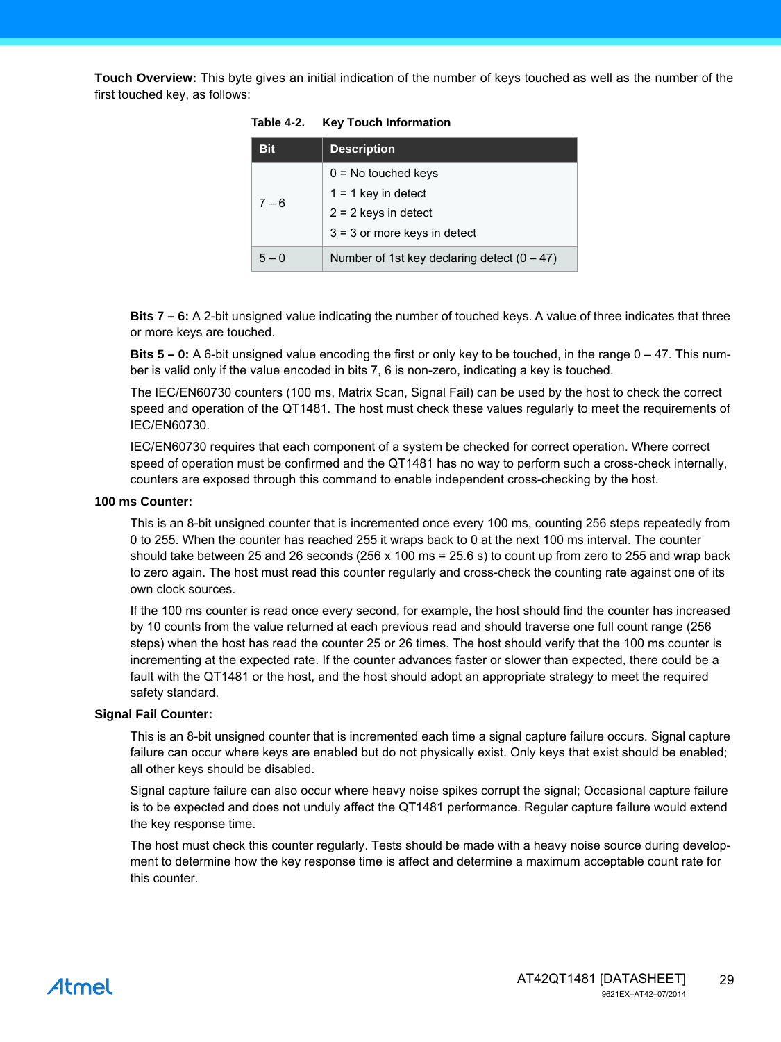**Touch Overview:** This byte gives an initial indication of the number of keys touched as well as the number of the first touched key, as follows:

**Table 4-2. Key Touch Information**

| Bit | Description |
|---|---|
| 7 – 6 | 0 = No touched keys<br>1 = 1 key in detect<br>2 = 2 keys in detect<br>3 = 3 or more keys in detect |
| 5 – 0 | Number of 1st key declaring detect (0 – 47) |

**Bits 7 – 6:** A 2-bit unsigned value indicating the number of touched keys. A value of three indicates that three or more keys are touched.

**Bits 5 – 0:** A 6-bit unsigned value encoding the first or only key to be touched, in the range 0 – 47. This number is valid only if the value encoded in bits 7, 6 is non-zero, indicating a key is touched.

The IEC/EN60730 counters (100 ms, Matrix Scan, Signal Fail) can be used by the host to check the correct speed and operation of the QT1481. The host must check these values regularly to meet the requirements of IEC/EN60730.

IEC/EN60730 requires that each component of a system be checked for correct operation. Where correct speed of operation must be confirmed and the QT1481 has no way to perform such a cross-check internally, counters are exposed through this command to enable independent cross-checking by the host.

**100 ms Counter:**

This is an 8-bit unsigned counter that is incremented once every 100 ms, counting 256 steps repeatedly from 0 to 255. When the counter has reached 255 it wraps back to 0 at the next 100 ms interval. The counter should take between 25 and 26 seconds (256 x 100 ms = 25.6 s) to count up from zero to 255 and wrap back to zero again. The host must read this counter regularly and cross-check the counting rate against one of its own clock sources.

If the 100 ms counter is read once every second, for example, the host should find the counter has increased by 10 counts from the value returned at each previous read and should traverse one full count range (256 steps) when the host has read the counter 25 or 26 times. The host should verify that the 100 ms counter is incrementing at the expected rate. If the counter advances faster or slower than expected, there could be a fault with the QT1481 or the host, and the host should adopt an appropriate strategy to meet the required safety standard.

**Signal Fail Counter:**

This is an 8-bit unsigned counter that is incremented each time a signal capture failure occurs. Signal capture failure can occur where keys are enabled but do not physically exist. Only keys that exist should be enabled; all other keys should be disabled.

Signal capture failure can also occur where heavy noise spikes corrupt the signal; Occasional capture failure is to be expected and does not unduly affect the QT1481 performance. Regular capture failure would extend the key response time.

The host must check this counter regularly. Tests should be made with a heavy noise source during development to determine how the key response time is affect and determine a maximum acceptable count rate for this counter.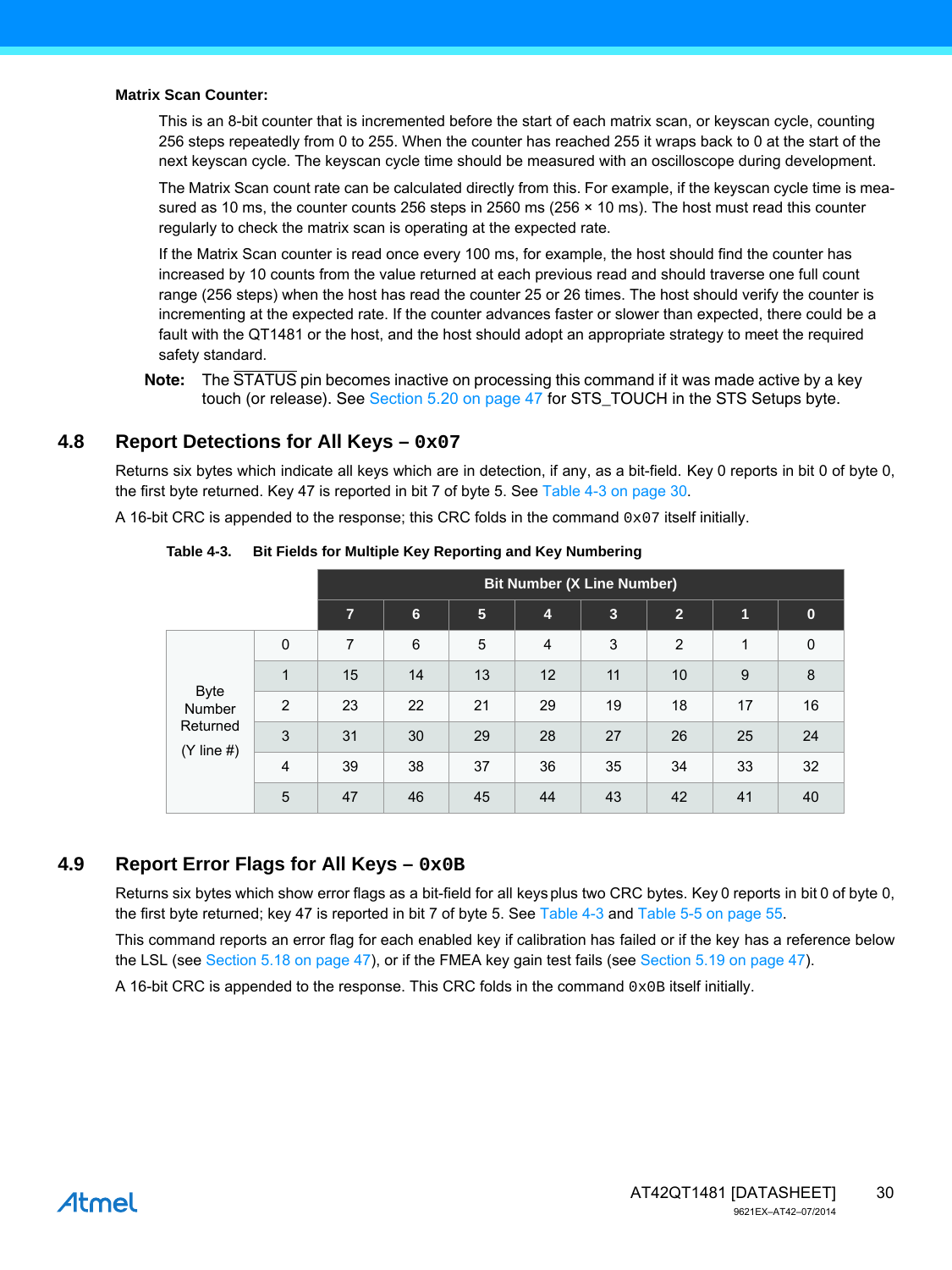**Matrix Scan Counter:**

This is an 8-bit counter that is incremented before the start of each matrix scan, or keyscan cycle, counting 256 steps repeatedly from 0 to 255. When the counter has reached 255 it wraps back to 0 at the start of the next keyscan cycle. The keyscan cycle time should be measured with an oscilloscope during development.

The Matrix Scan count rate can be calculated directly from this. For example, if the keyscan cycle time is measured as 10 ms, the counter counts 256 steps in 2560 ms (256 × 10 ms). The host must read this counter regularly to check the matrix scan is operating at the expected rate.

If the Matrix Scan counter is read once every 100 ms, for example, the host should find the counter has increased by 10 counts from the value returned at each previous read and should traverse one full count range (256 steps) when the host has read the counter 25 or 26 times. The host should verify the counter is incrementing at the expected rate. If the counter advances faster or slower than expected, there could be a fault with the QT1481 or the host, and the host should adopt an appropriate strategy to meet the required safety standard.

**Note:** The $\overline{\text{STATUS}}$ pin becomes inactive on processing this command if it was made active by a key touch (or release). See Section 5.20 on page 47 for STS_TOUCH in the STS Setups byte.

## 4.8 Report Detections for All Keys – `0x07`

Returns six bytes which indicate all keys which are in detection, if any, as a bit-field. Key 0 reports in bit 0 of byte 0, the first byte returned. Key 47 is reported in bit 7 of byte 5. See Table 4-3 on page 30.

A 16-bit CRC is appended to the response; this CRC folds in the command `0x07` itself initially.

**Table 4-3. Bit Fields for Multiple Key Reporting and Key Numbering**

| | | Bit Number (X Line Number) | | | | | | | |
|---|---|---|---|---|---|---|---|---|---|
| | | 7 | 6 | 5 | 4 | 3 | 2 | 1 | 0 |
| Byte Number Returned (Y line #) | 0 | 7 | 6 | 5 | 4 | 3 | 2 | 1 | 0 |
| | 1 | 15 | 14 | 13 | 12 | 11 | 10 | 9 | 8 |
| | 2 | 23 | 22 | 21 | 29 | 19 | 18 | 17 | 16 |
| | 3 | 31 | 30 | 29 | 28 | 27 | 26 | 25 | 24 |
| | 4 | 39 | 38 | 37 | 36 | 35 | 34 | 33 | 32 |
| | 5 | 47 | 46 | 45 | 44 | 43 | 42 | 41 | 40 |

## 4.9 Report Error Flags for All Keys – `0x0B`

Returns six bytes which show error flags as a bit-field for all keys plus two CRC bytes. Key 0 reports in bit 0 of byte 0, the first byte returned; key 47 is reported in bit 7 of byte 5. See Table 4-3 and Table 5-5 on page 55.

This command reports an error flag for each enabled key if calibration has failed or if the key has a reference below the LSL (see Section 5.18 on page 47), or if the FMEA key gain test fails (see Section 5.19 on page 47).

A 16-bit CRC is appended to the response. This CRC folds in the command `0x0B` itself initially.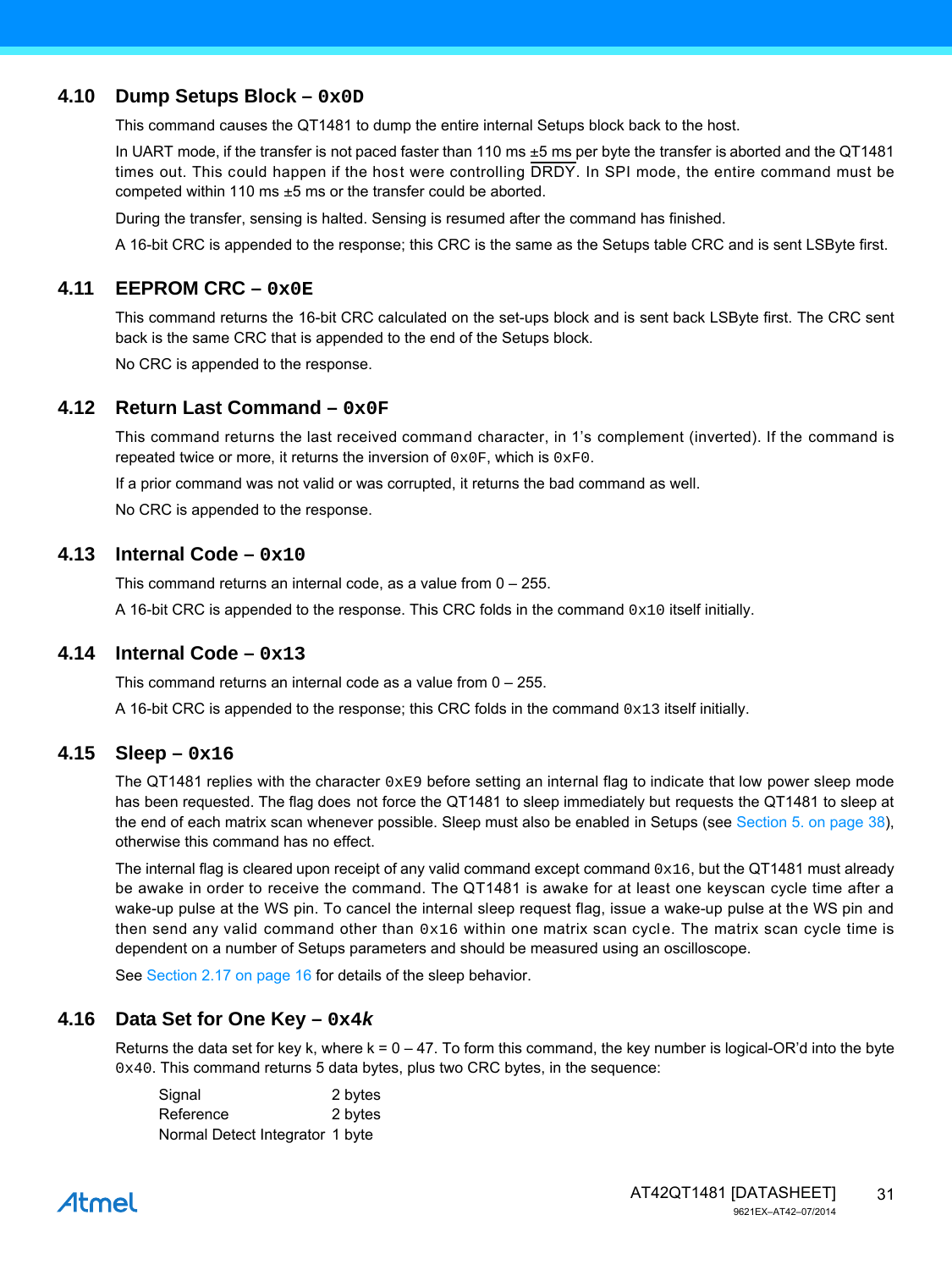## 4.10 Dump Setups Block – `0x0D`

This command causes the QT1481 to dump the entire internal Setups block back to the host.

In UART mode, if the transfer is not paced faster than 110 ms ±5 ms per byte the transfer is aborted and the QT1481 times out. This could happen if the host were controlling DRDY. In SPI mode, the entire command must be competed within 110 ms ±5 ms or the transfer could be aborted.

During the transfer, sensing is halted. Sensing is resumed after the command has finished.

A 16-bit CRC is appended to the response; this CRC is the same as the Setups table CRC and is sent LSByte first.

## 4.11 EEPROM CRC – `0x0E`

This command returns the 16-bit CRC calculated on the set-ups block and is sent back LSByte first. The CRC sent back is the same CRC that is appended to the end of the Setups block.

No CRC is appended to the response.

## 4.12 Return Last Command – `0x0F`

This command returns the last received command character, in 1's complement (inverted). If the command is repeated twice or more, it returns the inversion of `0x0F`, which is `0xF0`.

If a prior command was not valid or was corrupted, it returns the bad command as well.

No CRC is appended to the response.

## 4.13 Internal Code – `0x10`

This command returns an internal code, as a value from 0 – 255.

A 16-bit CRC is appended to the response. This CRC folds in the command `0x10` itself initially.

## 4.14 Internal Code – `0x13`

This command returns an internal code as a value from 0 – 255.

A 16-bit CRC is appended to the response; this CRC folds in the command `0x13` itself initially.

## 4.15 Sleep – `0x16`

The QT1481 replies with the character `0xE9` before setting an internal flag to indicate that low power sleep mode has been requested. The flag does not force the QT1481 to sleep immediately but requests the QT1481 to sleep at the end of each matrix scan whenever possible. Sleep must also be enabled in Setups (see Section 5. on page 38), otherwise this command has no effect.

The internal flag is cleared upon receipt of any valid command except command `0x16`, but the QT1481 must already be awake in order to receive the command. The QT1481 is awake for at least one keyscan cycle time after a wake-up pulse at the WS pin. To cancel the internal sleep request flag, issue a wake-up pulse at the WS pin and then send any valid command other than `0x16` within one matrix scan cycle. The matrix scan cycle time is dependent on a number of Setups parameters and should be measured using an oscilloscope.

See Section 2.17 on page 16 for details of the sleep behavior.

## 4.16 Data Set for One Key – `0x4`*k*

Returns the data set for key k, where k = 0 – 47. To form this command, the key number is logical-OR'd into the byte `0x40`. This command returns 5 data bytes, plus two CRC bytes, in the sequence:

| | |
|---|---|
| Signal | 2 bytes |
| Reference | 2 bytes |
| Normal Detect Integrator | 1 byte |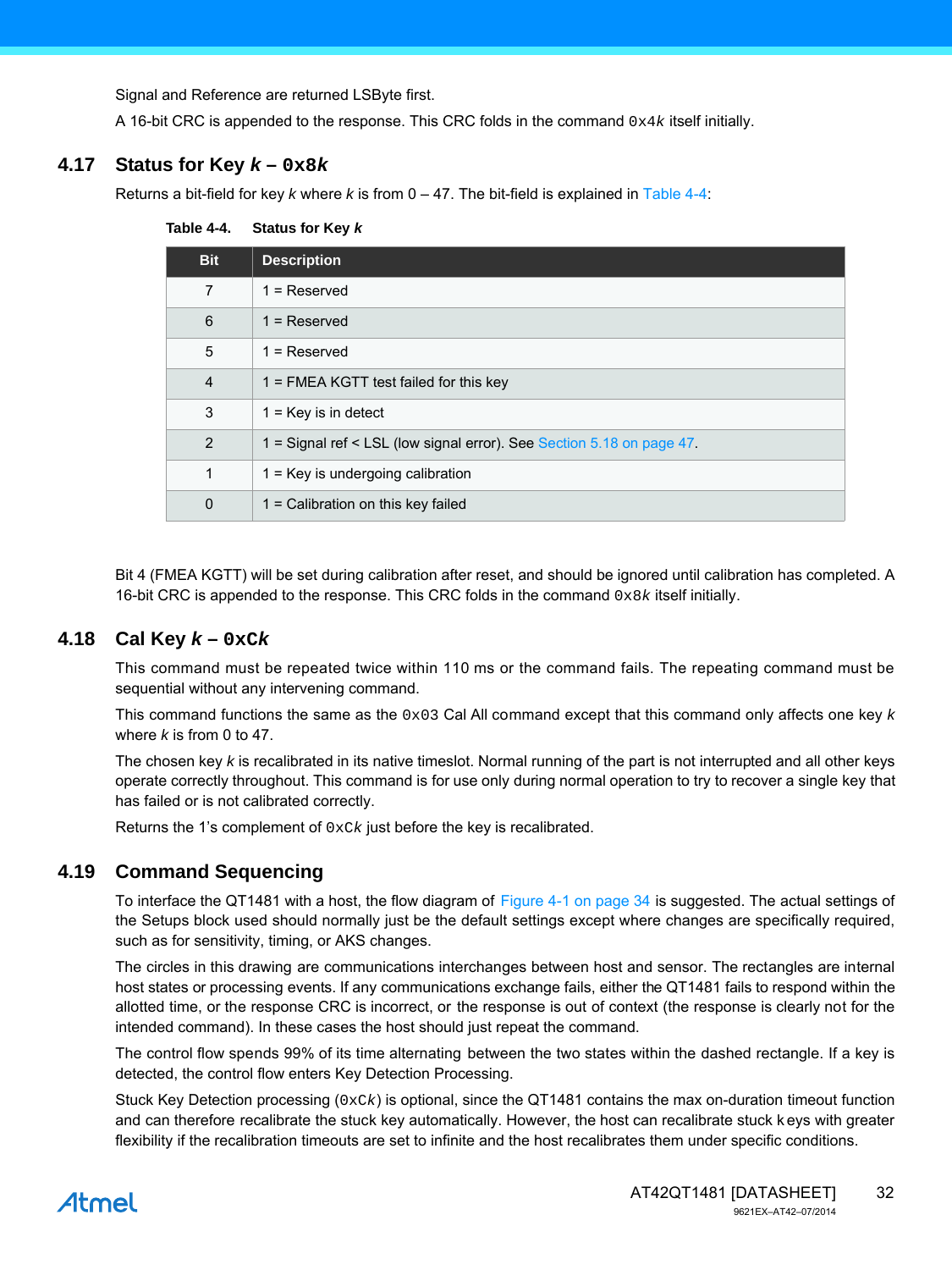Signal and Reference are returned LSByte first.

A 16-bit CRC is appended to the response. This CRC folds in the command `0x4k` itself initially.

## 4.17 Status for Key *k* – `0x8k`

Returns a bit-field for key *k* where *k* is from 0 – 47. The bit-field is explained in Table 4-4:

**Table 4-4. Status for Key *k***

| Bit | Description |
|---|---|
| 7 | 1 = Reserved |
| 6 | 1 = Reserved |
| 5 | 1 = Reserved |
| 4 | 1 = FMEA KGTT test failed for this key |
| 3 | 1 = Key is in detect |
| 2 | 1 = Signal ref < LSL (low signal error). See Section 5.18 on page 47. |
| 1 | 1 = Key is undergoing calibration |
| 0 | 1 = Calibration on this key failed |

Bit 4 (FMEA KGTT) will be set during calibration after reset, and should be ignored until calibration has completed. A 16-bit CRC is appended to the response. This CRC folds in the command `0x8k` itself initially.

## 4.18 Cal Key *k* – `0xCk`

This command must be repeated twice within 110 ms or the command fails. The repeating command must be sequential without any intervening command.

This command functions the same as the `0x03` Cal All command except that this command only affects one key *k* where *k* is from 0 to 47.

The chosen key *k* is recalibrated in its native timeslot. Normal running of the part is not interrupted and all other keys operate correctly throughout. This command is for use only during normal operation to try to recover a single key that has failed or is not calibrated correctly.

Returns the 1's complement of `0xCk` just before the key is recalibrated.

## 4.19 Command Sequencing

To interface the QT1481 with a host, the flow diagram of Figure 4-1 on page 34 is suggested. The actual settings of the Setups block used should normally just be the default settings except where changes are specifically required, such as for sensitivity, timing, or AKS changes.

The circles in this drawing are communications interchanges between host and sensor. The rectangles are internal host states or processing events. If any communications exchange fails, either the QT1481 fails to respond within the allotted time, or the response CRC is incorrect, or the response is out of context (the response is clearly not for the intended command). In these cases the host should just repeat the command.

The control flow spends 99% of its time alternating between the two states within the dashed rectangle. If a key is detected, the control flow enters Key Detection Processing.

Stuck Key Detection processing (`0xCk`) is optional, since the QT1481 contains the max on-duration timeout function and can therefore recalibrate the stuck key automatically. However, the host can recalibrate stuck keys with greater flexibility if the recalibration timeouts are set to infinite and the host recalibrates them under specific conditions.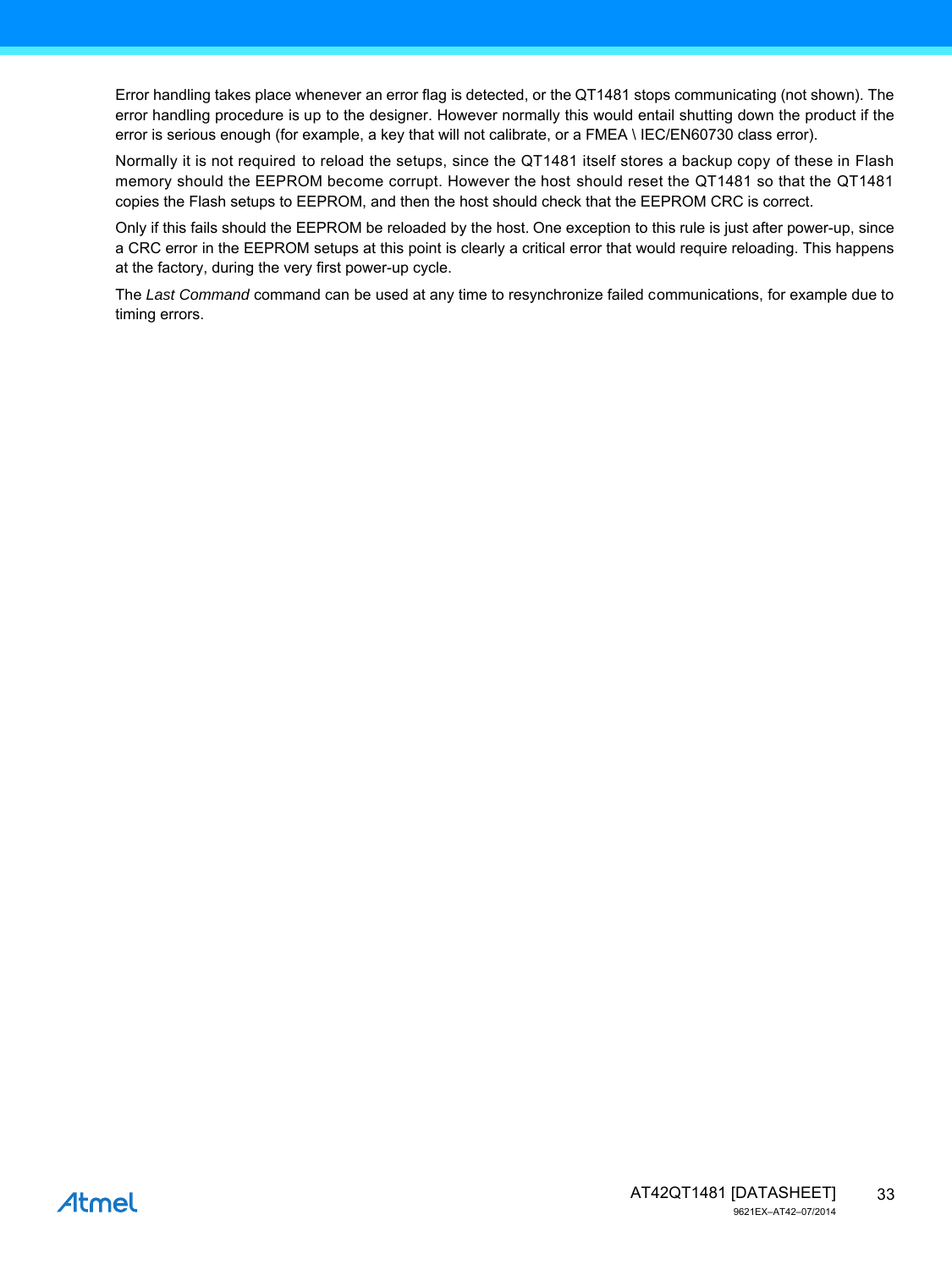Error handling takes place whenever an error flag is detected, or the QT1481 stops communicating (not shown). The error handling procedure is up to the designer. However normally this would entail shutting down the product if the error is serious enough (for example, a key that will not calibrate, or a FMEA \ IEC/EN60730 class error).

Normally it is not required to reload the setups, since the QT1481 itself stores a backup copy of these in Flash memory should the EEPROM become corrupt. However the host should reset the QT1481 so that the QT1481 copies the Flash setups to EEPROM, and then the host should check that the EEPROM CRC is correct.

Only if this fails should the EEPROM be reloaded by the host. One exception to this rule is just after power-up, since a CRC error in the EEPROM setups at this point is clearly a critical error that would require reloading. This happens at the factory, during the very first power-up cycle.

The *Last Command* command can be used at any time to resynchronize failed communications, for example due to timing errors.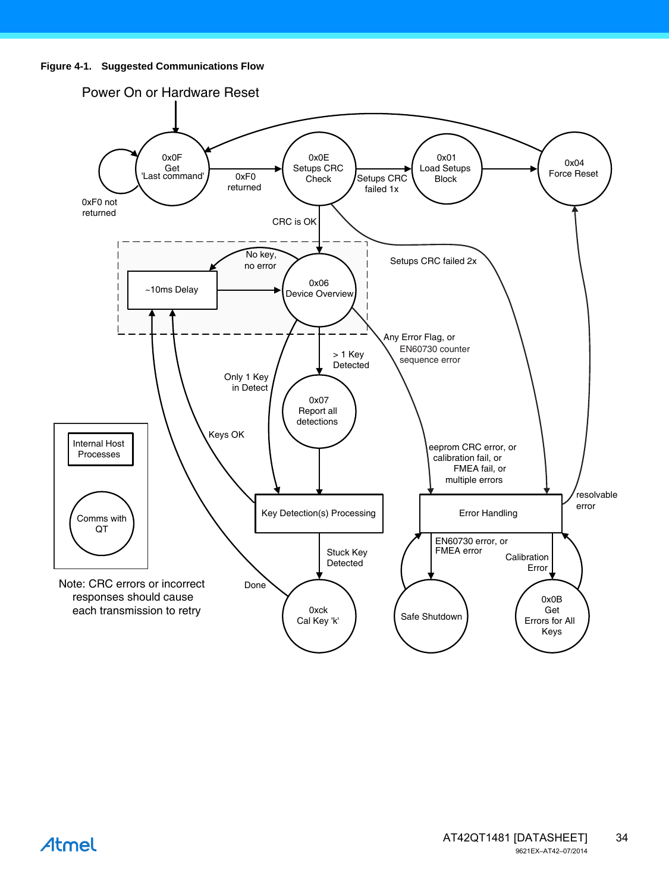**Figure 4-1. Suggested Communications Flow**

Power On or Hardware Reset

0x0F
Get
'Last command'

0xF0 not
returned

0xF0
returned

0x0E
Setups CRC
Check

Setups CRC
failed 1x

0x01
Load Setups
Block

0x04
Force Reset

CRC is OK

Setups CRC failed 2x

No key,
no error

~10ms Delay

0x06
Device Overview

Any Error Flag, or
EN60730 counter
sequence error

> 1 Key
Detected

Only 1 Key
in Detect

0x07
Report all
detections

Keys OK

eeprom CRC error, or
calibration fail, or
FMEA fail, or
multiple errors

Internal Host
Processes

Comms with
QT

Key Detection(s) Processing

Error Handling

resolvable
error

EN60730 error, or
FMEA error

Calibration
Error

Stuck Key
Detected

Note: CRC errors or incorrect
responses should cause
each transmission to retry

Done

0xck
Cal Key 'k'

Safe Shutdown

0x0B
Get
Errors for All
Keys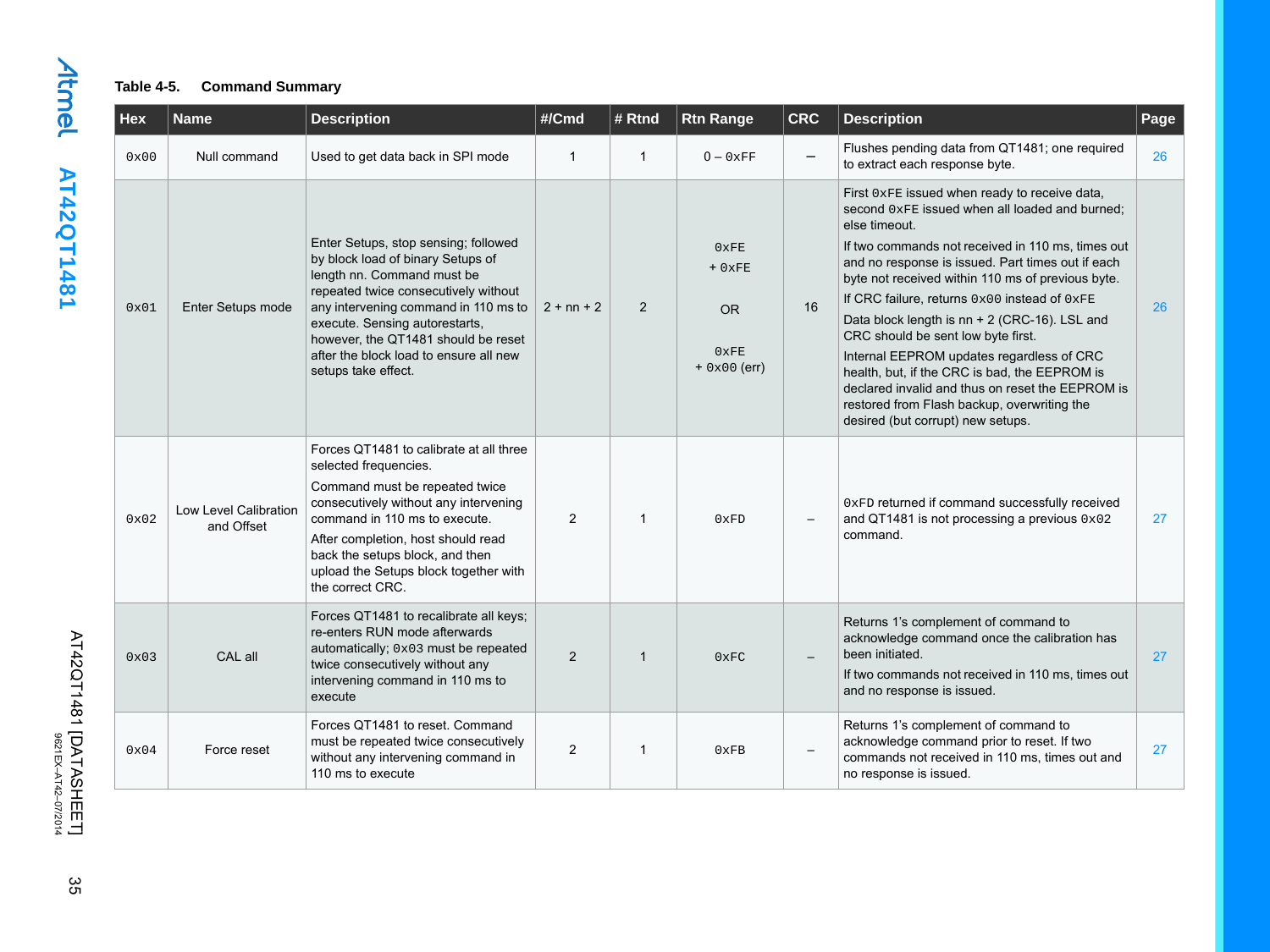**Table 4-5. Command Summary**

| Hex | Name | Description | #/Cmd | # Rtnd | Rtn Range | CRC | Description | Page |
|---|---|---|---|---|---|---|---|---|
| 0x00 | Null command | Used to get data back in SPI mode | 1 | 1 | 0 – 0xFF | – | Flushes pending data from QT1481; one required to extract each response byte. | 26 |
| 0x01 | Enter Setups mode | Enter Setups, stop sensing; followed by block load of binary Setups of length nn. Command must be repeated twice consecutively without any intervening command in 110 ms to execute. Sensing autostarts, however, the QT1481 should be reset after the block load to ensure all new setups take effect. | 2 + nn + 2 | 2 | 0xFE + 0xFE OR 0xFE + 0x00 (err) | 16 | First 0xFE issued when ready to receive data, second 0xFE issued when all loaded and burned; else timeout. If two commands not received in 110 ms, times out and no response is issued. Part times out if each byte not received within 110 ms of previous byte. If CRC failure, returns 0x00 instead of 0xFE. Data block length is nn + 2 (CRC-16). LSL and CRC should be sent low byte first. Internal EEPROM updates regardless of CRC health, but, if the CRC is bad, the EEPROM is declared invalid and thus on reset the EEPROM is restored from Flash backup, overwriting the desired (but corrupt) new setups. | 26 |
| 0x02 | Low Level Calibration and Offset | Forces QT1481 to calibrate at all three selected frequencies. Command must be repeated twice consecutively without any intervening command in 110 ms to execute. After completion, host should read back the setups block, and then upload the Setups block together with the correct CRC. | 2 | 1 | 0xFD | – | 0xFD returned if command successfully received and QT1481 is not processing a previous 0x02 command. | 27 |
| 0x03 | CAL all | Forces QT1481 to recalibrate all keys; re-enters RUN mode afterwards automatically; 0x03 must be repeated twice consecutively without any intervening command in 110 ms to execute | 2 | 1 | 0xFC | – | Returns 1's complement of command to acknowledge command once the calibration has been initiated. If two commands not received in 110 ms, times out and no response is issued. | 27 |
| 0x04 | Force reset | Forces QT1481 to reset. Command must be repeated twice consecutively without any intervening command in 110 ms to execute | 2 | 1 | 0xFB | – | Returns 1's complement of command to acknowledge command prior to reset. If two commands not received in 110 ms, times out and no response is issued. | 27 |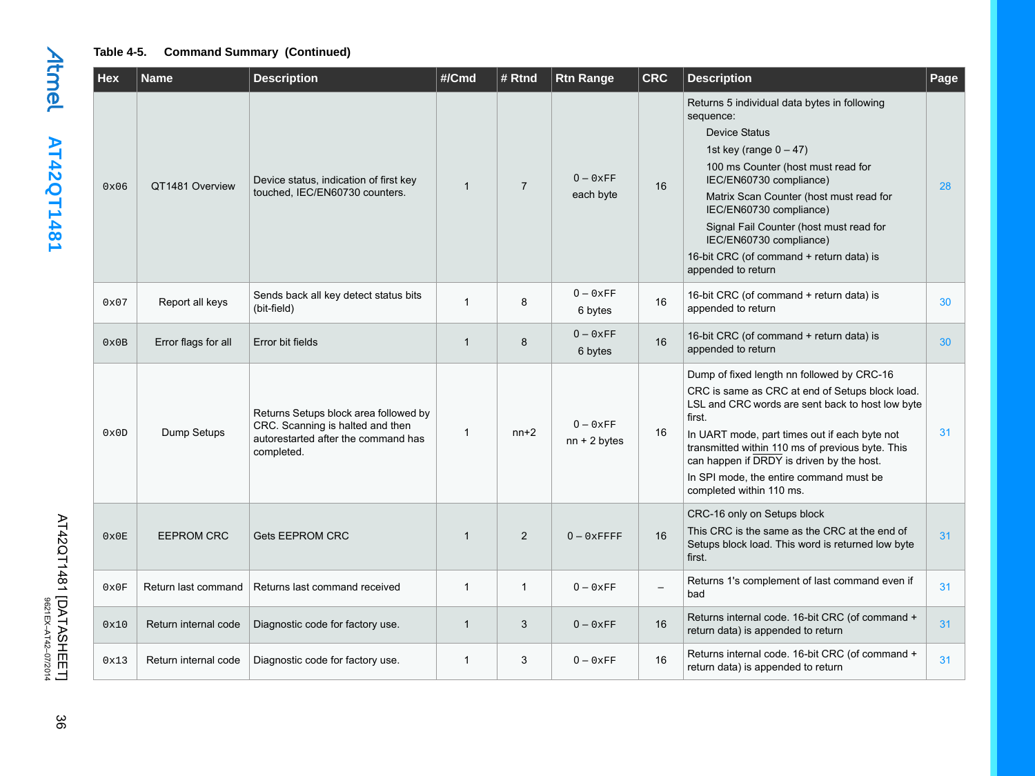**Table 4-5. Command Summary (Continued)**

| Hex | Name | Description | #/Cmd | # Rtnd | Rtn Range | CRC | Description | Page |
|---|---|---|---|---|---|---|---|---|
| 0x06 | QT1481 Overview | Device status, indication of first key touched, IEC/EN60730 counters. | 1 | 7 | 0 – 0xFF each byte | 16 | Returns 5 individual data bytes in following sequence: Device Status; 1st key (range 0 – 47); 100 ms Counter (host must read for IEC/EN60730 compliance); Matrix Scan Counter (host must read for IEC/EN60730 compliance); Signal Fail Counter (host must read for IEC/EN60730 compliance). 16-bit CRC (of command + return data) is appended to return | 28 |
| 0x07 | Report all keys | Sends back all key detect status bits (bit-field) | 1 | 8 | 0 – 0xFF 6 bytes | 16 | 16-bit CRC (of command + return data) is appended to return | 30 |
| 0x0B | Error flags for all | Error bit fields | 1 | 8 | 0 – 0xFF 6 bytes | 16 | 16-bit CRC (of command + return data) is appended to return | 30 |
| 0x0D | Dump Setups | Returns Setups block area followed by CRC. Scanning is halted and then autorestarted after the command has completed. | 1 | nn+2 | 0 – 0xFF nn + 2 bytes | 16 | Dump of fixed length nn followed by CRC-16. CRC is same as CRC at end of Setups block load. LSL and CRC words are sent back to host low byte first. In UART mode, part times out if each byte not transmitted within 110 ms of previous byte. This can happen if DRDY is driven by the host. In SPI mode, the entire command must be completed within 110 ms. | 31 |
| 0x0E | EEPROM CRC | Gets EEPROM CRC | 1 | 2 | 0 – 0xFFFF | 16 | CRC-16 only on Setups block. This CRC is the same as the CRC at the end of Setups block load. This word is returned low byte first. | 31 |
| 0x0F | Return last command | Returns last command received | 1 | 1 | 0 – 0xFF | – | Returns 1's complement of last command even if bad | 31 |
| 0x10 | Return internal code | Diagnostic code for factory use. | 1 | 3 | 0 – 0xFF | 16 | Returns internal code. 16-bit CRC (of command + return data) is appended to return | 31 |
| 0x13 | Return internal code | Diagnostic code for factory use. | 1 | 3 | 0 – 0xFF | 16 | Returns internal code. 16-bit CRC (of command + return data) is appended to return | 31 |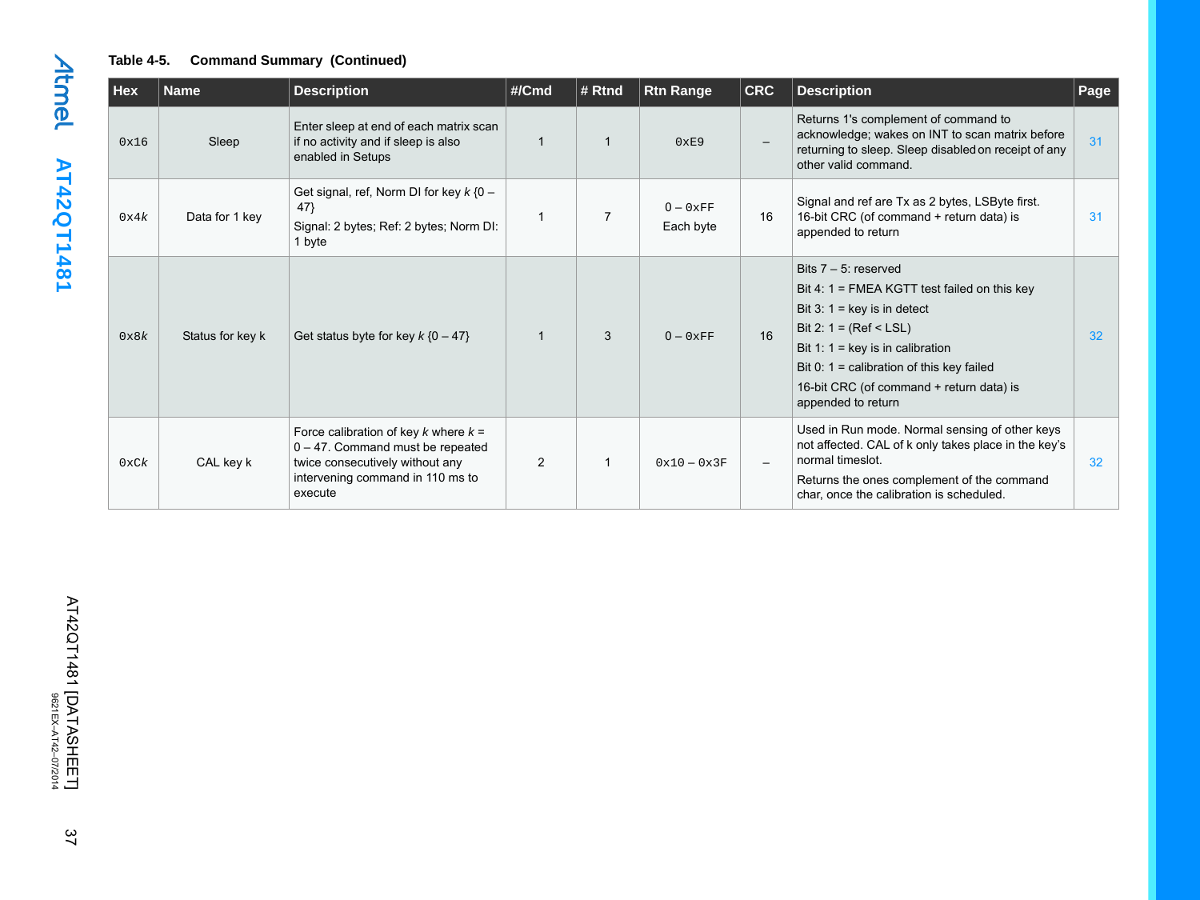**Table 4-5. Command Summary (Continued)**

| Hex | Name | Description | #/Cmd | # Rtnd | Rtn Range | CRC | Description | Page |
|---|---|---|---|---|---|---|---|---|
| 0x16 | Sleep | Enter sleep at end of each matrix scan if no activity and if sleep is also enabled in Setups | 1 | 1 | 0xE9 | – | Returns 1's complement of command to acknowledge; wakes on INT to scan matrix before returning to sleep. Sleep disabled on receipt of any other valid command. | 31 |
| 0x4*k* | Data for 1 key | Get signal, ref, Norm DI for key *k* {0 – 47}<br>Signal: 2 bytes; Ref: 2 bytes; Norm DI: 1 byte | 1 | 7 | 0 – 0xFF<br>Each byte | 16 | Signal and ref are Tx as 2 bytes, LSByte first. 16-bit CRC (of command + return data) is appended to return | 31 |
| 0x8*k* | Status for key k | Get status byte for key *k* {0 – 47} | 1 | 3 | 0 – 0xFF | 16 | Bits 7 – 5: reserved<br>Bit 4: 1 = FMEA KGTT test failed on this key<br>Bit 3: 1 = key is in detect<br>Bit 2: 1 = (Ref < LSL)<br>Bit 1: 1 = key is in calibration<br>Bit 0: 1 = calibration of this key failed<br>16-bit CRC (of command + return data) is appended to return | 32 |
| 0xC*k* | CAL key k | Force calibration of key *k* where *k* = 0 – 47. Command must be repeated twice consecutively without any intervening command in 110 ms to execute | 2 | 1 | 0x10 – 0x3F | – | Used in Run mode. Normal sensing of other keys not affected. CAL of k only takes place in the key's normal timeslot.<br>Returns the ones complement of the command char, once the calibration is scheduled. | 32 |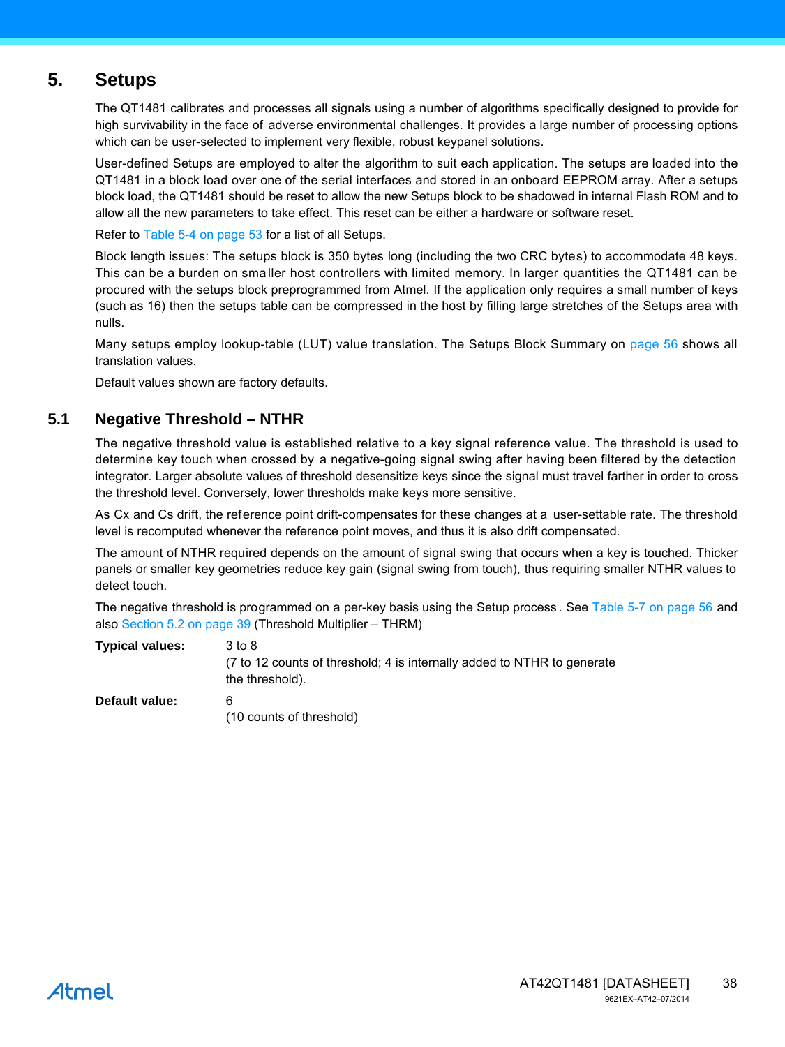# 5. Setups

The QT1481 calibrates and processes all signals using a number of algorithms specifically designed to provide for high survivability in the face of adverse environmental challenges. It provides a large number of processing options which can be user-selected to implement very flexible, robust keypanel solutions.

User-defined Setups are employed to alter the algorithm to suit each application. The setups are loaded into the QT1481 in a block load over one of the serial interfaces and stored in an onboard EEPROM array. After a setups block load, the QT1481 should be reset to allow the new Setups block to be shadowed in internal Flash ROM and to allow all the new parameters to take effect. This reset can be either a hardware or software reset.

Refer to Table 5-4 on page 53 for a list of all Setups.

Block length issues: The setups block is 350 bytes long (including the two CRC bytes) to accommodate 48 keys. This can be a burden on smaller host controllers with limited memory. In larger quantities the QT1481 can be procured with the setups block preprogrammed from Atmel. If the application only requires a small number of keys (such as 16) then the setups table can be compressed in the host by filling large stretches of the Setups area with nulls.

Many setups employ lookup-table (LUT) value translation. The Setups Block Summary on page 56 shows all translation values.

Default values shown are factory defaults.

## 5.1 Negative Threshold – NTHR

The negative threshold value is established relative to a key signal reference value. The threshold is used to determine key touch when crossed by a negative-going signal swing after having been filtered by the detection integrator. Larger absolute values of threshold desensitize keys since the signal must travel farther in order to cross the threshold level. Conversely, lower thresholds make keys more sensitive.

As Cx and Cs drift, the reference point drift-compensates for these changes at a user-settable rate. The threshold level is recomputed whenever the reference point moves, and thus it is also drift compensated.

The amount of NTHR required depends on the amount of signal swing that occurs when a key is touched. Thicker panels or smaller key geometries reduce key gain (signal swing from touch), thus requiring smaller NTHR values to detect touch.

The negative threshold is programmed on a per-key basis using the Setup process. See Table 5-7 on page 56 and also Section 5.2 on page 39 (Threshold Multiplier – THRM)

**Typical values:** 3 to 8
(7 to 12 counts of threshold; 4 is internally added to NTHR to generate the threshold).

**Default value:** 6
(10 counts of threshold)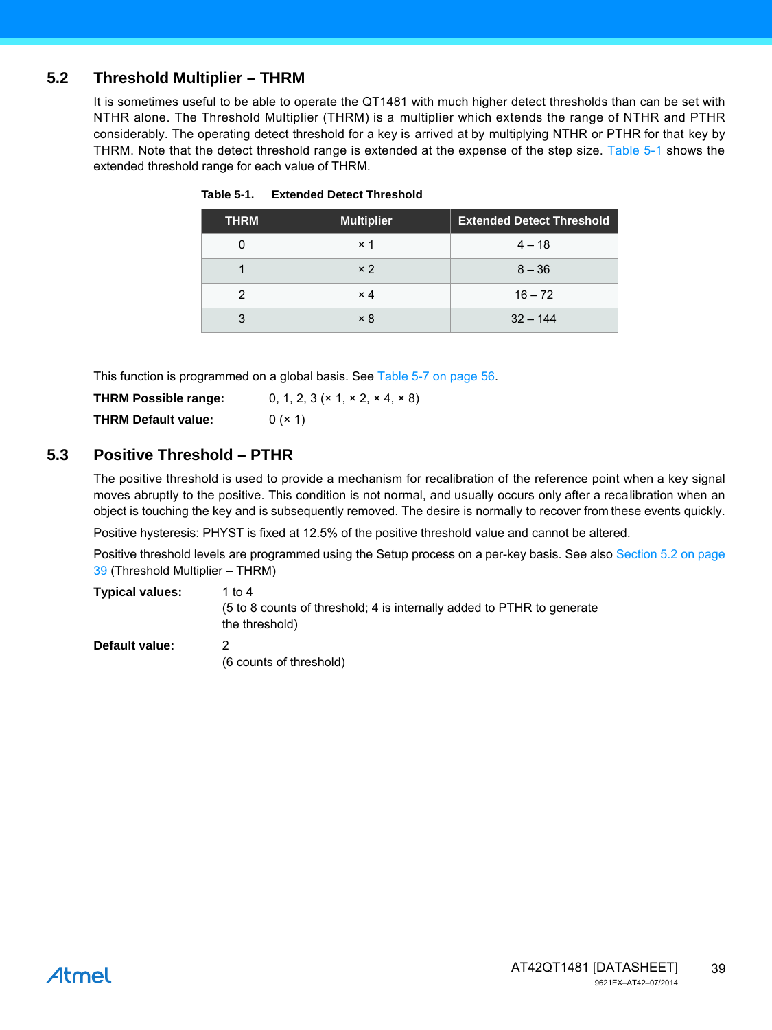## 5.2 Threshold Multiplier – THRM

It is sometimes useful to be able to operate the QT1481 with much higher detect thresholds than can be set with NTHR alone. The Threshold Multiplier (THRM) is a multiplier which extends the range of NTHR and PTHR considerably. The operating detect threshold for a key is arrived at by multiplying NTHR or PTHR for that key by THRM. Note that the detect threshold range is extended at the expense of the step size. Table 5-1 shows the extended threshold range for each value of THRM.

**Table 5-1. Extended Detect Threshold**

| THRM | Multiplier | Extended Detect Threshold |
|---|---|---|
| 0 | × 1 | 4 – 18 |
| 1 | × 2 | 8 – 36 |
| 2 | × 4 | 16 – 72 |
| 3 | × 8 | 32 – 144 |

This function is programmed on a global basis. See Table 5-7 on page 56.

**THRM Possible range:** 0, 1, 2, 3 (× 1, × 2, × 4, × 8)

**THRM Default value:** 0 (× 1)

## 5.3 Positive Threshold – PTHR

The positive threshold is used to provide a mechanism for recalibration of the reference point when a key signal moves abruptly to the positive. This condition is not normal, and usually occurs only after a recalibration when an object is touching the key and is subsequently removed. The desire is normally to recover from these events quickly.

Positive hysteresis: PHYST is fixed at 12.5% of the positive threshold value and cannot be altered.

Positive threshold levels are programmed using the Setup process on a per-key basis. See also Section 5.2 on page 39 (Threshold Multiplier – THRM)

**Typical values:** 1 to 4
(5 to 8 counts of threshold; 4 is internally added to PTHR to generate the threshold)

**Default value:** 2
(6 counts of threshold)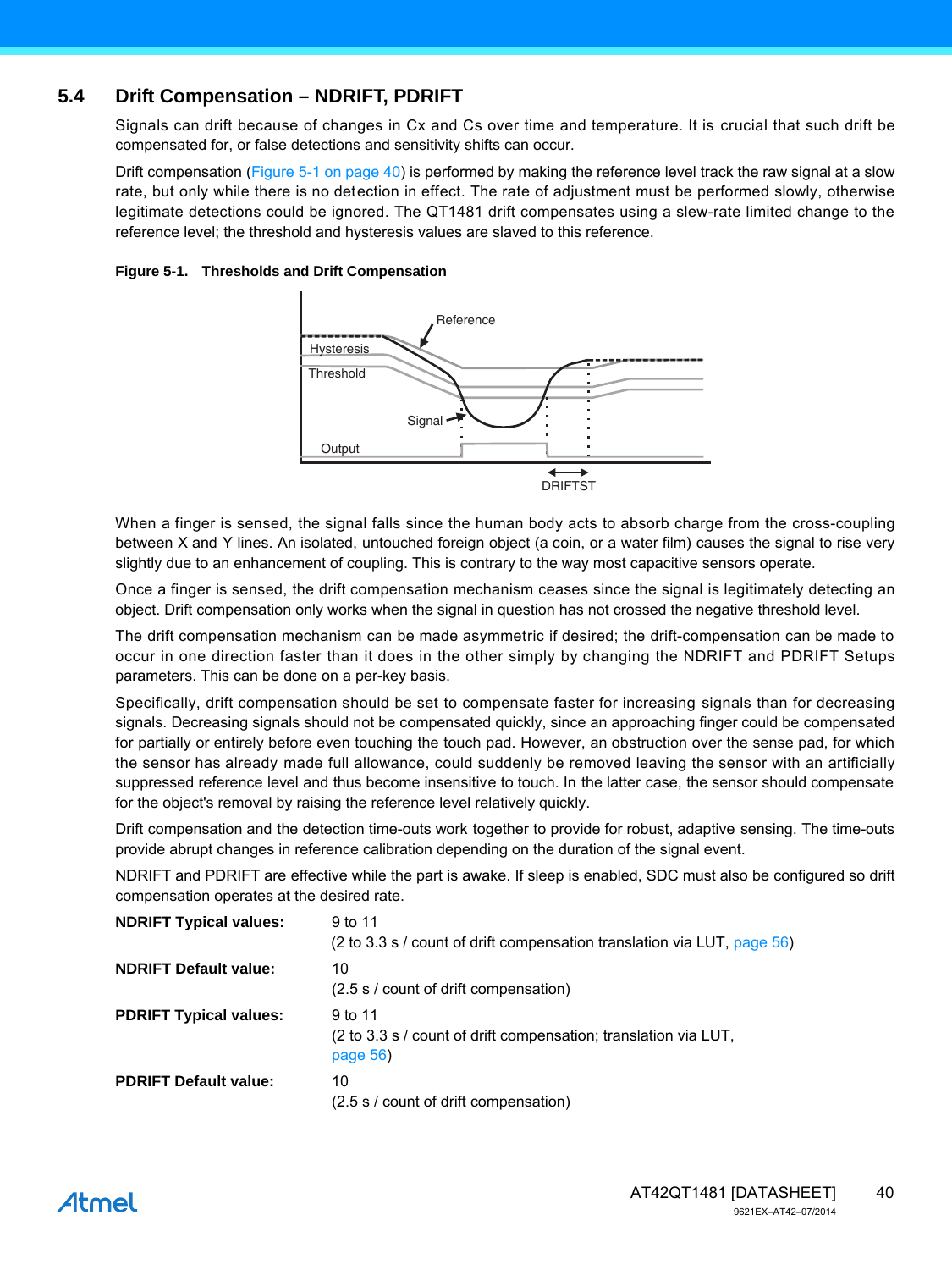## 5.4 Drift Compensation – NDRIFT, PDRIFT

Signals can drift because of changes in Cx and Cs over time and temperature. It is crucial that such drift be compensated for, or false detections and sensitivity shifts can occur.

Drift compensation (Figure 5-1 on page 40) is performed by making the reference level track the raw signal at a slow rate, but only while there is no detection in effect. The rate of adjustment must be performed slowly, otherwise legitimate detections could be ignored. The QT1481 drift compensates using a slew-rate limited change to the reference level; the threshold and hysteresis values are slaved to this reference.

**Figure 5-1. Thresholds and Drift Compensation**

Reference
Hysteresis
Threshold
Signal
Output
DRIFTST

When a finger is sensed, the signal falls since the human body acts to absorb charge from the cross-coupling between X and Y lines. An isolated, untouched foreign object (a coin, or a water film) causes the signal to rise very slightly due to an enhancement of coupling. This is contrary to the way most capacitive sensors operate.

Once a finger is sensed, the drift compensation mechanism ceases since the signal is legitimately detecting an object. Drift compensation only works when the signal in question has not crossed the negative threshold level.

The drift compensation mechanism can be made asymmetric if desired; the drift-compensation can be made to occur in one direction faster than it does in the other simply by changing the NDRIFT and PDRIFT Setups parameters. This can be done on a per-key basis.

Specifically, drift compensation should be set to compensate faster for increasing signals than for decreasing signals. Decreasing signals should not be compensated quickly, since an approaching finger could be compensated for partially or entirely before even touching the touch pad. However, an obstruction over the sense pad, for which the sensor has already made full allowance, could suddenly be removed leaving the sensor with an artificially suppressed reference level and thus become insensitive to touch. In the latter case, the sensor should compensate for the object's removal by raising the reference level relatively quickly.

Drift compensation and the detection time-outs work together to provide for robust, adaptive sensing. The time-outs provide abrupt changes in reference calibration depending on the duration of the signal event.

NDRIFT and PDRIFT are effective while the part is awake. If sleep is enabled, SDC must also be configured so drift compensation operates at the desired rate.

| | |
|---|---|
| **NDRIFT Typical values:** | 9 to 11<br>(2 to 3.3 s / count of drift compensation translation via LUT, page 56) |
| **NDRIFT Default value:** | 10<br>(2.5 s / count of drift compensation) |
| **PDRIFT Typical values:** | 9 to 11<br>(2 to 3.3 s / count of drift compensation; translation via LUT, page 56) |
| **PDRIFT Default value:** | 10<br>(2.5 s / count of drift compensation) |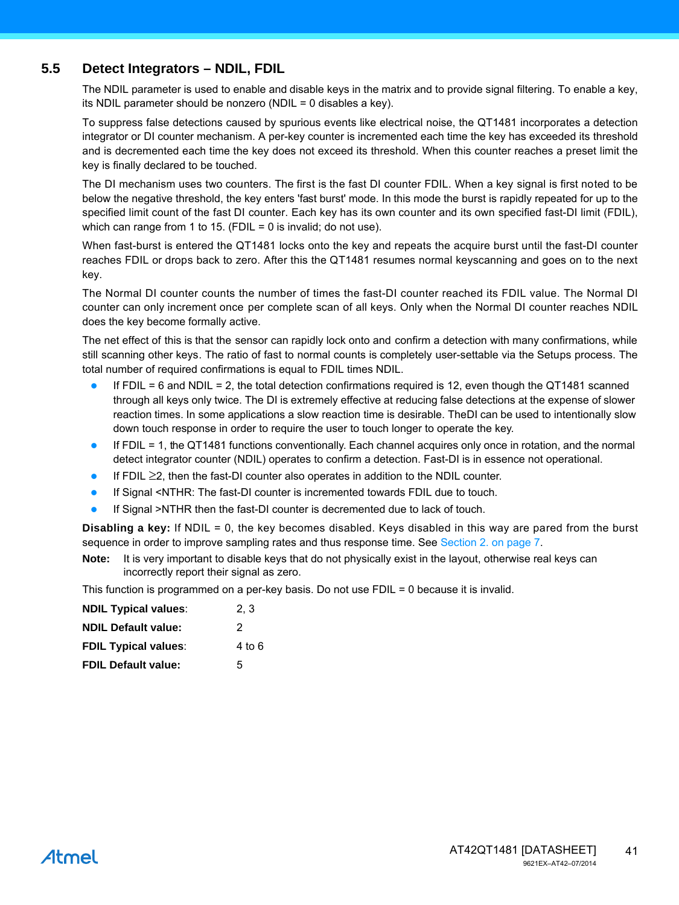## 5.5 Detect Integrators – NDIL, FDIL

The NDIL parameter is used to enable and disable keys in the matrix and to provide signal filtering. To enable a key, its NDIL parameter should be nonzero (NDIL = 0 disables a key).

To suppress false detections caused by spurious events like electrical noise, the QT1481 incorporates a detection integrator or DI counter mechanism. A per-key counter is incremented each time the key has exceeded its threshold and is decremented each time the key does not exceed its threshold. When this counter reaches a preset limit the key is finally declared to be touched.

The DI mechanism uses two counters. The first is the fast DI counter FDIL. When a key signal is first noted to be below the negative threshold, the key enters 'fast burst' mode. In this mode the burst is rapidly repeated for up to the specified limit count of the fast DI counter. Each key has its own counter and its own specified fast-DI limit (FDIL), which can range from 1 to 15. (FDIL = 0 is invalid; do not use).

When fast-burst is entered the QT1481 locks onto the key and repeats the acquire burst until the fast-DI counter reaches FDIL or drops back to zero. After this the QT1481 resumes normal keyscanning and goes on to the next key.

The Normal DI counter counts the number of times the fast-DI counter reached its FDIL value. The Normal DI counter can only increment once per complete scan of all keys. Only when the Normal DI counter reaches NDIL does the key become formally active.

The net effect of this is that the sensor can rapidly lock onto and confirm a detection with many confirmations, while still scanning other keys. The ratio of fast to normal counts is completely user-settable via the Setups process. The total number of required confirmations is equal to FDIL times NDIL.

- If FDIL = 6 and NDIL = 2, the total detection confirmations required is 12, even though the QT1481 scanned through all keys only twice. The DI is extremely effective at reducing false detections at the expense of slower reaction times. In some applications a slow reaction time is desirable. TheDI can be used to intentionally slow down touch response in order to require the user to touch longer to operate the key.
- If FDIL = 1, the QT1481 functions conventionally. Each channel acquires only once in rotation, and the normal detect integrator counter (NDIL) operates to confirm a detection. Fast-DI is in essence not operational.
- If FDIL ≥2, then the fast-DI counter also operates in addition to the NDIL counter.
- If Signal <NTHR: The fast-DI counter is incremented towards FDIL due to touch.
- If Signal >NTHR then the fast-DI counter is decremented due to lack of touch.

**Disabling a key:** If NDIL = 0, the key becomes disabled. Keys disabled in this way are pared from the burst sequence in order to improve sampling rates and thus response time. See Section 2. on page 7.

**Note:** It is very important to disable keys that do not physically exist in the layout, otherwise real keys can incorrectly report their signal as zero.

This function is programmed on a per-key basis. Do not use FDIL = 0 because it is invalid.

| | |
|---|---|
| **NDIL Typical values**: | 2, 3 |
| **NDIL Default value:** | 2 |
| **FDIL Typical values**: | 4 to 6 |
| **FDIL Default value:** | 5 |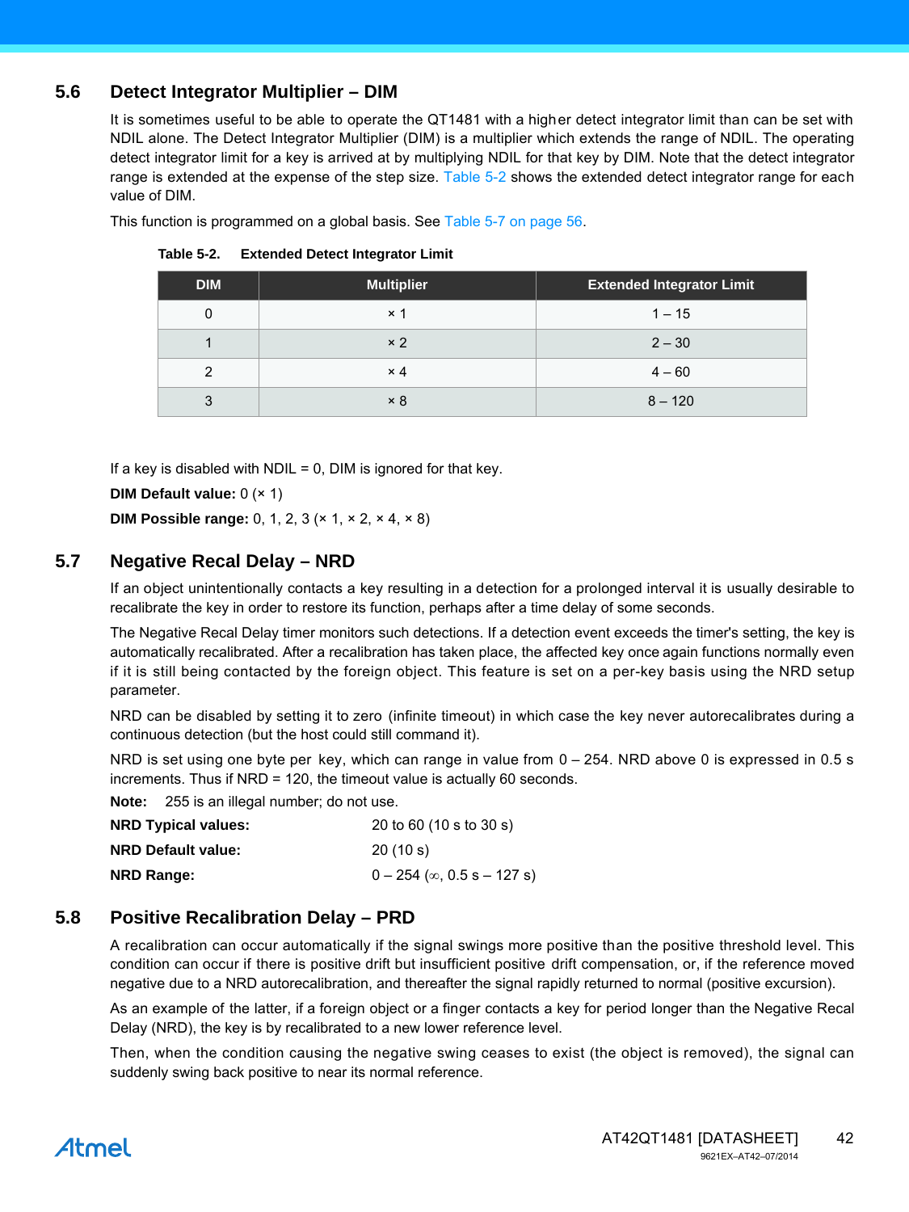## 5.6 Detect Integrator Multiplier – DIM

It is sometimes useful to be able to operate the QT1481 with a higher detect integrator limit than can be set with NDIL alone. The Detect Integrator Multiplier (DIM) is a multiplier which extends the range of NDIL. The operating detect integrator limit for a key is arrived at by multiplying NDIL for that key by DIM. Note that the detect integrator range is extended at the expense of the step size. Table 5-2 shows the extended detect integrator range for each value of DIM.

This function is programmed on a global basis. See Table 5-7 on page 56.

**Table 5-2. Extended Detect Integrator Limit**

| DIM | Multiplier | Extended Integrator Limit |
|---|---|---|
| 0 | × 1 | 1 – 15 |
| 1 | × 2 | 2 – 30 |
| 2 | × 4 | 4 – 60 |
| 3 | × 8 | 8 – 120 |

If a key is disabled with NDIL = 0, DIM is ignored for that key.

**DIM Default value:** 0 (× 1)

**DIM Possible range:** 0, 1, 2, 3 (× 1, × 2, × 4, × 8)

## 5.7 Negative Recal Delay – NRD

If an object unintentionally contacts a key resulting in a detection for a prolonged interval it is usually desirable to recalibrate the key in order to restore its function, perhaps after a time delay of some seconds.

The Negative Recal Delay timer monitors such detections. If a detection event exceeds the timer's setting, the key is automatically recalibrated. After a recalibration has taken place, the affected key once again functions normally even if it is still being contacted by the foreign object. This feature is set on a per-key basis using the NRD setup parameter.

NRD can be disabled by setting it to zero (infinite timeout) in which case the key never autorecalibrates during a continuous detection (but the host could still command it).

NRD is set using one byte per key, which can range in value from 0 – 254. NRD above 0 is expressed in 0.5 s increments. Thus if NRD = 120, the timeout value is actually 60 seconds.

**Note:** 255 is an illegal number; do not use.

**NRD Typical values:** 20 to 60 (10 s to 30 s)

**NRD Default value:** 20 (10 s)

**NRD Range:** 0 – 254 ($\infty$, 0.5 s – 127 s)

## 5.8 Positive Recalibration Delay – PRD

A recalibration can occur automatically if the signal swings more positive than the positive threshold level. This condition can occur if there is positive drift but insufficient positive drift compensation, or, if the reference moved negative due to a NRD autorecalibration, and thereafter the signal rapidly returned to normal (positive excursion).

As an example of the latter, if a foreign object or a finger contacts a key for period longer than the Negative Recal Delay (NRD), the key is by recalibrated to a new lower reference level.

Then, when the condition causing the negative swing ceases to exist (the object is removed), the signal can suddenly swing back positive to near its normal reference.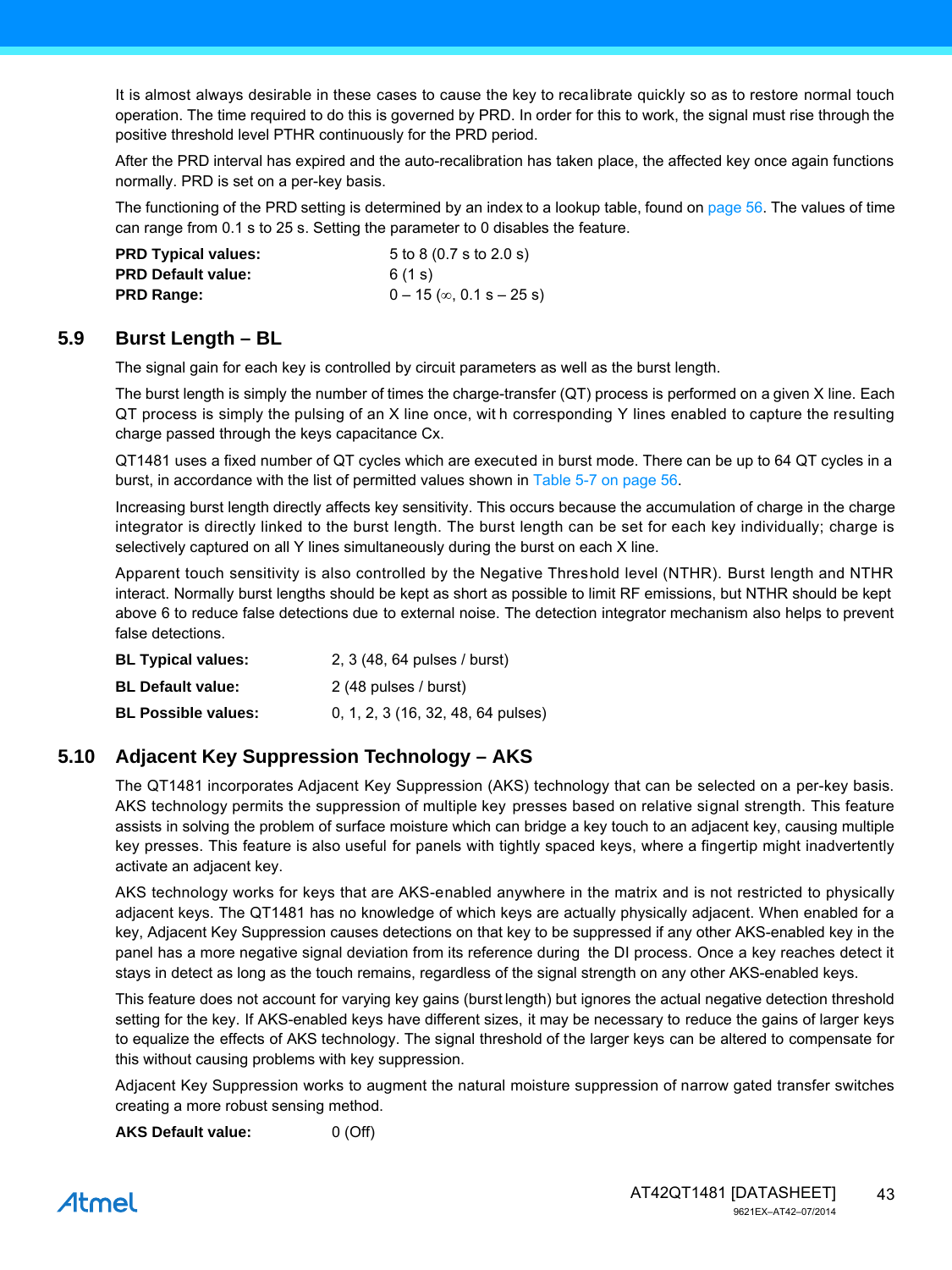It is almost always desirable in these cases to cause the key to recalibrate quickly so as to restore normal touch operation. The time required to do this is governed by PRD. In order for this to work, the signal must rise through the positive threshold level PTHR continuously for the PRD period.

After the PRD interval has expired and the auto-recalibration has taken place, the affected key once again functions normally. PRD is set on a per-key basis.

The functioning of the PRD setting is determined by an index to a lookup table, found on page 56. The values of time can range from 0.1 s to 25 s. Setting the parameter to 0 disables the feature.

| | |
|---|---|
| **PRD Typical values:** | 5 to 8 (0.7 s to 2.0 s) |
| **PRD Default value:** | 6 (1 s) |
| **PRD Range:** | 0 – 15 (∞, 0.1 s – 25 s) |

## 5.9 Burst Length – BL

The signal gain for each key is controlled by circuit parameters as well as the burst length.

The burst length is simply the number of times the charge-transfer (QT) process is performed on a given X line. Each QT process is simply the pulsing of an X line once, with corresponding Y lines enabled to capture the resulting charge passed through the keys capacitance Cx.

QT1481 uses a fixed number of QT cycles which are executed in burst mode. There can be up to 64 QT cycles in a burst, in accordance with the list of permitted values shown in Table 5-7 on page 56.

Increasing burst length directly affects key sensitivity. This occurs because the accumulation of charge in the charge integrator is directly linked to the burst length. The burst length can be set for each key individually; charge is selectively captured on all Y lines simultaneously during the burst on each X line.

Apparent touch sensitivity is also controlled by the Negative Threshold level (NTHR). Burst length and NTHR interact. Normally burst lengths should be kept as short as possible to limit RF emissions, but NTHR should be kept above 6 to reduce false detections due to external noise. The detection integrator mechanism also helps to prevent false detections.

| | |
|---|---|
| **BL Typical values:** | 2, 3 (48, 64 pulses / burst) |
| **BL Default value:** | 2 (48 pulses / burst) |
| **BL Possible values:** | 0, 1, 2, 3 (16, 32, 48, 64 pulses) |

## 5.10 Adjacent Key Suppression Technology – AKS

The QT1481 incorporates Adjacent Key Suppression (AKS) technology that can be selected on a per-key basis. AKS technology permits the suppression of multiple key presses based on relative signal strength. This feature assists in solving the problem of surface moisture which can bridge a key touch to an adjacent key, causing multiple key presses. This feature is also useful for panels with tightly spaced keys, where a fingertip might inadvertently activate an adjacent key.

AKS technology works for keys that are AKS-enabled anywhere in the matrix and is not restricted to physically adjacent keys. The QT1481 has no knowledge of which keys are actually physically adjacent. When enabled for a key, Adjacent Key Suppression causes detections on that key to be suppressed if any other AKS-enabled key in the panel has a more negative signal deviation from its reference during the DI process. Once a key reaches detect it stays in detect as long as the touch remains, regardless of the signal strength on any other AKS-enabled keys.

This feature does not account for varying key gains (burst length) but ignores the actual negative detection threshold setting for the key. If AKS-enabled keys have different sizes, it may be necessary to reduce the gains of larger keys to equalize the effects of AKS technology. The signal threshold of the larger keys can be altered to compensate for this without causing problems with key suppression.

Adjacent Key Suppression works to augment the natural moisture suppression of narrow gated transfer switches creating a more robust sensing method.

**AKS Default value:** 0 (Off)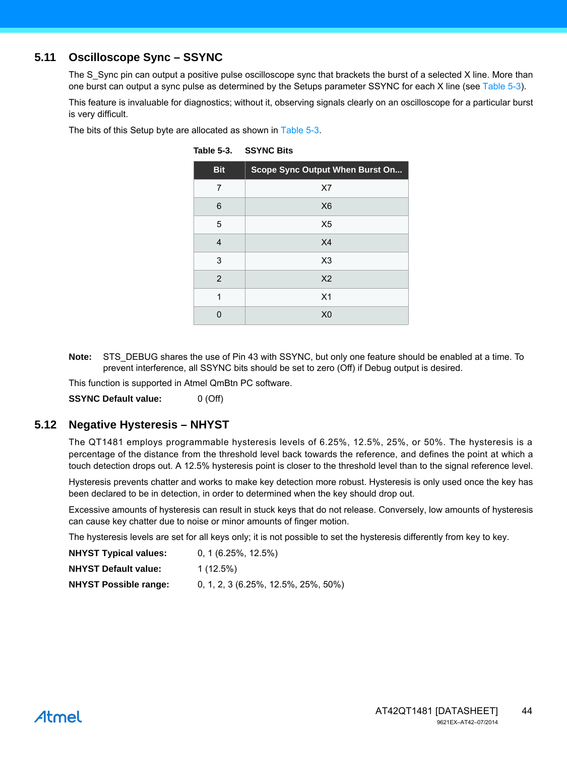## 5.11 Oscilloscope Sync – SSYNC

The S_Sync pin can output a positive pulse oscilloscope sync that brackets the burst of a selected X line. More than one burst can output a sync pulse as determined by the Setups parameter SSYNC for each X line (see Table 5-3).

This feature is invaluable for diagnostics; without it, observing signals clearly on an oscilloscope for a particular burst is very difficult.

The bits of this Setup byte are allocated as shown in Table 5-3.

**Table 5-3. SSYNC Bits**

| Bit | Scope Sync Output When Burst On... |
|---|---|
| 7 | X7 |
| 6 | X6 |
| 5 | X5 |
| 4 | X4 |
| 3 | X3 |
| 2 | X2 |
| 1 | X1 |
| 0 | X0 |

**Note:** STS_DEBUG shares the use of Pin 43 with SSYNC, but only one feature should be enabled at a time. To prevent interference, all SSYNC bits should be set to zero (Off) if Debug output is desired.

This function is supported in Atmel QmBtn PC software.

**SSYNC Default value:** 0 (Off)

## 5.12 Negative Hysteresis – NHYST

The QT1481 employs programmable hysteresis levels of 6.25%, 12.5%, 25%, or 50%. The hysteresis is a percentage of the distance from the threshold level back towards the reference, and defines the point at which a touch detection drops out. A 12.5% hysteresis point is closer to the threshold level than to the signal reference level.

Hysteresis prevents chatter and works to make key detection more robust. Hysteresis is only used once the key has been declared to be in detection, in order to determined when the key should drop out.

Excessive amounts of hysteresis can result in stuck keys that do not release. Conversely, low amounts of hysteresis can cause key chatter due to noise or minor amounts of finger motion.

The hysteresis levels are set for all keys only; it is not possible to set the hysteresis differently from key to key.

**NHYST Typical values:** 0, 1 (6.25%, 12.5%)

**NHYST Default value:** 1 (12.5%)

**NHYST Possible range:** 0, 1, 2, 3 (6.25%, 12.5%, 25%, 50%)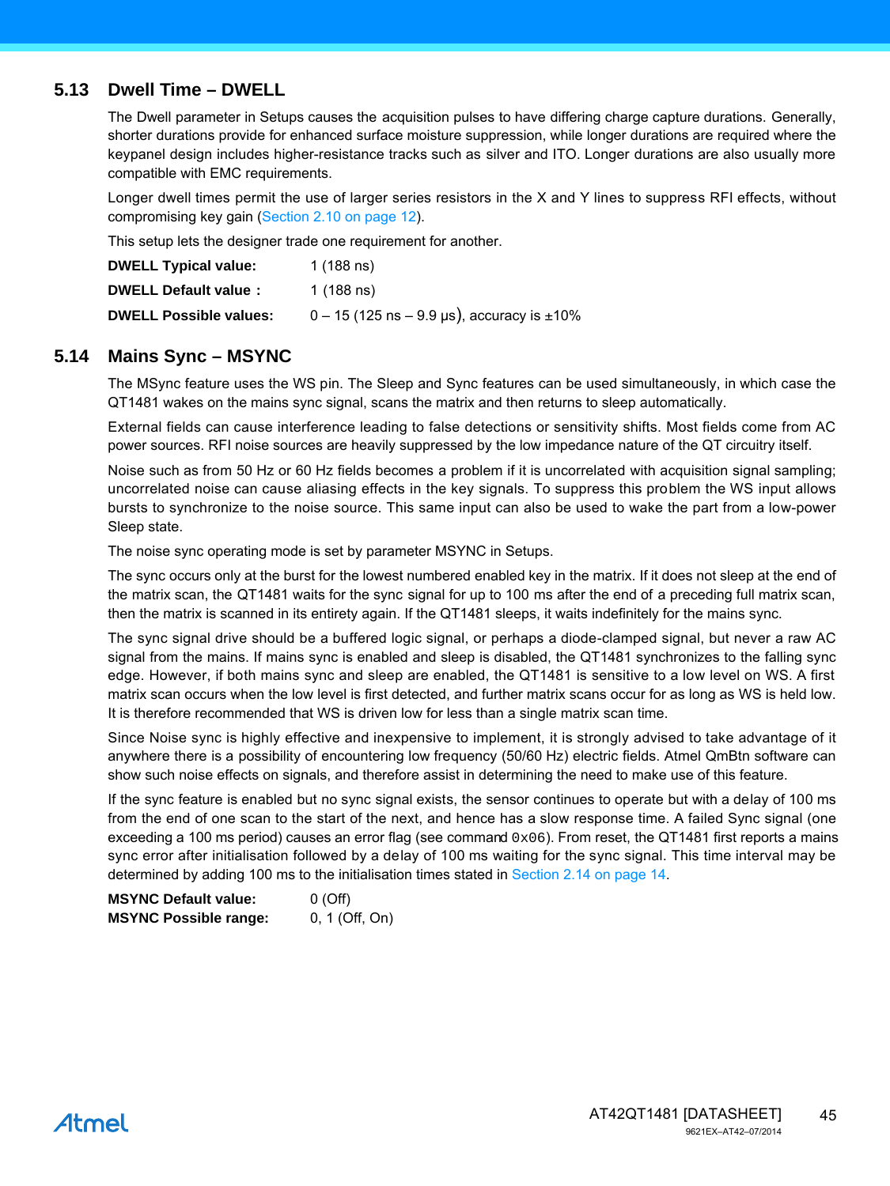## 5.13 Dwell Time – DWELL

The Dwell parameter in Setups causes the acquisition pulses to have differing charge capture durations. Generally, shorter durations provide for enhanced surface moisture suppression, while longer durations are required where the keypanel design includes higher-resistance tracks such as silver and ITO. Longer durations are also usually more compatible with EMC requirements.

Longer dwell times permit the use of larger series resistors in the X and Y lines to suppress RFI effects, without compromising key gain (Section 2.10 on page 12).

This setup lets the designer trade one requirement for another.

| | |
|---|---|
| **DWELL Typical value:** | 1 (188 ns) |
| **DWELL Default value :** | 1 (188 ns) |
| **DWELL Possible values:** | 0 – 15 (125 ns – 9.9 µs), accuracy is ±10% |

## 5.14 Mains Sync – MSYNC

The MSync feature uses the WS pin. The Sleep and Sync features can be used simultaneously, in which case the QT1481 wakes on the mains sync signal, scans the matrix and then returns to sleep automatically.

External fields can cause interference leading to false detections or sensitivity shifts. Most fields come from AC power sources. RFI noise sources are heavily suppressed by the low impedance nature of the QT circuitry itself.

Noise such as from 50 Hz or 60 Hz fields becomes a problem if it is uncorrelated with acquisition signal sampling; uncorrelated noise can cause aliasing effects in the key signals. To suppress this problem the WS input allows bursts to synchronize to the noise source. This same input can also be used to wake the part from a low-power Sleep state.

The noise sync operating mode is set by parameter MSYNC in Setups.

The sync occurs only at the burst for the lowest numbered enabled key in the matrix. If it does not sleep at the end of the matrix scan, the QT1481 waits for the sync signal for up to 100 ms after the end of a preceding full matrix scan, then the matrix is scanned in its entirety again. If the QT1481 sleeps, it waits indefinitely for the mains sync.

The sync signal drive should be a buffered logic signal, or perhaps a diode-clamped signal, but never a raw AC signal from the mains. If mains sync is enabled and sleep is disabled, the QT1481 synchronizes to the falling sync edge. However, if both mains sync and sleep are enabled, the QT1481 is sensitive to a low level on WS. A first matrix scan occurs when the low level is first detected, and further matrix scans occur for as long as WS is held low. It is therefore recommended that WS is driven low for less than a single matrix scan time.

Since Noise sync is highly effective and inexpensive to implement, it is strongly advised to take advantage of it anywhere there is a possibility of encountering low frequency (50/60 Hz) electric fields. Atmel QmBtn software can show such noise effects on signals, and therefore assist in determining the need to make use of this feature.

If the sync feature is enabled but no sync signal exists, the sensor continues to operate but with a delay of 100 ms from the end of one scan to the start of the next, and hence has a slow response time. A failed Sync signal (one exceeding a 100 ms period) causes an error flag (see command `0x06`). From reset, the QT1481 first reports a mains sync error after initialisation followed by a delay of 100 ms waiting for the sync signal. This time interval may be determined by adding 100 ms to the initialisation times stated in Section 2.14 on page 14.

| | |
|---|---|
| **MSYNC Default value:** | 0 (Off) |
| **MSYNC Possible range:** | 0, 1 (Off, On) |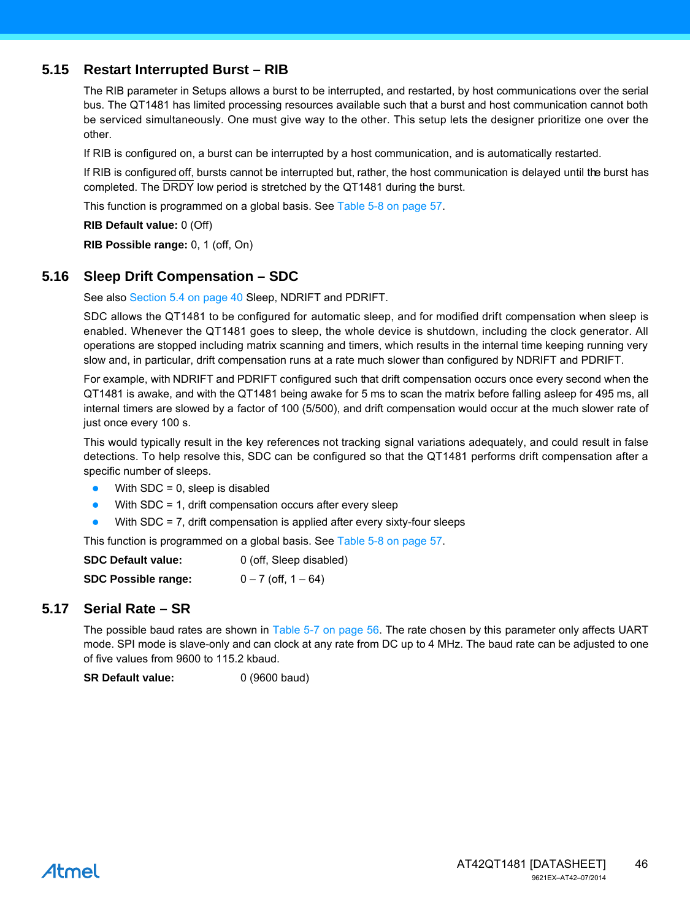## 5.15 Restart Interrupted Burst – RIB

The RIB parameter in Setups allows a burst to be interrupted, and restarted, by host communications over the serial bus. The QT1481 has limited processing resources available such that a burst and host communication cannot both be serviced simultaneously. One must give way to the other. This setup lets the designer prioritize one over the other.

If RIB is configured on, a burst can be interrupted by a host communication, and is automatically restarted.

If RIB is configured off, bursts cannot be interrupted but, rather, the host communication is delayed until the burst has completed. The DRDY low period is stretched by the QT1481 during the burst.

This function is programmed on a global basis. See Table 5-8 on page 57.

**RIB Default value:** 0 (Off)

**RIB Possible range:** 0, 1 (off, On)

## 5.16 Sleep Drift Compensation – SDC

See also Section 5.4 on page 40 Sleep, NDRIFT and PDRIFT.

SDC allows the QT1481 to be configured for automatic sleep, and for modified drift compensation when sleep is enabled. Whenever the QT1481 goes to sleep, the whole device is shutdown, including the clock generator. All operations are stopped including matrix scanning and timers, which results in the internal time keeping running very slow and, in particular, drift compensation runs at a rate much slower than configured by NDRIFT and PDRIFT.

For example, with NDRIFT and PDRIFT configured such that drift compensation occurs once every second when the QT1481 is awake, and with the QT1481 being awake for 5 ms to scan the matrix before falling asleep for 495 ms, all internal timers are slowed by a factor of 100 (5/500), and drift compensation would occur at the much slower rate of just once every 100 s.

This would typically result in the key references not tracking signal variations adequately, and could result in false detections. To help resolve this, SDC can be configured so that the QT1481 performs drift compensation after a specific number of sleeps.

- With SDC = 0, sleep is disabled
- With SDC = 1, drift compensation occurs after every sleep
- With SDC = 7, drift compensation is applied after every sixty-four sleeps

This function is programmed on a global basis. See Table 5-8 on page 57.

**SDC Default value:** 0 (off, Sleep disabled)

**SDC Possible range:** 0 – 7 (off, 1 – 64)

## 5.17 Serial Rate – SR

The possible baud rates are shown in Table 5-7 on page 56. The rate chosen by this parameter only affects UART mode. SPI mode is slave-only and can clock at any rate from DC up to 4 MHz. The baud rate can be adjusted to one of five values from 9600 to 115.2 kbaud.

**SR Default value:** 0 (9600 baud)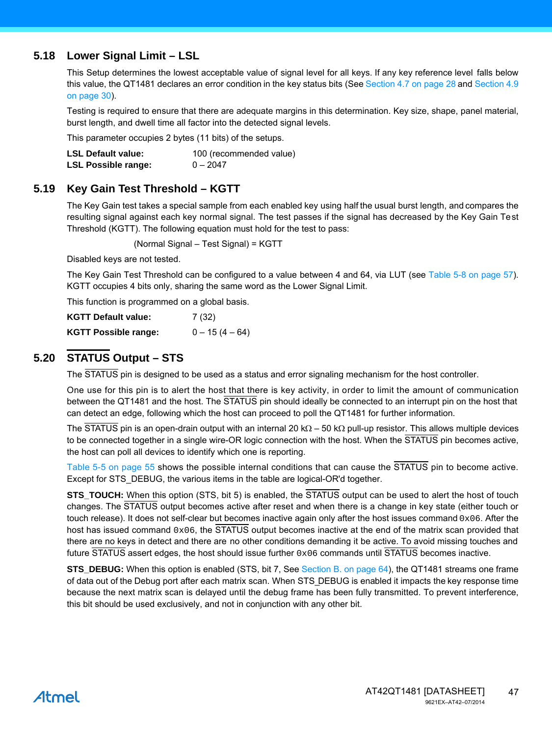## 5.18 Lower Signal Limit – LSL

This Setup determines the lowest acceptable value of signal level for all keys. If any key reference level falls below this value, the QT1481 declares an error condition in the key status bits (See Section 4.7 on page 28 and Section 4.9 on page 30).

Testing is required to ensure that there are adequate margins in this determination. Key size, shape, panel material, burst length, and dwell time all factor into the detected signal levels.

This parameter occupies 2 bytes (11 bits) of the setups.

**LSL Default value:** 100 (recommended value)
**LSL Possible range:** 0 – 2047

## 5.19 Key Gain Test Threshold – KGTT

The Key Gain test takes a special sample from each enabled key using half the usual burst length, and compares the resulting signal against each key normal signal. The test passes if the signal has decreased by the Key Gain Test Threshold (KGTT). The following equation must hold for the test to pass:

(Normal Signal – Test Signal) = KGTT

Disabled keys are not tested.

The Key Gain Test Threshold can be configured to a value between 4 and 64, via LUT (see Table 5-8 on page 57). KGTT occupies 4 bits only, sharing the same word as the Lower Signal Limit.

This function is programmed on a global basis.

**KGTT Default value:** 7 (32)

**KGTT Possible range:** 0 – 15 (4 – 64)

## 5.20 $\overline{\text{STATUS}}$ Output – STS

The $\overline{\text{STATUS}}$ pin is designed to be used as a status and error signaling mechanism for the host controller.

One use for this pin is to alert the host that there is key activity, in order to limit the amount of communication between the QT1481 and the host. The $\overline{\text{STATUS}}$ pin should ideally be connected to an interrupt pin on the host that can detect an edge, following which the host can proceed to poll the QT1481 for further information.

The $\overline{\text{STATUS}}$ pin is an open-drain output with an internal 20 kΩ – 50 kΩ pull-up resistor. This allows multiple devices to be connected together in a single wire-OR logic connection with the host. When the $\overline{\text{STATUS}}$ pin becomes active, the host can poll all devices to identify which one is reporting.

Table 5-5 on page 55 shows the possible internal conditions that can cause the $\overline{\text{STATUS}}$ pin to become active. Except for STS_DEBUG, the various items in the table are logical-OR'd together.

**STS_TOUCH:** When this option (STS, bit 5) is enabled, the $\overline{\text{STATUS}}$ output can be used to alert the host of touch changes. The $\overline{\text{STATUS}}$ output becomes active after reset and when there is a change in key state (either touch or touch release). It does not self-clear but becomes inactive again only after the host issues command `0x06`. After the host has issued command `0x06`, the $\overline{\text{STATUS}}$ output becomes inactive at the end of the matrix scan provided that there are no keys in detect and there are no other conditions demanding it be active. To avoid missing touches and future $\overline{\text{STATUS}}$ assert edges, the host should issue further `0x06` commands until $\overline{\text{STATUS}}$ becomes inactive.

**STS_DEBUG:** When this option is enabled (STS, bit 7, See Section B. on page 64), the QT1481 streams one frame of data out of the Debug port after each matrix scan. When STS_DEBUG is enabled it impacts the key response time because the next matrix scan is delayed until the debug frame has been fully transmitted. To prevent interference, this bit should be used exclusively, and not in conjunction with any other bit.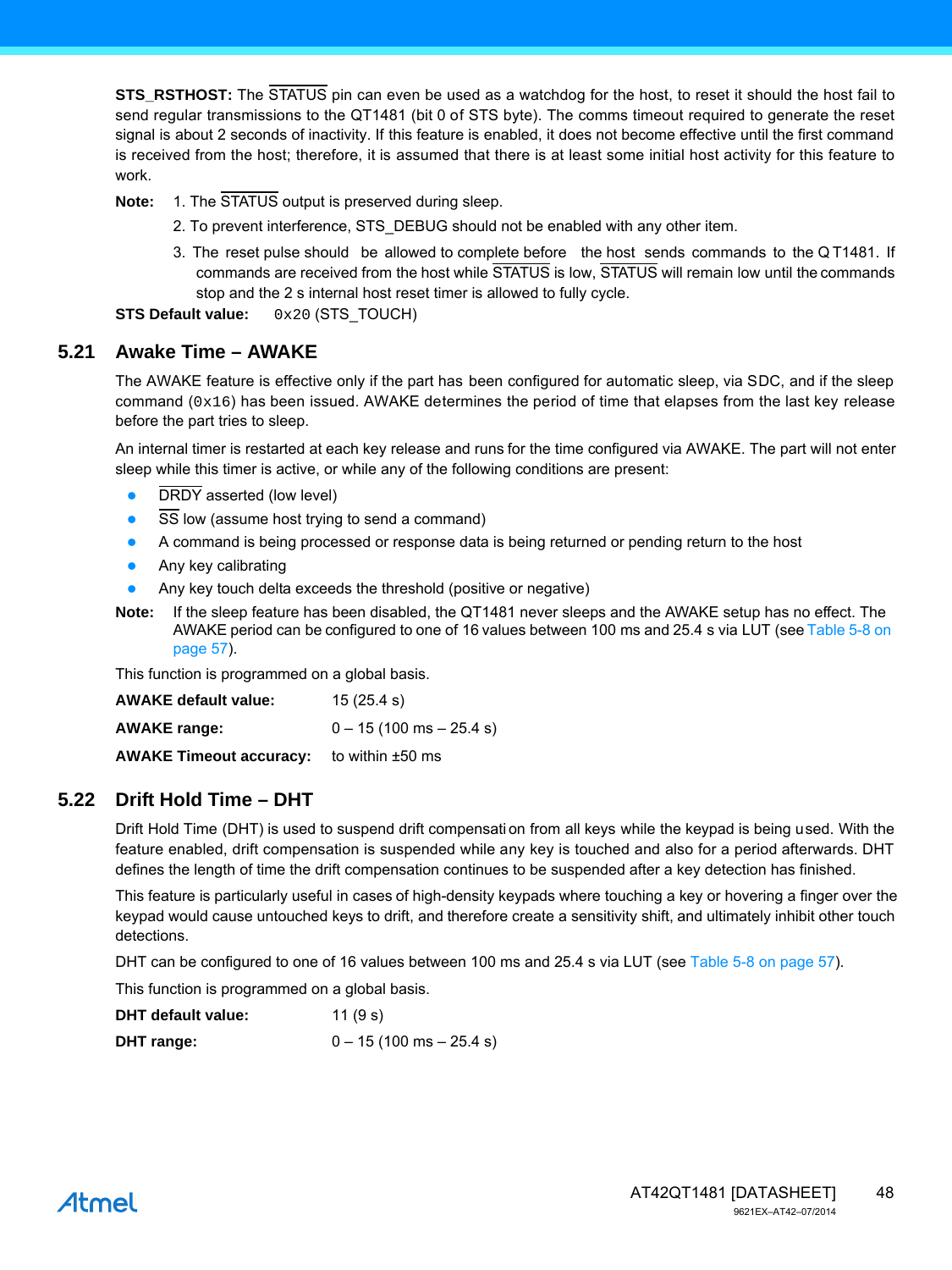**STS_RSTHOST:** The STATUS pin can even be used as a watchdog for the host, to reset it should the host fail to send regular transmissions to the QT1481 (bit 0 of STS byte). The comms timeout required to generate the reset signal is about 2 seconds of inactivity. If this feature is enabled, it does not become effective until the first command is received from the host; therefore, it is assumed that there is at least some initial host activity for this feature to work.

**Note:** 1. The STATUS output is preserved during sleep.

2. To prevent interference, STS_DEBUG should not be enabled with any other item.

3. The reset pulse should be allowed to complete before the host sends commands to the QT1481. If commands are received from the host while STATUS is low, STATUS will remain low until the commands stop and the 2 s internal host reset timer is allowed to fully cycle.

**STS Default value:** `0x20` (STS_TOUCH)

## 5.21 Awake Time – AWAKE

The AWAKE feature is effective only if the part has been configured for automatic sleep, via SDC, and if the sleep command (`0x16`) has been issued. AWAKE determines the period of time that elapses from the last key release before the part tries to sleep.

An internal timer is restarted at each key release and runs for the time configured via AWAKE. The part will not enter sleep while this timer is active, or while any of the following conditions are present:

- DRDY asserted (low level)
- SS low (assume host trying to send a command)
- A command is being processed or response data is being returned or pending return to the host
- Any key calibrating
- Any key touch delta exceeds the threshold (positive or negative)

**Note:** If the sleep feature has been disabled, the QT1481 never sleeps and the AWAKE setup has no effect. The AWAKE period can be configured to one of 16 values between 100 ms and 25.4 s via LUT (see Table 5-8 on page 57).

This function is programmed on a global basis.

**AWAKE default value:** 15 (25.4 s)

**AWAKE range:** 0 – 15 (100 ms – 25.4 s)

**AWAKE Timeout accuracy:** to within ±50 ms

## 5.22 Drift Hold Time – DHT

Drift Hold Time (DHT) is used to suspend drift compensation from all keys while the keypad is being used. With the feature enabled, drift compensation is suspended while any key is touched and also for a period afterwards. DHT defines the length of time the drift compensation continues to be suspended after a key detection has finished.

This feature is particularly useful in cases of high-density keypads where touching a key or hovering a finger over the keypad would cause untouched keys to drift, and therefore create a sensitivity shift, and ultimately inhibit other touch detections.

DHT can be configured to one of 16 values between 100 ms and 25.4 s via LUT (see Table 5-8 on page 57).

This function is programmed on a global basis.

**DHT default value:** 11 (9 s)

**DHT range:** 0 – 15 (100 ms – 25.4 s)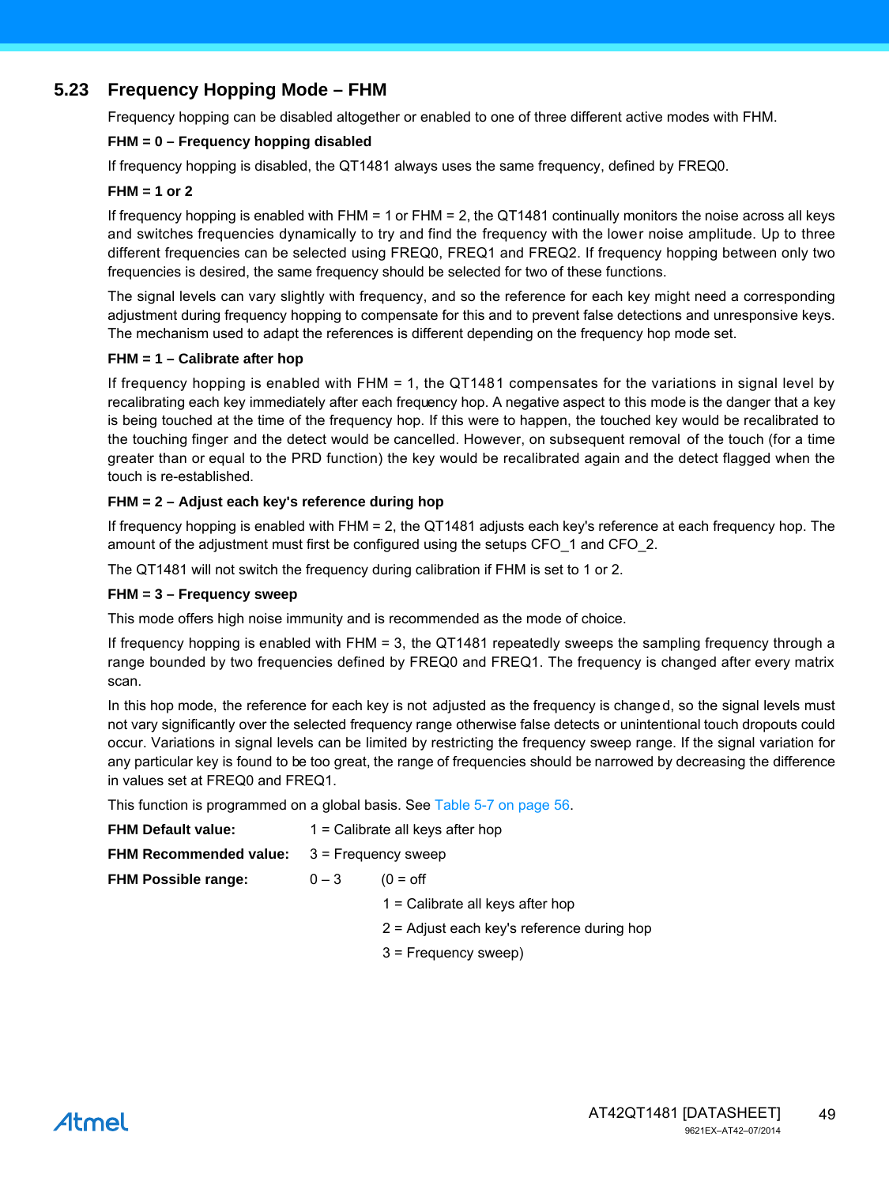## 5.23 Frequency Hopping Mode – FHM

Frequency hopping can be disabled altogether or enabled to one of three different active modes with FHM.

**FHM = 0 – Frequency hopping disabled**

If frequency hopping is disabled, the QT1481 always uses the same frequency, defined by FREQ0.

**FHM = 1 or 2**

If frequency hopping is enabled with FHM = 1 or FHM = 2, the QT1481 continually monitors the noise across all keys and switches frequencies dynamically to try and find the frequency with the lower noise amplitude. Up to three different frequencies can be selected using FREQ0, FREQ1 and FREQ2. If frequency hopping between only two frequencies is desired, the same frequency should be selected for two of these functions.

The signal levels can vary slightly with frequency, and so the reference for each key might need a corresponding adjustment during frequency hopping to compensate for this and to prevent false detections and unresponsive keys. The mechanism used to adapt the references is different depending on the frequency hop mode set.

**FHM = 1 – Calibrate after hop**

If frequency hopping is enabled with FHM = 1, the QT1481 compensates for the variations in signal level by recalibrating each key immediately after each frequency hop. A negative aspect to this mode is the danger that a key is being touched at the time of the frequency hop. If this were to happen, the touched key would be recalibrated to the touching finger and the detect would be cancelled. However, on subsequent removal of the touch (for a time greater than or equal to the PRD function) the key would be recalibrated again and the detect flagged when the touch is re-established.

**FHM = 2 – Adjust each key's reference during hop**

If frequency hopping is enabled with FHM = 2, the QT1481 adjusts each key's reference at each frequency hop. The amount of the adjustment must first be configured using the setups CFO_1 and CFO_2.

The QT1481 will not switch the frequency during calibration if FHM is set to 1 or 2.

**FHM = 3 – Frequency sweep**

This mode offers high noise immunity and is recommended as the mode of choice.

If frequency hopping is enabled with FHM = 3, the QT1481 repeatedly sweeps the sampling frequency through a range bounded by two frequencies defined by FREQ0 and FREQ1. The frequency is changed after every matrix scan.

In this hop mode, the reference for each key is not adjusted as the frequency is changed, so the signal levels must not vary significantly over the selected frequency range otherwise false detects or unintentional touch dropouts could occur. Variations in signal levels can be limited by restricting the frequency sweep range. If the signal variation for any particular key is found to be too great, the range of frequencies should be narrowed by decreasing the difference in values set at FREQ0 and FREQ1.

This function is programmed on a global basis. See Table 5-7 on page 56.

| | | |
|---|---|---|
| **FHM Default value:** | 1 = Calibrate all keys after hop | |
| **FHM Recommended value:** | 3 = Frequency sweep | |
| **FHM Possible range:** | 0 – 3 | (0 = off<br>1 = Calibrate all keys after hop<br>2 = Adjust each key's reference during hop<br>3 = Frequency sweep) |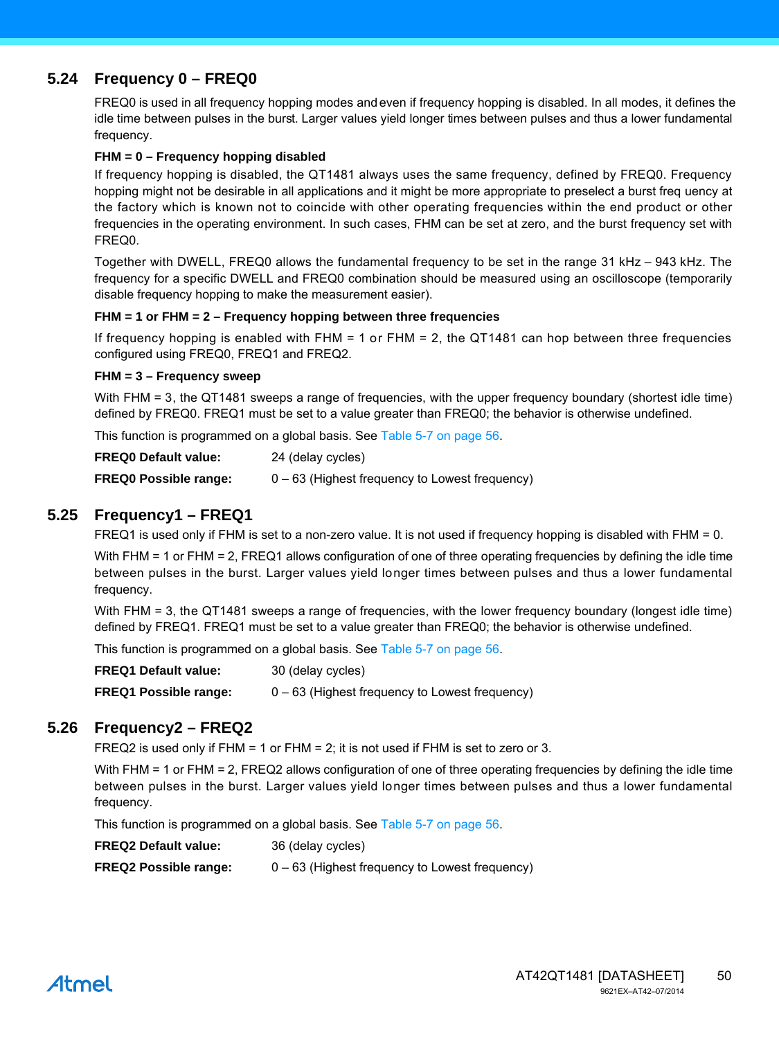## 5.24 Frequency 0 – FREQ0

FREQ0 is used in all frequency hopping modes and even if frequency hopping is disabled. In all modes, it defines the idle time between pulses in the burst. Larger values yield longer times between pulses and thus a lower fundamental frequency.

**FHM = 0 – Frequency hopping disabled**

If frequency hopping is disabled, the QT1481 always uses the same frequency, defined by FREQ0. Frequency hopping might not be desirable in all applications and it might be more appropriate to preselect a burst freq uency at the factory which is known not to coincide with other operating frequencies within the end product or other frequencies in the operating environment. In such cases, FHM can be set at zero, and the burst frequency set with FREQ0.

Together with DWELL, FREQ0 allows the fundamental frequency to be set in the range 31 kHz – 943 kHz. The frequency for a specific DWELL and FREQ0 combination should be measured using an oscilloscope (temporarily disable frequency hopping to make the measurement easier).

**FHM = 1 or FHM = 2 – Frequency hopping between three frequencies**

If frequency hopping is enabled with FHM = 1 or FHM = 2, the QT1481 can hop between three frequencies configured using FREQ0, FREQ1 and FREQ2.

**FHM = 3 – Frequency sweep**

With FHM = 3, the QT1481 sweeps a range of frequencies, with the upper frequency boundary (shortest idle time) defined by FREQ0. FREQ1 must be set to a value greater than FREQ0; the behavior is otherwise undefined.

This function is programmed on a global basis. See Table 5-7 on page 56.

**FREQ0 Default value:** 24 (delay cycles)

**FREQ0 Possible range:** 0 – 63 (Highest frequency to Lowest frequency)

## 5.25 Frequency1 – FREQ1

FREQ1 is used only if FHM is set to a non-zero value. It is not used if frequency hopping is disabled with FHM = 0.

With FHM = 1 or FHM = 2, FREQ1 allows configuration of one of three operating frequencies by defining the idle time between pulses in the burst. Larger values yield longer times between pulses and thus a lower fundamental frequency.

With FHM = 3, the QT1481 sweeps a range of frequencies, with the lower frequency boundary (longest idle time) defined by FREQ1. FREQ1 must be set to a value greater than FREQ0; the behavior is otherwise undefined.

This function is programmed on a global basis. See Table 5-7 on page 56.

**FREQ1 Default value:** 30 (delay cycles)

**FREQ1 Possible range:** 0 – 63 (Highest frequency to Lowest frequency)

## 5.26 Frequency2 – FREQ2

FREQ2 is used only if FHM = 1 or FHM = 2; it is not used if FHM is set to zero or 3.

With FHM = 1 or FHM = 2, FREQ2 allows configuration of one of three operating frequencies by defining the idle time between pulses in the burst. Larger values yield longer times between pulses and thus a lower fundamental frequency.

This function is programmed on a global basis. See Table 5-7 on page 56.

**FREQ2 Default value:** 36 (delay cycles)

**FREQ2 Possible range:** 0 – 63 (Highest frequency to Lowest frequency)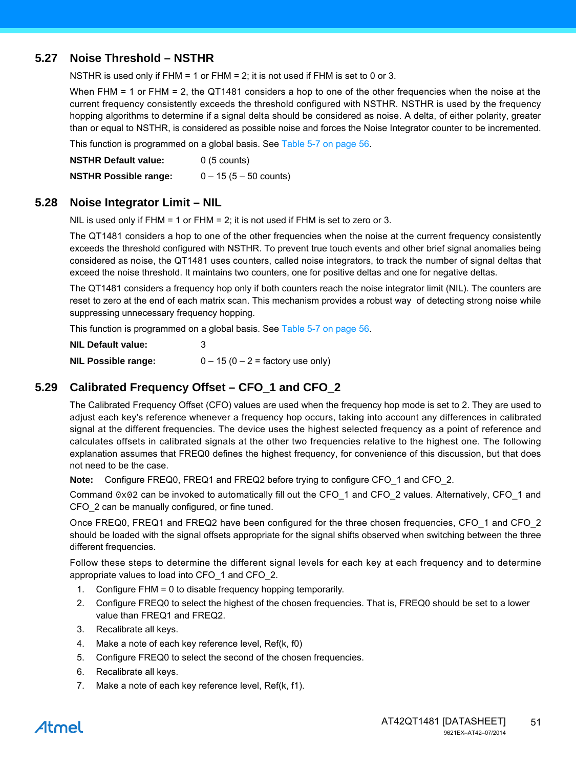## 5.27 Noise Threshold – NSTHR

NSTHR is used only if FHM = 1 or FHM = 2; it is not used if FHM is set to 0 or 3.

When FHM = 1 or FHM = 2, the QT1481 considers a hop to one of the other frequencies when the noise at the current frequency consistently exceeds the threshold configured with NSTHR. NSTHR is used by the frequency hopping algorithms to determine if a signal delta should be considered as noise. A delta, of either polarity, greater than or equal to NSTHR, is considered as possible noise and forces the Noise Integrator counter to be incremented.

This function is programmed on a global basis. See Table 5-7 on page 56.

**NSTHR Default value:** 0 (5 counts)

**NSTHR Possible range:** 0 – 15 (5 – 50 counts)

## 5.28 Noise Integrator Limit – NIL

NIL is used only if FHM = 1 or FHM = 2; it is not used if FHM is set to zero or 3.

The QT1481 considers a hop to one of the other frequencies when the noise at the current frequency consistently exceeds the threshold configured with NSTHR. To prevent true touch events and other brief signal anomalies being considered as noise, the QT1481 uses counters, called noise integrators, to track the number of signal deltas that exceed the noise threshold. It maintains two counters, one for positive deltas and one for negative deltas.

The QT1481 considers a frequency hop only if both counters reach the noise integrator limit (NIL). The counters are reset to zero at the end of each matrix scan. This mechanism provides a robust way of detecting strong noise while suppressing unnecessary frequency hopping.

This function is programmed on a global basis. See Table 5-7 on page 56.

**NIL Default value:** 3

**NIL Possible range:** 0 – 15 (0 – 2 = factory use only)

## 5.29 Calibrated Frequency Offset – CFO_1 and CFO_2

The Calibrated Frequency Offset (CFO) values are used when the frequency hop mode is set to 2. They are used to adjust each key's reference whenever a frequency hop occurs, taking into account any differences in calibrated signal at the different frequencies. The device uses the highest selected frequency as a point of reference and calculates offsets in calibrated signals at the other two frequencies relative to the highest one. The following explanation assumes that FREQ0 defines the highest frequency, for convenience of this discussion, but that does not need to be the case.

**Note:** Configure FREQ0, FREQ1 and FREQ2 before trying to configure CFO_1 and CFO_2.

Command `0x02` can be invoked to automatically fill out the CFO_1 and CFO_2 values. Alternatively, CFO_1 and CFO_2 can be manually configured, or fine tuned.

Once FREQ0, FREQ1 and FREQ2 have been configured for the three chosen frequencies, CFO_1 and CFO_2 should be loaded with the signal offsets appropriate for the signal shifts observed when switching between the three different frequencies.

Follow these steps to determine the different signal levels for each key at each frequency and to determine appropriate values to load into CFO_1 and CFO_2.

1. Configure FHM = 0 to disable frequency hopping temporarily.
2. Configure FREQ0 to select the highest of the chosen frequencies. That is, FREQ0 should be set to a lower value than FREQ1 and FREQ2.
3. Recalibrate all keys.
4. Make a note of each key reference level, Ref(k, f0)
5. Configure FREQ0 to select the second of the chosen frequencies.
6. Recalibrate all keys.
7. Make a note of each key reference level, Ref(k, f1).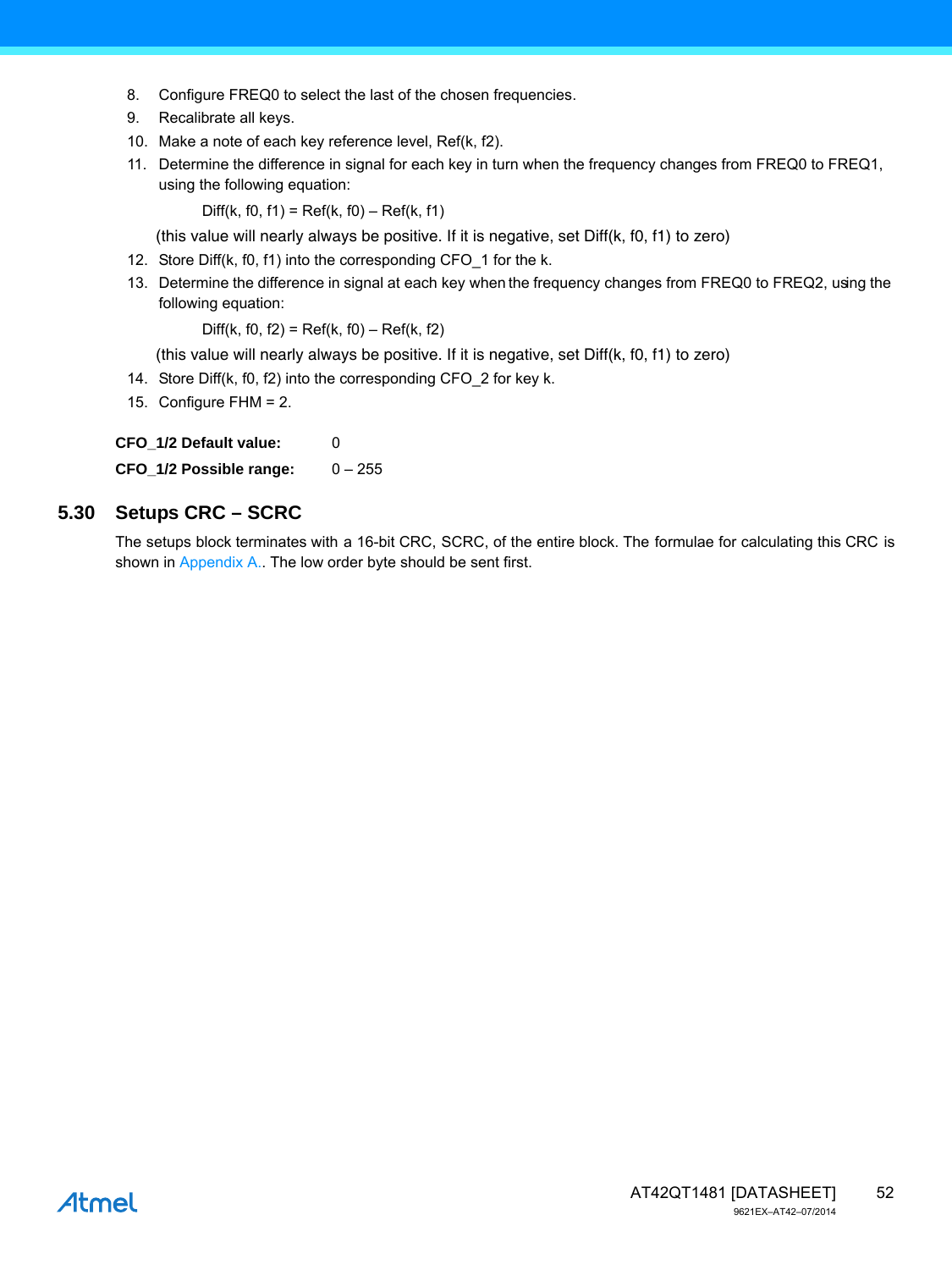8. Configure FREQ0 to select the last of the chosen frequencies.
9. Recalibrate all keys.
10. Make a note of each key reference level, Ref(k, f2).
11. Determine the difference in signal for each key in turn when the frequency changes from FREQ0 to FREQ1, using the following equation:

    Diff(k, f0, f1) = Ref(k, f0) – Ref(k, f1)

    (this value will nearly always be positive. If it is negative, set Diff(k, f0, f1) to zero)
12. Store Diff(k, f0, f1) into the corresponding CFO_1 for the k.
13. Determine the difference in signal at each key when the frequency changes from FREQ0 to FREQ2, using the following equation:

    Diff(k, f0, f2) = Ref(k, f0) – Ref(k, f2)

    (this value will nearly always be positive. If it is negative, set Diff(k, f0, f1) to zero)
14. Store Diff(k, f0, f2) into the corresponding CFO_2 for key k.
15. Configure FHM = 2.

**CFO_1/2 Default value:** 0

**CFO_1/2 Possible range:** 0 – 255

## 5.30 Setups CRC – SCRC

The setups block terminates with a 16-bit CRC, SCRC, of the entire block. The formulae for calculating this CRC is shown in Appendix A.. The low order byte should be sent first.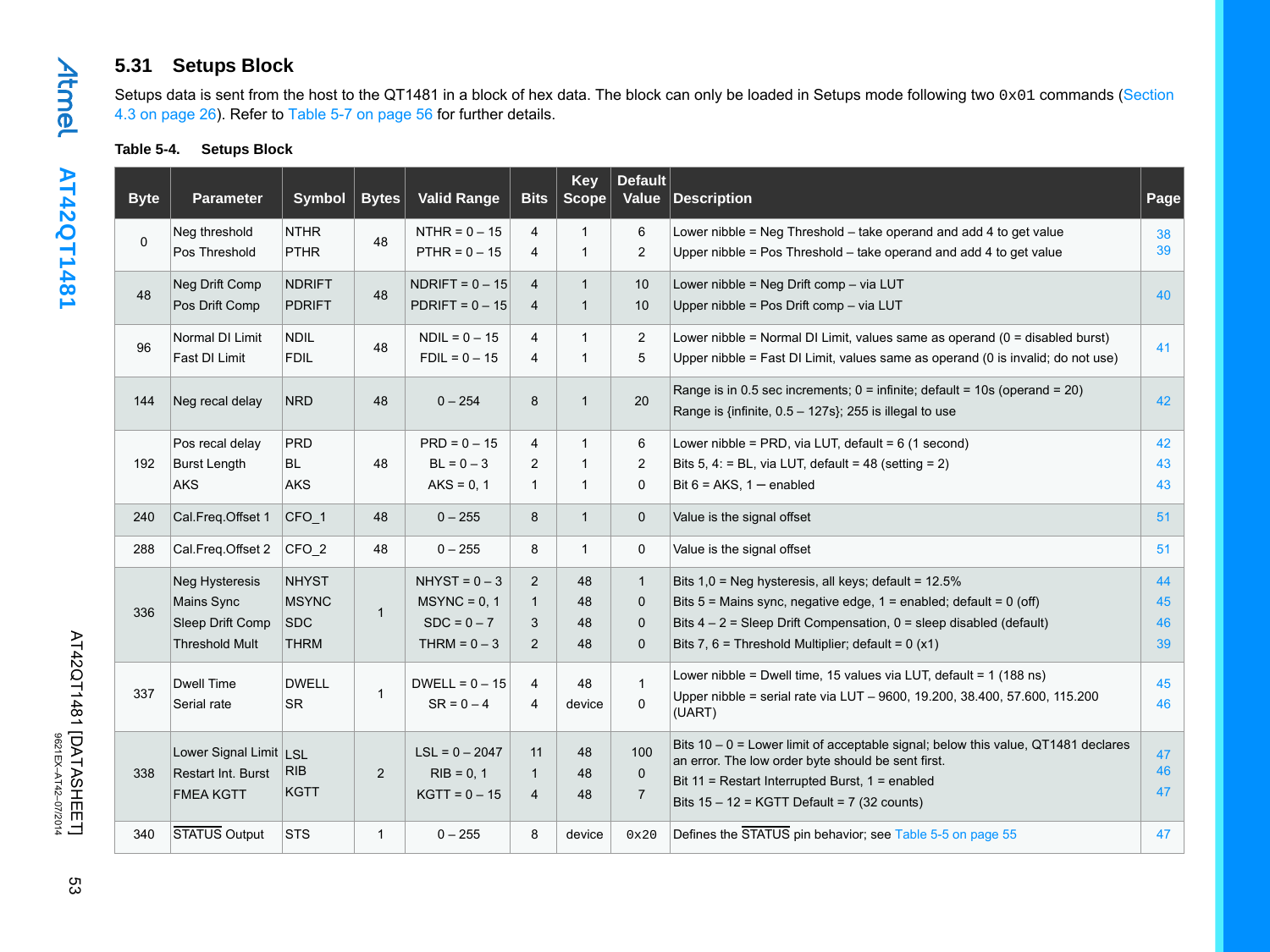## 5.31 Setups Block

Setups data is sent from the host to the QT1481 in a block of hex data. The block can only be loaded in Setups mode following two `0x01` commands (Section 4.3 on page 26). Refer to Table 5-7 on page 56 for further details.

**Table 5-4. Setups Block**

| Byte | Parameter | Symbol | Bytes | Valid Range | Bits | Key Scope | Default Value | Description | Page |
|---|---|---|---|---|---|---|---|---|---|
| 0 | Neg threshold<br>Pos Threshold | NTHR<br>PTHR | 48 | NTHR = 0 – 15<br>PTHR = 0 – 15 | 4<br>4 | 1<br>1 | 6<br>2 | Lower nibble = Neg Threshold – take operand and add 4 to get value<br>Upper nibble = Pos Threshold – take operand and add 4 to get value | 38<br>39 |
| 48 | Neg Drift Comp<br>Pos Drift Comp | NDRIFT<br>PDRIFT | 48 | NDRIFT = 0 – 15<br>PDRIFT = 0 – 15 | 4<br>4 | 1<br>1 | 10<br>10 | Lower nibble = Neg Drift comp – via LUT<br>Upper nibble = Pos Drift comp – via LUT | 40 |
| 96 | Normal DI Limit<br>Fast DI Limit | NDIL<br>FDIL | 48 | NDIL = 0 – 15<br>FDIL = 0 – 15 | 4<br>4 | 1<br>1 | 2<br>5 | Lower nibble = Normal DI Limit, values same as operand (0 = disabled burst)<br>Upper nibble = Fast DI Limit, values same as operand (0 is invalid; do not use) | 41 |
| 144 | Neg recal delay | NRD | 48 | 0 – 254 | 8 | 1 | 20 | Range is in 0.5 sec increments; 0 = infinite; default = 10s (operand = 20)<br>Range is {infinite, 0.5 – 127s}; 255 is illegal to use | 42 |
| 192 | Pos recal delay<br>Burst Length<br>AKS | PRD<br>BL<br>AKS | 48 | PRD = 0 – 15<br>BL = 0 – 3<br>AKS = 0, 1 | 4<br>2<br>1 | 1<br>1<br>1 | 6<br>2<br>0 | Lower nibble = PRD, via LUT, default = 6 (1 second)<br>Bits 5, 4: = BL, via LUT, default = 48 (setting = 2)<br>Bit 6 = AKS, 1 — enabled | 42<br>43<br>43 |
| 240 | Cal.Freq.Offset 1 | CFO_1 | 48 | 0 – 255 | 8 | 1 | 0 | Value is the signal offset | 51 |
| 288 | Cal.Freq.Offset 2 | CFO_2 | 48 | 0 – 255 | 8 | 1 | 0 | Value is the signal offset | 51 |
| 336 | Neg Hysteresis<br>Mains Sync<br>Sleep Drift Comp<br>Threshold Mult | NHYST<br>MSYNC<br>SDC<br>THRM | 1 | NHYST = 0 – 3<br>MSYNC = 0, 1<br>SDC = 0 – 7<br>THRM = 0 – 3 | 2<br>1<br>3<br>2 | 48<br>48<br>48<br>48 | 1<br>0<br>0<br>0 | Bits 1,0 = Neg hysteresis, all keys; default = 12.5%<br>Bits 5 = Mains sync, negative edge, 1 = enabled; default = 0 (off)<br>Bits 4 – 2 = Sleep Drift Compensation, 0 = sleep disabled (default)<br>Bits 7, 6 = Threshold Multiplier; default = 0 (x1) | 44<br>45<br>46<br>39 |
| 337 | Dwell Time<br>Serial rate | DWELL<br>SR | 1 | DWELL = 0 – 15<br>SR = 0 – 4 | 4<br>4 | 48<br>device | 1<br>0 | Lower nibble = Dwell time, 15 values via LUT, default = 1 (188 ns)<br>Upper nibble = serial rate via LUT – 9600, 19.200, 38.400, 57.600, 115.200 (UART) | 45<br>46 |
| 338 | Lower Signal Limit<br>Restart Int. Burst<br>FMEA KGTT | LSL<br>RIB<br>KGTT | 2 | LSL = 0 – 2047<br>RIB = 0, 1<br>KGTT = 0 – 15 | 11<br>1<br>4 | 48<br>48<br>48 | 100<br>0<br>7 | Bits 10 – 0 = Lower limit of acceptable signal; below this value, QT1481 declares an error. The low order byte should be sent first.<br>Bit 11 = Restart Interrupted Burst, 1 = enabled<br>Bits 15 – 12 = KGTT Default = 7 (32 counts) | 47<br>46<br>47 |
| 340 | $\overline{\text{STATUS}}$ Output | STS | 1 | 0 – 255 | 8 | device | `0x20` | Defines the $\overline{\text{STATUS}}$ pin behavior; see Table 5-5 on page 55 | 47 |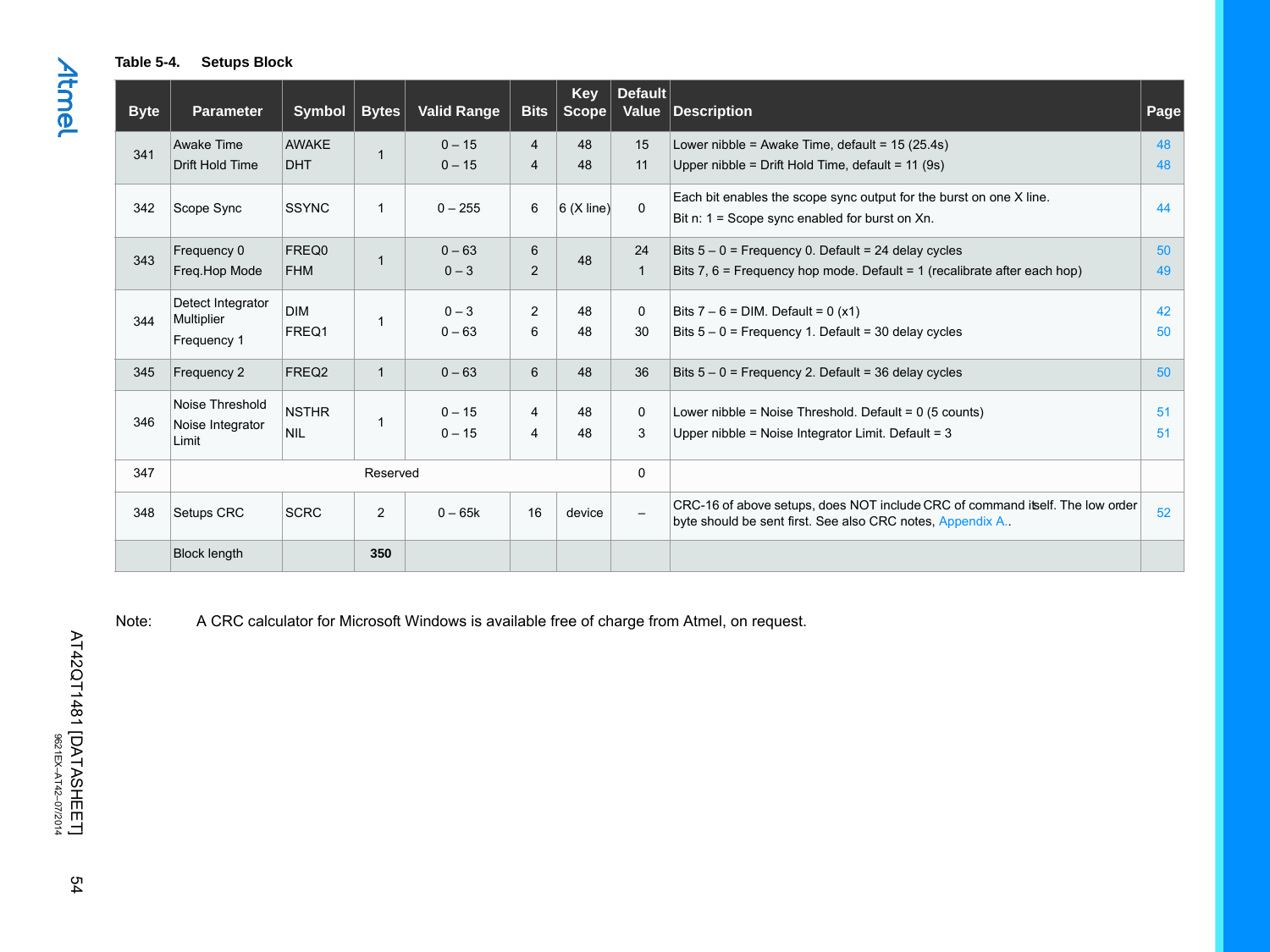**Table 5-4. Setups Block**

| Byte | Parameter | Symbol | Bytes | Valid Range | Bits | Key Scope | Default Value | Description | Page |
|---|---|---|---|---|---|---|---|---|---|
| 341 | Awake Time<br>Drift Hold Time | AWAKE<br>DHT | 1 | 0 – 15<br>0 – 15 | 4<br>4 | 48<br>48 | 15<br>11 | Lower nibble = Awake Time, default = 15 (25.4s)<br>Upper nibble = Drift Hold Time, default = 11 (9s) | 48<br>48 |
| 342 | Scope Sync | SSYNC | 1 | 0 – 255 | 6 | 6 (X line) | 0 | Each bit enables the scope sync output for the burst on one X line.<br>Bit n: 1 = Scope sync enabled for burst on Xn. | 44 |
| 343 | Frequency 0<br>Freq.Hop Mode | FREQ0<br>FHM | 1 | 0 – 63<br>0 – 3 | 6<br>2 | 48 | 24<br>1 | Bits 5 – 0 = Frequency 0. Default = 24 delay cycles<br>Bits 7, 6 = Frequency hop mode. Default = 1 (recalibrate after each hop) | 50<br>49 |
| 344 | Detect Integrator Multiplier<br>Frequency 1 | DIM<br>FREQ1 | 1 | 0 – 3<br>0 – 63 | 2<br>6 | 48<br>48 | 0<br>30 | Bits 7 – 6 = DIM. Default = 0 (x1)<br>Bits 5 – 0 = Frequency 1. Default = 30 delay cycles | 42<br>50 |
| 345 | Frequency 2 | FREQ2 | 1 | 0 – 63 | 6 | 48 | 36 | Bits 5 – 0 = Frequency 2. Default = 36 delay cycles | 50 |
| 346 | Noise Threshold<br>Noise Integrator Limit | NSTHR<br>NIL | 1 | 0 – 15<br>0 – 15 | 4<br>4 | 48<br>48 | 0<br>3 | Lower nibble = Noise Threshold. Default = 0 (5 counts)<br>Upper nibble = Noise Integrator Limit. Default = 3 | 51<br>51 |
| 347 | Reserved | | | | | | 0 | | |
| 348 | Setups CRC | SCRC | 2 | 0 – 65k | 16 | device | – | CRC-16 of above setups, does NOT include CRC of command itself. The low order byte should be sent first. See also CRC notes, Appendix A.. | 52 |
| | Block length | | **350** | | | | | | |

Note: A CRC calculator for Microsoft Windows is available free of charge from Atmel, on request.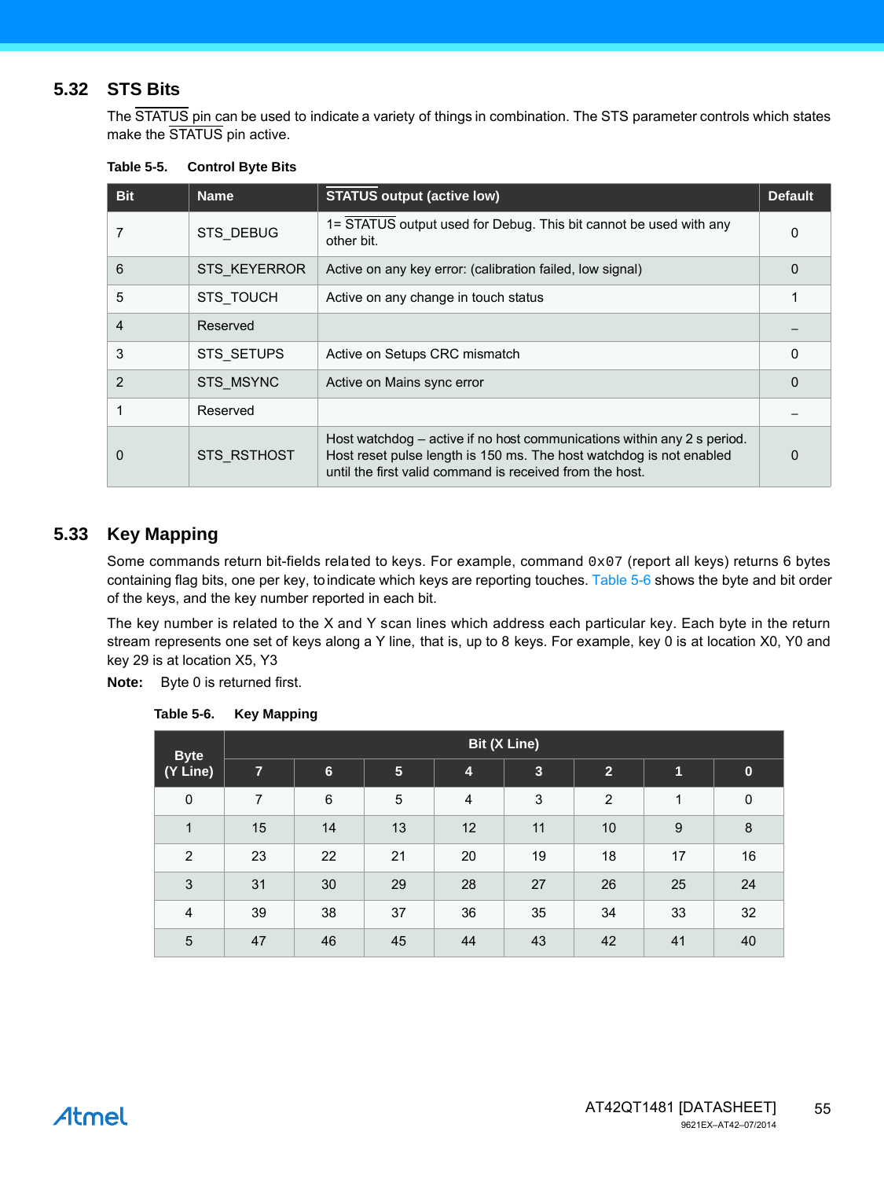## 5.32 STS Bits

The STATUS pin can be used to indicate a variety of things in combination. The STS parameter controls which states make the STATUS pin active.

**Table 5-5. Control Byte Bits**

| Bit | Name | STATUS output (active low) | Default |
|---|---|---|---|
| 7 | STS_DEBUG | 1= STATUS output used for Debug. This bit cannot be used with any other bit. | 0 |
| 6 | STS_KEYERROR | Active on any key error: (calibration failed, low signal) | 0 |
| 5 | STS_TOUCH | Active on any change in touch status | 1 |
| 4 | Reserved | | – |
| 3 | STS_SETUPS | Active on Setups CRC mismatch | 0 |
| 2 | STS_MSYNC | Active on Mains sync error | 0 |
| 1 | Reserved | | – |
| 0 | STS_RSTHOST | Host watchdog – active if no host communications within any 2 s period. Host reset pulse length is 150 ms. The host watchdog is not enabled until the first valid command is received from the host. | 0 |

## 5.33 Key Mapping

Some commands return bit-fields related to keys. For example, command `0x07` (report all keys) returns 6 bytes containing flag bits, one per key, to indicate which keys are reporting touches. Table 5-6 shows the byte and bit order of the keys, and the key number reported in each bit.

The key number is related to the X and Y scan lines which address each particular key. Each byte in the return stream represents one set of keys along a Y line, that is, up to 8 keys. For example, key 0 is at location X0, Y0 and key 29 is at location X5, Y3

**Note:** Byte 0 is returned first.

**Table 5-6. Key Mapping**

| Byte (Y Line) | Bit (X Line) | | | | | | | |
|---|---|---|---|---|---|---|---|---|
| | 7 | 6 | 5 | 4 | 3 | 2 | 1 | 0 |
| 0 | 7 | 6 | 5 | 4 | 3 | 2 | 1 | 0 |
| 1 | 15 | 14 | 13 | 12 | 11 | 10 | 9 | 8 |
| 2 | 23 | 22 | 21 | 20 | 19 | 18 | 17 | 16 |
| 3 | 31 | 30 | 29 | 28 | 27 | 26 | 25 | 24 |
| 4 | 39 | 38 | 37 | 36 | 35 | 34 | 33 | 32 |
| 5 | 47 | 46 | 45 | 44 | 43 | 42 | 41 | 40 |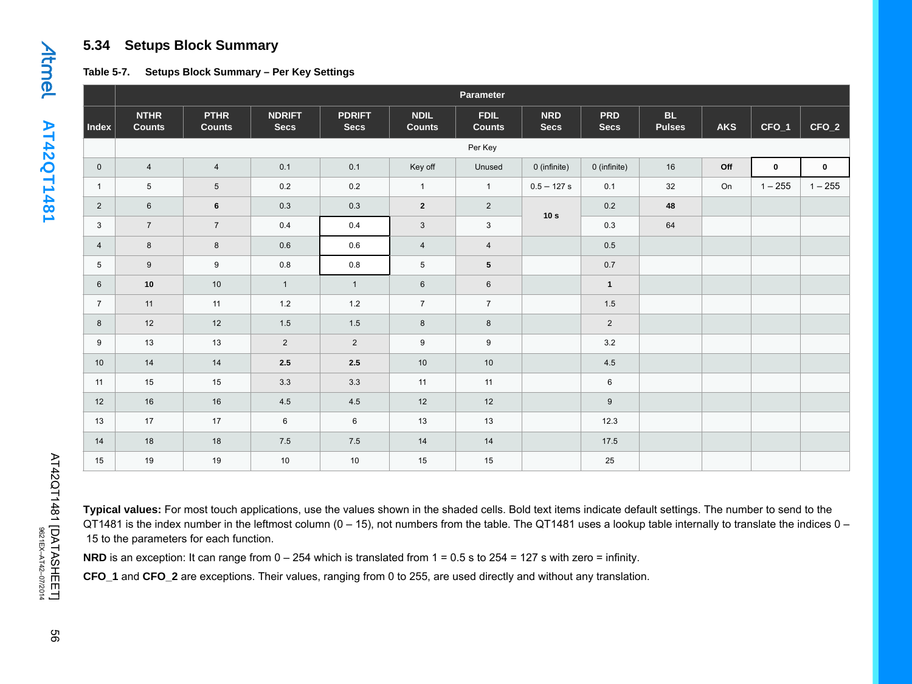## 5.34 Setups Block Summary

**Table 5-7. Setups Block Summary – Per Key Settings**

| Index | NTHR Counts | PTHR Counts | NDRIFT Secs | PDRIFT Secs | NDIL Counts | FDIL Counts | NRD Secs | PRD Secs | BL Pulses | AKS | CFO_1 | CFO_2 |
|---|---|---|---|---|---|---|---|---|---|---|---|---|
| | Per Key | | | | | | | | | | | |
| 0 | 4 | 4 | 0.1 | 0.1 | Key off | Unused | 0 (infinite) | 0 (infinite) | 16 | **Off** | **0** | **0** |
| 1 | 5 | 5 | 0.2 | 0.2 | 1 | 1 | 0.5 – 127 s | 0.1 | 32 | On | 1 – 255 | 1 – 255 |
| 2 | 6 | **6** | 0.3 | 0.3 | **2** | 2 | **10 s** | 0.2 | **48** | | | |
| 3 | 7 | 7 | 0.4 | 0.4 | 3 | 3 | | 0.3 | 64 | | | |
| 4 | 8 | 8 | 0.6 | 0.6 | 4 | 4 | | 0.5 | | | | |
| 5 | 9 | 9 | 0.8 | 0.8 | 5 | **5** | | 0.7 | | | | |
| 6 | **10** | 10 | 1 | 1 | 6 | 6 | | **1** | | | | |
| 7 | 11 | 11 | 1.2 | 1.2 | 7 | 7 | | 1.5 | | | | |
| 8 | 12 | 12 | 1.5 | 1.5 | 8 | 8 | | 2 | | | | |
| 9 | 13 | 13 | 2 | 2 | 9 | 9 | | 3.2 | | | | |
| 10 | 14 | 14 | **2.5** | **2.5** | 10 | 10 | | 4.5 | | | | |
| 11 | 15 | 15 | 3.3 | 3.3 | 11 | 11 | | 6 | | | | |
| 12 | 16 | 16 | 4.5 | 4.5 | 12 | 12 | | 9 | | | | |
| 13 | 17 | 17 | 6 | 6 | 13 | 13 | | 12.3 | | | | |
| 14 | 18 | 18 | 7.5 | 7.5 | 14 | 14 | | 17.5 | | | | |
| 15 | 19 | 19 | 10 | 10 | 15 | 15 | | 25 | | | | |

**Typical values:** For most touch applications, use the values shown in the shaded cells. Bold text items indicate default settings. The number to send to the QT1481 is the index number in the leftmost column (0 – 15), not numbers from the table. The QT1481 uses a lookup table internally to translate the indices 0 – 15 to the parameters for each function.

**NRD** is an exception: It can range from 0 – 254 which is translated from 1 = 0.5 s to 254 = 127 s with zero = infinity.

**CFO_1** and **CFO_2** are exceptions. Their values, ranging from 0 to 255, are used directly and without any translation.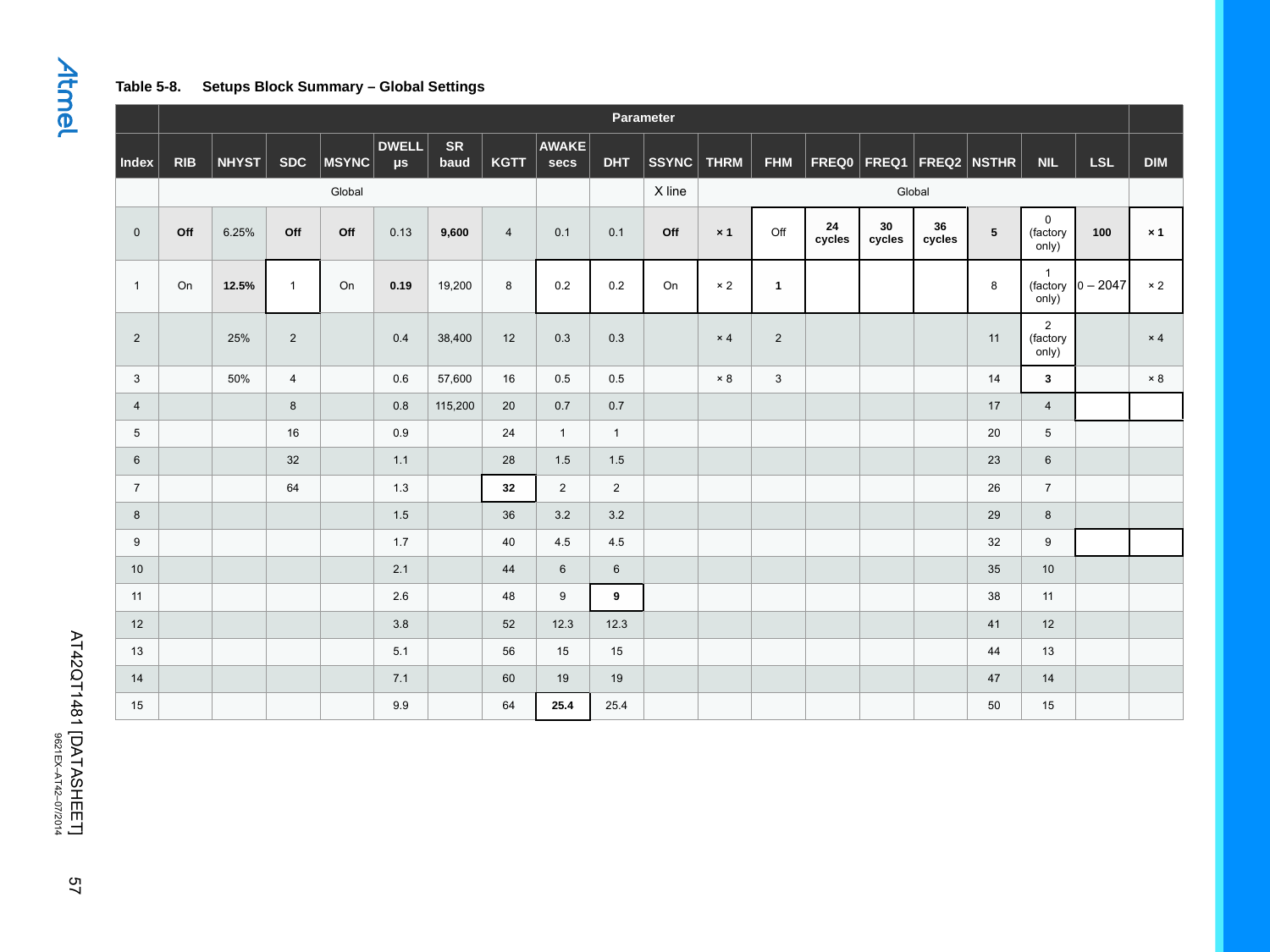**Table 5-8. Setups Block Summary – Global Settings**

| Index | RIB | NHYST | SDC | MSYNC | DWELL µs | SR baud | KGTT | AWAKE secs | DHT | SSYNC | THRM | FHM | FREQ0 | FREQ1 | FREQ2 | NSTHR | NIL | LSL | DIM |
|---|---|---|---|---|---|---|---|---|---|---|---|---|---|---|---|---|---|---|---|
| | Global | | | | | | | | | X line | Global | | | | | | | | |
| 0 | **Off** | 6.25% | **Off** | **Off** | 0.13 | **9,600** | 4 | 0.1 | 0.1 | **Off** | **× 1** | Off | **24 cycles** | **30 cycles** | **36 cycles** | **5** | 0 (factory only) | **100** | **× 1** |
| 1 | On | **12.5%** | 1 | On | **0.19** | 19,200 | 8 | 0.2 | 0.2 | On | × 2 | **1** | | | | 8 | 1 (factory only) | 0 – 2047 | × 2 |
| 2 | | 25% | 2 | | 0.4 | 38,400 | 12 | 0.3 | 0.3 | | × 4 | 2 | | | | 11 | 2 (factory only) | | × 4 |
| 3 | | 50% | 4 | | 0.6 | 57,600 | 16 | 0.5 | 0.5 | | × 8 | 3 | | | | 14 | **3** | | × 8 |
| 4 | | | 8 | | 0.8 | 115,200 | 20 | 0.7 | 0.7 | | | | | | | 17 | 4 | | |
| 5 | | | 16 | | 0.9 | | 24 | 1 | 1 | | | | | | | 20 | 5 | | |
| 6 | | | 32 | | 1.1 | | 28 | 1.5 | 1.5 | | | | | | | 23 | 6 | | |
| 7 | | | 64 | | 1.3 | | **32** | 2 | 2 | | | | | | | 26 | 7 | | |
| 8 | | | | | 1.5 | | 36 | 3.2 | 3.2 | | | | | | | 29 | 8 | | |
| 9 | | | | | 1.7 | | 40 | 4.5 | 4.5 | | | | | | | 32 | 9 | | |
| 10 | | | | | 2.1 | | 44 | 6 | 6 | | | | | | | 35 | 10 | | |
| 11 | | | | | 2.6 | | 48 | 9 | **9** | | | | | | | 38 | 11 | | |
| 12 | | | | | 3.8 | | 52 | 12.3 | 12.3 | | | | | | | 41 | 12 | | |
| 13 | | | | | 5.1 | | 56 | 15 | 15 | | | | | | | 44 | 13 | | |
| 14 | | | | | 7.1 | | 60 | 19 | 19 | | | | | | | 47 | 14 | | |
| 15 | | | | | 9.9 | | 64 | **25.4** | 25.4 | | | | | | | 50 | 15 | | |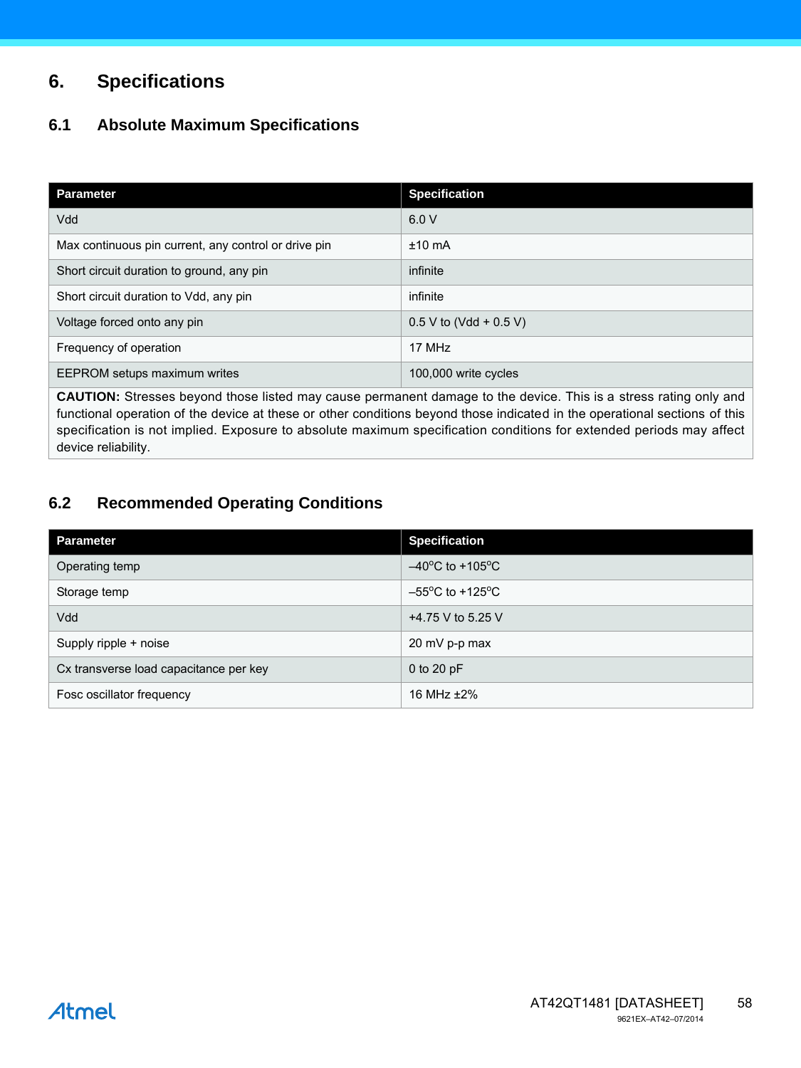# 6. Specifications

## 6.1 Absolute Maximum Specifications

| Parameter | Specification |
|---|---|
| Vdd | 6.0 V |
| Max continuous pin current, any control or drive pin | ±10 mA |
| Short circuit duration to ground, any pin | infinite |
| Short circuit duration to Vdd, any pin | infinite |
| Voltage forced onto any pin | 0.5 V to (Vdd + 0.5 V) |
| Frequency of operation | 17 MHz |
| EEPROM setups maximum writes | 100,000 write cycles |
| **CAUTION:** Stresses beyond those listed may cause permanent damage to the device. This is a stress rating only and functional operation of the device at these or other conditions beyond those indicated in the operational sections of this specification is not implied. Exposure to absolute maximum specification conditions for extended periods may affect device reliability. | |

## 6.2 Recommended Operating Conditions

| Parameter | Specification |
|---|---|
| Operating temp | –40°C to +105°C |
| Storage temp | –55°C to +125°C |
| Vdd | +4.75 V to 5.25 V |
| Supply ripple + noise | 20 mV p-p max |
| Cx transverse load capacitance per key | 0 to 20 pF |
| Fosc oscillator frequency | 16 MHz ±2% |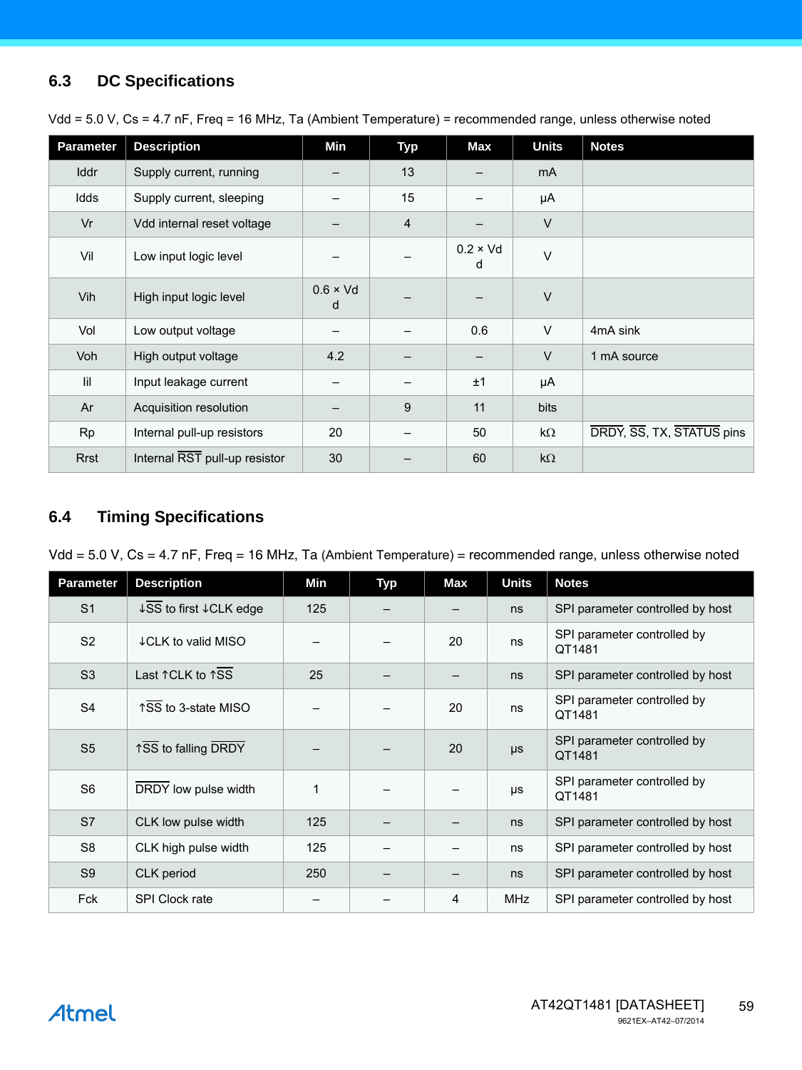## 6.3 DC Specifications

Vdd = 5.0 V, Cs = 4.7 nF, Freq = 16 MHz, Ta (Ambient Temperature) = recommended range, unless otherwise noted

| Parameter | Description | Min | Typ | Max | Units | Notes |
|---|---|---|---|---|---|---|
| Iddr | Supply current, running | – | 13 | – | mA | |
| Idds | Supply current, sleeping | – | 15 | – | µA | |
| Vr | Vdd internal reset voltage | – | 4 | – | V | |
| Vil | Low input logic level | – | – | 0.2 × Vdd | V | |
| Vih | High input logic level | 0.6 × Vdd | – | – | V | |
| Vol | Low output voltage | – | – | 0.6 | V | 4mA sink |
| Voh | High output voltage | 4.2 | – | – | V | 1 mA source |
| Iil | Input leakage current | – | – | ±1 | µA | |
| Ar | Acquisition resolution | – | 9 | 11 | bits | |
| Rp | Internal pull-up resistors | 20 | – | 50 | kΩ | $\overline{\text{DRDY}}$, $\overline{\text{SS}}$, TX, $\overline{\text{STATUS}}$ pins |
| Rrst | Internal $\overline{\text{RST}}$ pull-up resistor | 30 | – | 60 | kΩ | |

## 6.4 Timing Specifications

Vdd = 5.0 V, Cs = 4.7 nF, Freq = 16 MHz, Ta (Ambient Temperature) = recommended range, unless otherwise noted

| Parameter | Description | Min | Typ | Max | Units | Notes |
|---|---|---|---|---|---|---|
| S1 | ↓$\overline{\text{SS}}$ to first ↓CLK edge | 125 | – | – | ns | SPI parameter controlled by host |
| S2 | ↓CLK to valid MISO | – | – | 20 | ns | SPI parameter controlled by QT1481 |
| S3 | Last ↑CLK to ↑$\overline{\text{SS}}$ | 25 | – | – | ns | SPI parameter controlled by host |
| S4 | ↑$\overline{\text{SS}}$ to 3-state MISO | – | – | 20 | ns | SPI parameter controlled by QT1481 |
| S5 | ↑$\overline{\text{SS}}$ to falling $\overline{\text{DRDY}}$ | – | – | 20 | µs | SPI parameter controlled by QT1481 |
| S6 | $\overline{\text{DRDY}}$ low pulse width | 1 | – | – | µs | SPI parameter controlled by QT1481 |
| S7 | CLK low pulse width | 125 | – | – | ns | SPI parameter controlled by host |
| S8 | CLK high pulse width | 125 | – | – | ns | SPI parameter controlled by host |
| S9 | CLK period | 250 | – | – | ns | SPI parameter controlled by host |
| Fck | SPI Clock rate | – | – | 4 | MHz | SPI parameter controlled by host |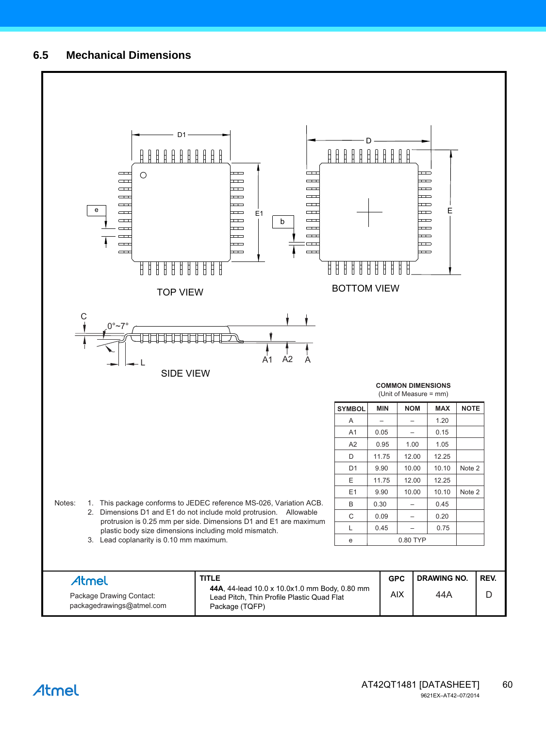## 6.5 Mechanical Dimensions

D1

E1

e

TOP VIEW

D

E

b

BOTTOM VIEW

C

0°~7°

L

A1 A2 A

SIDE VIEW

**COMMON DIMENSIONS**
(Unit of Measure = mm)

| SYMBOL | MIN | NOM | MAX | NOTE |
|---|---|---|---|---|
| A | – | – | 1.20 | |
| A1 | 0.05 | – | 0.15 | |
| A2 | 0.95 | 1.00 | 1.05 | |
| D | 11.75 | 12.00 | 12.25 | |
| D1 | 9.90 | 10.00 | 10.10 | Note 2 |
| E | 11.75 | 12.00 | 12.25 | |
| E1 | 9.90 | 10.00 | 10.10 | Note 2 |
| B | 0.30 | – | 0.45 | |
| C | 0.09 | – | 0.20 | |
| L | 0.45 | – | 0.75 | |
| e | | 0.80 TYP | | |

Notes:
1. This package conforms to JEDEC reference MS-026, Variation ACB.
2. Dimensions D1 and E1 do not include mold protrusion. Allowable protrusion is 0.25 mm per side. Dimensions D1 and E1 are maximum plastic body size dimensions including mold mismatch.
3. Lead coplanarity is 0.10 mm maximum.

| | TITLE | GPC | DRAWING NO. | REV. |
|---|---|---|---|---|
| Atmel<br>Package Drawing Contact:<br>packagedrawings@atmel.com | **44A**, 44-lead 10.0 x 10.0x1.0 mm Body, 0.80 mm Lead Pitch, Thin Profile Plastic Quad Flat Package (TQFP) | AIX | 44A | D |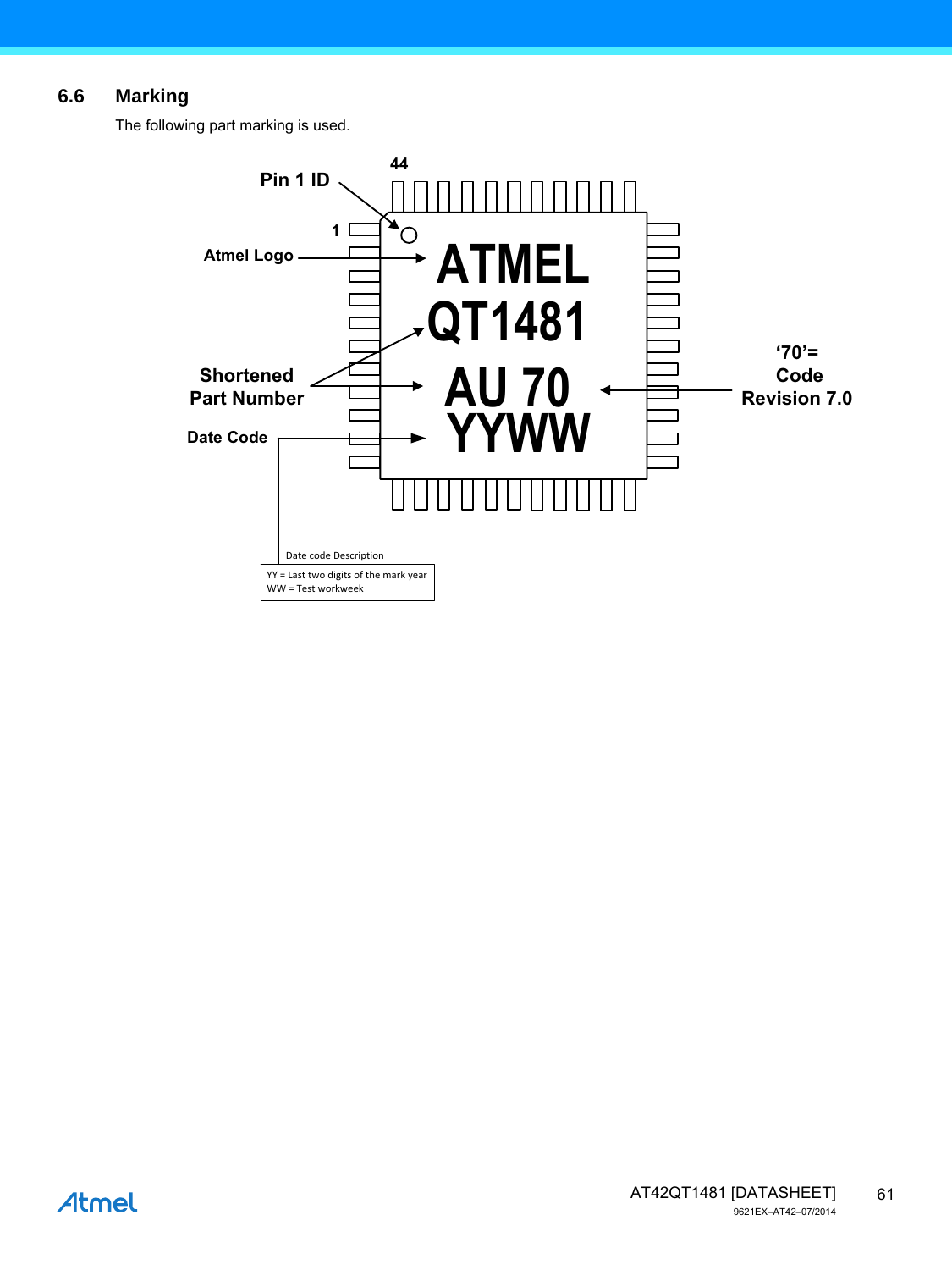## 6.6 Marking

The following part marking is used.

Pin 1 ID

44

1

Atmel Logo

ATMEL

QT1481

Shortened Part Number

AU 70

'70'= Code Revision 7.0

YYWW

Date Code

Date code Description

YY = Last two digits of the mark year
WW = Test workweek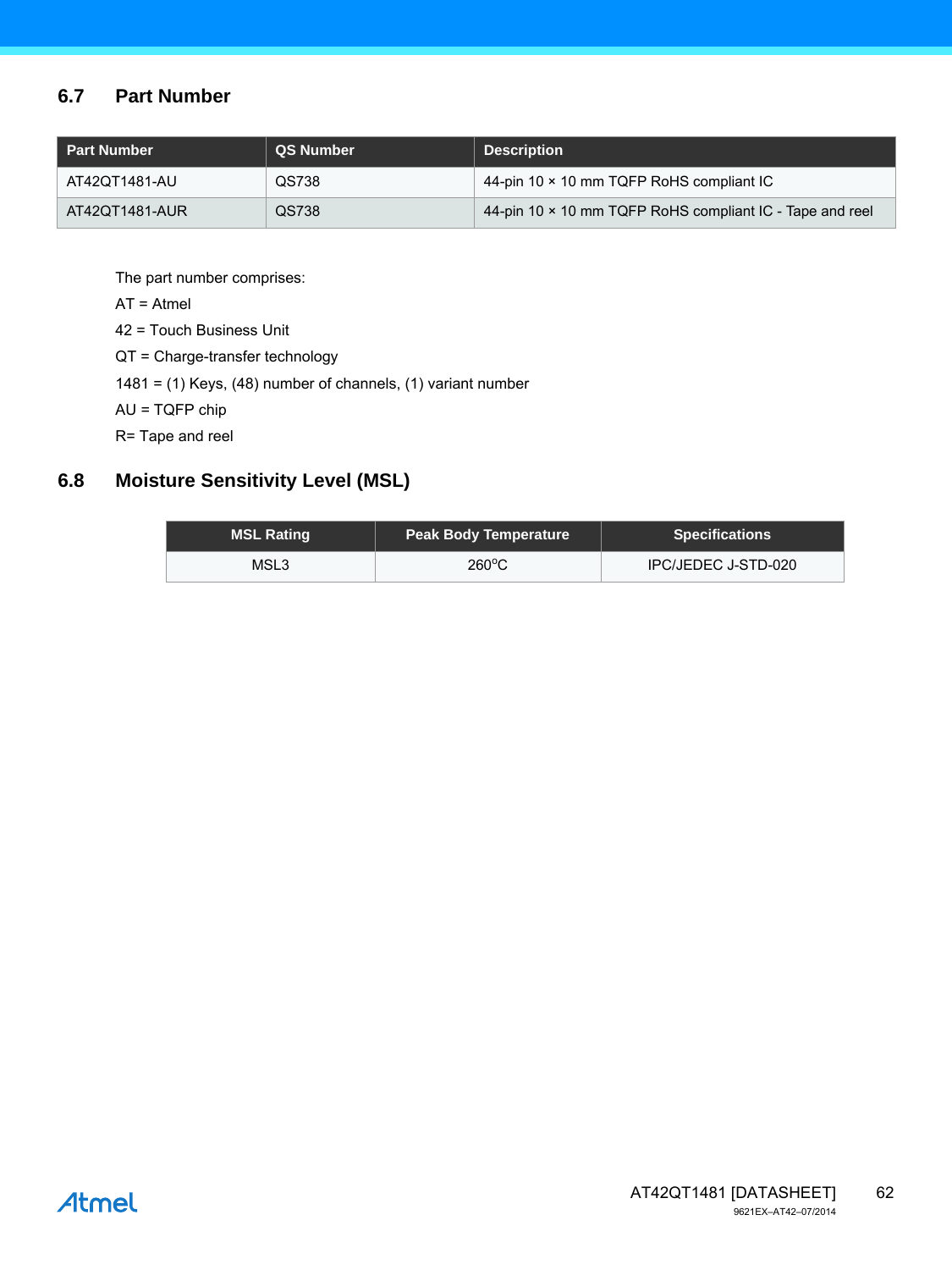## 6.7 Part Number

| Part Number | QS Number | Description |
| --- | --- | --- |
| AT42QT1481-AU | QS738 | 44-pin 10 × 10 mm TQFP RoHS compliant IC |
| AT42QT1481-AUR | QS738 | 44-pin 10 × 10 mm TQFP RoHS compliant IC - Tape and reel |

The part number comprises:

AT = Atmel

42 = Touch Business Unit

QT = Charge-transfer technology

1481 = (1) Keys, (48) number of channels, (1) variant number

AU = TQFP chip

R= Tape and reel

## 6.8 Moisture Sensitivity Level (MSL)

| MSL Rating | Peak Body Temperature | Specifications |
| --- | --- | --- |
| MSL3 | 260°C | IPC/JEDEC J-STD-020 |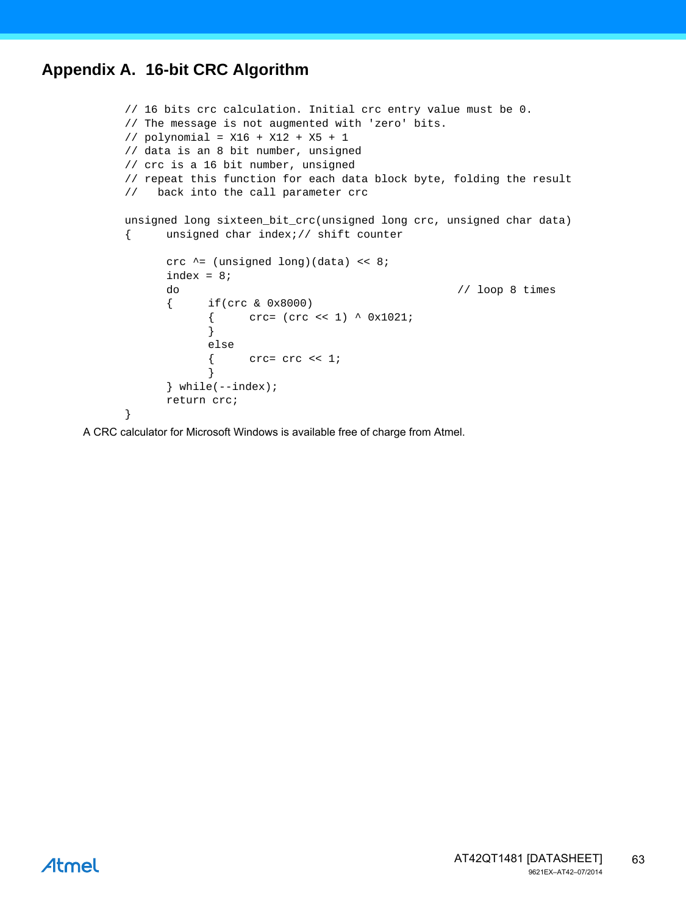# Appendix A. 16-bit CRC Algorithm

```
// 16 bits crc calculation. Initial crc entry value must be 0.
// The message is not augmented with 'zero' bits.
// polynomial = X16 + X12 + X5 + 1
// data is an 8 bit number, unsigned
// crc is a 16 bit number, unsigned
// repeat this function for each data block byte, folding the result
//   back into the call parameter crc

unsigned long sixteen_bit_crc(unsigned long crc, unsigned char data)
{      unsigned char index;// shift counter

       crc ^= (unsigned long)(data) << 8;
       index = 8;
       do                                          // loop 8 times
       {      if(crc & 0x8000)
              {      crc= (crc << 1) ^ 0x1021;
              }
              else
              {      crc= crc << 1;
              }
       } while(--index);
       return crc;
}
```

A CRC calculator for Microsoft Windows is available free of charge from Atmel.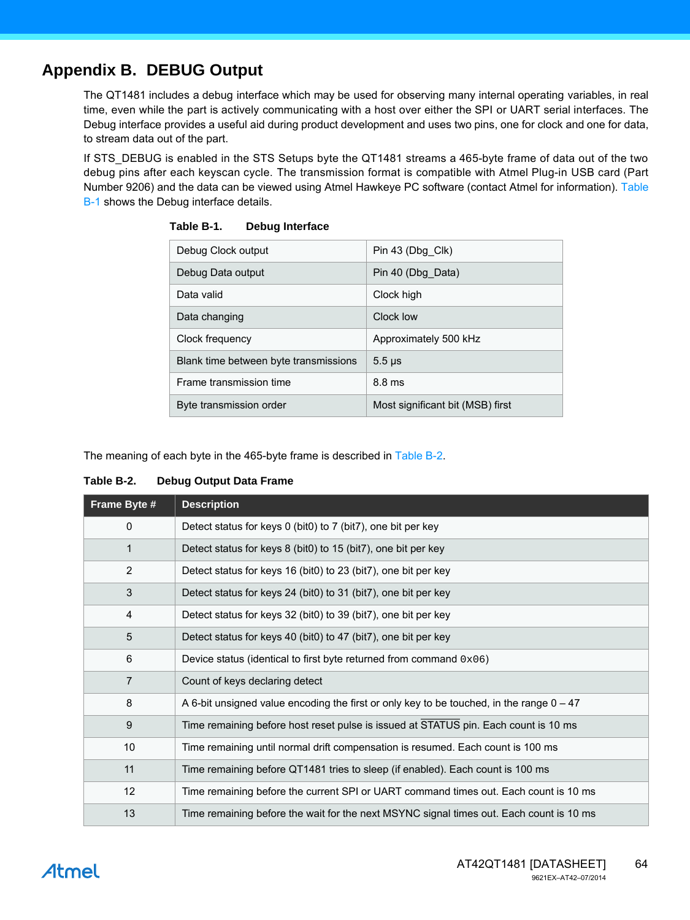# Appendix B. DEBUG Output

The QT1481 includes a debug interface which may be used for observing many internal operating variables, in real time, even while the part is actively communicating with a host over either the SPI or UART serial interfaces. The Debug interface provides a useful aid during product development and uses two pins, one for clock and one for data, to stream data out of the part.

If STS_DEBUG is enabled in the STS Setups byte the QT1481 streams a 465-byte frame of data out of the two debug pins after each keyscan cycle. The transmission format is compatible with Atmel Plug-in USB card (Part Number 9206) and the data can be viewed using Atmel Hawkeye PC software (contact Atmel for information). Table B-1 shows the Debug interface details.

**Table B-1. Debug Interface**

| | |
|---|---|
| Debug Clock output | Pin 43 (Dbg_Clk) |
| Debug Data output | Pin 40 (Dbg_Data) |
| Data valid | Clock high |
| Data changing | Clock low |
| Clock frequency | Approximately 500 kHz |
| Blank time between byte transmissions | 5.5 µs |
| Frame transmission time | 8.8 ms |
| Byte transmission order | Most significant bit (MSB) first |

The meaning of each byte in the 465-byte frame is described in Table B-2.

**Table B-2. Debug Output Data Frame**

| Frame Byte # | Description |
|---|---|
| 0 | Detect status for keys 0 (bit0) to 7 (bit7), one bit per key |
| 1 | Detect status for keys 8 (bit0) to 15 (bit7), one bit per key |
| 2 | Detect status for keys 16 (bit0) to 23 (bit7), one bit per key |
| 3 | Detect status for keys 24 (bit0) to 31 (bit7), one bit per key |
| 4 | Detect status for keys 32 (bit0) to 39 (bit7), one bit per key |
| 5 | Detect status for keys 40 (bit0) to 47 (bit7), one bit per key |
| 6 | Device status (identical to first byte returned from command 0x06) |
| 7 | Count of keys declaring detect |
| 8 | A 6-bit unsigned value encoding the first or only key to be touched, in the range 0 – 47 |
| 9 | Time remaining before host reset pulse is issued at $\overline{\text{STATUS}}$ pin. Each count is 10 ms |
| 10 | Time remaining until normal drift compensation is resumed. Each count is 100 ms |
| 11 | Time remaining before QT1481 tries to sleep (if enabled). Each count is 100 ms |
| 12 | Time remaining before the current SPI or UART command times out. Each count is 10 ms |
| 13 | Time remaining before the wait for the next MSYNC signal times out. Each count is 10 ms |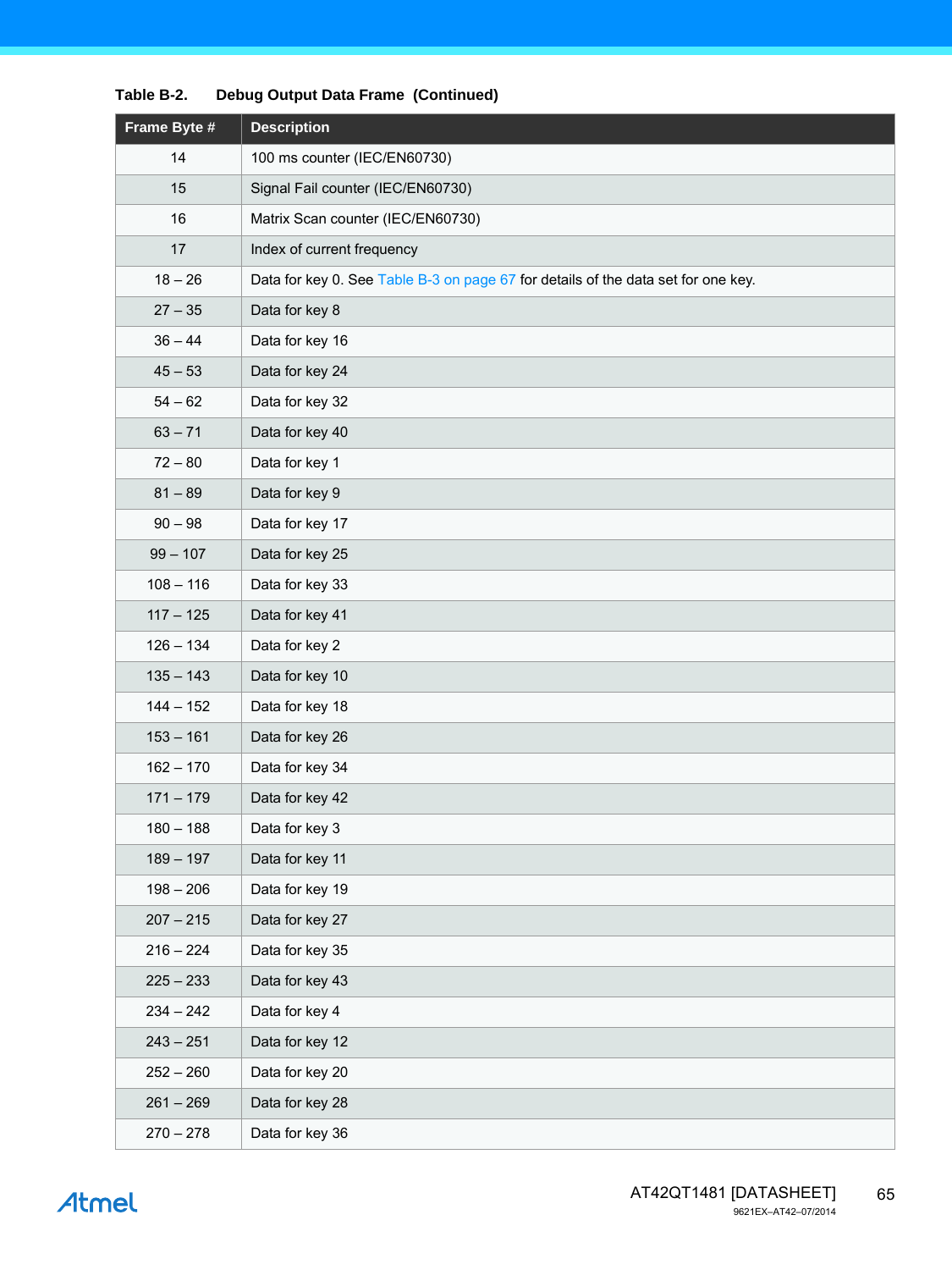**Table B-2. Debug Output Data Frame (Continued)**

| Frame Byte # | Description |
|---|---|
| 14 | 100 ms counter (IEC/EN60730) |
| 15 | Signal Fail counter (IEC/EN60730) |
| 16 | Matrix Scan counter (IEC/EN60730) |
| 17 | Index of current frequency |
| 18 – 26 | Data for key 0. See Table B-3 on page 67 for details of the data set for one key. |
| 27 – 35 | Data for key 8 |
| 36 – 44 | Data for key 16 |
| 45 – 53 | Data for key 24 |
| 54 – 62 | Data for key 32 |
| 63 – 71 | Data for key 40 |
| 72 – 80 | Data for key 1 |
| 81 – 89 | Data for key 9 |
| 90 – 98 | Data for key 17 |
| 99 – 107 | Data for key 25 |
| 108 – 116 | Data for key 33 |
| 117 – 125 | Data for key 41 |
| 126 – 134 | Data for key 2 |
| 135 – 143 | Data for key 10 |
| 144 – 152 | Data for key 18 |
| 153 – 161 | Data for key 26 |
| 162 – 170 | Data for key 34 |
| 171 – 179 | Data for key 42 |
| 180 – 188 | Data for key 3 |
| 189 – 197 | Data for key 11 |
| 198 – 206 | Data for key 19 |
| 207 – 215 | Data for key 27 |
| 216 – 224 | Data for key 35 |
| 225 – 233 | Data for key 43 |
| 234 – 242 | Data for key 4 |
| 243 – 251 | Data for key 12 |
| 252 – 260 | Data for key 20 |
| 261 – 269 | Data for key 28 |
| 270 – 278 | Data for key 36 |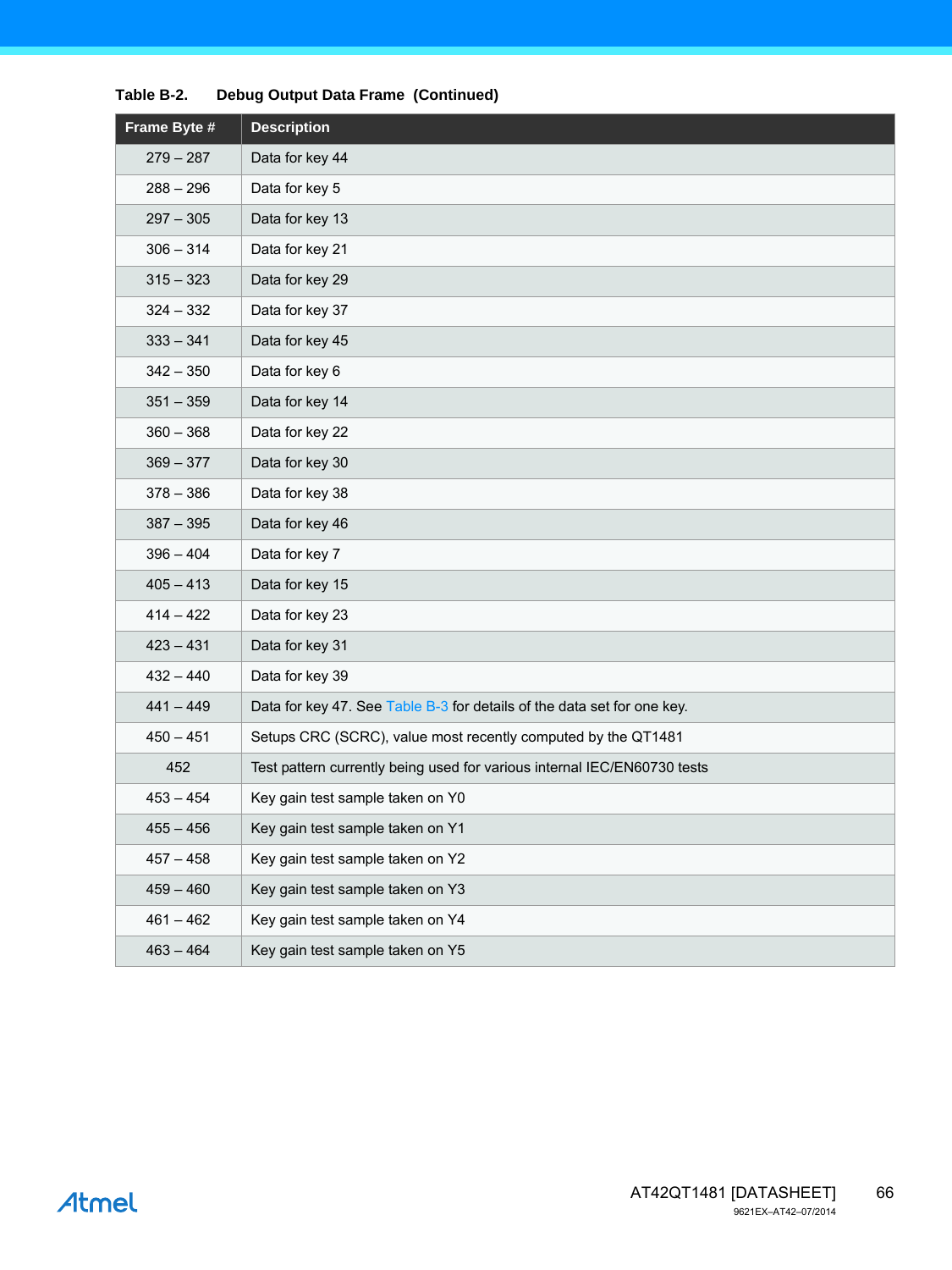**Table B-2. Debug Output Data Frame (Continued)**

| Frame Byte # | Description |
|---|---|
| 279 – 287 | Data for key 44 |
| 288 – 296 | Data for key 5 |
| 297 – 305 | Data for key 13 |
| 306 – 314 | Data for key 21 |
| 315 – 323 | Data for key 29 |
| 324 – 332 | Data for key 37 |
| 333 – 341 | Data for key 45 |
| 342 – 350 | Data for key 6 |
| 351 – 359 | Data for key 14 |
| 360 – 368 | Data for key 22 |
| 369 – 377 | Data for key 30 |
| 378 – 386 | Data for key 38 |
| 387 – 395 | Data for key 46 |
| 396 – 404 | Data for key 7 |
| 405 – 413 | Data for key 15 |
| 414 – 422 | Data for key 23 |
| 423 – 431 | Data for key 31 |
| 432 – 440 | Data for key 39 |
| 441 – 449 | Data for key 47. See Table B-3 for details of the data set for one key. |
| 450 – 451 | Setups CRC (SCRC), value most recently computed by the QT1481 |
| 452 | Test pattern currently being used for various internal IEC/EN60730 tests |
| 453 – 454 | Key gain test sample taken on Y0 |
| 455 – 456 | Key gain test sample taken on Y1 |
| 457 – 458 | Key gain test sample taken on Y2 |
| 459 – 460 | Key gain test sample taken on Y3 |
| 461 – 462 | Key gain test sample taken on Y4 |
| 463 – 464 | Key gain test sample taken on Y5 |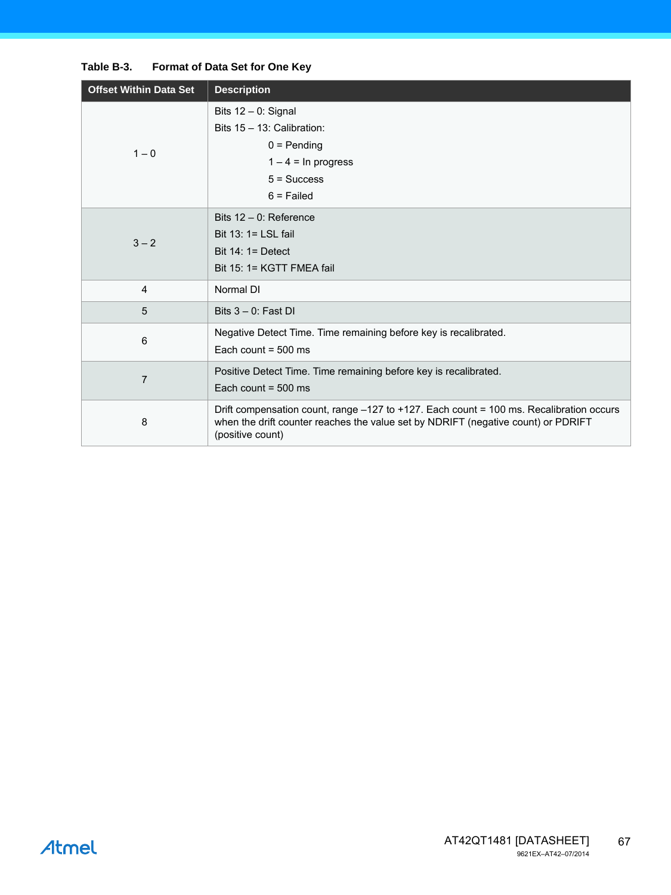**Table B-3. Format of Data Set for One Key**

| Offset Within Data Set | Description |
|---|---|
| 1 – 0 | Bits 12 – 0: Signal<br>Bits 15 – 13: Calibration:<br>0 = Pending<br>1 – 4 = In progress<br>5 = Success<br>6 = Failed |
| 3 – 2 | Bits 12 – 0: Reference<br>Bit 13: 1= LSL fail<br>Bit 14: 1= Detect<br>Bit 15: 1= KGTT FMEA fail |
| 4 | Normal DI |
| 5 | Bits 3 – 0: Fast DI |
| 6 | Negative Detect Time. Time remaining before key is recalibrated.<br>Each count = 500 ms |
| 7 | Positive Detect Time. Time remaining before key is recalibrated.<br>Each count = 500 ms |
| 8 | Drift compensation count, range –127 to +127. Each count = 100 ms. Recalibration occurs when the drift counter reaches the value set by NDRIFT (negative count) or PDRIFT (positive count) |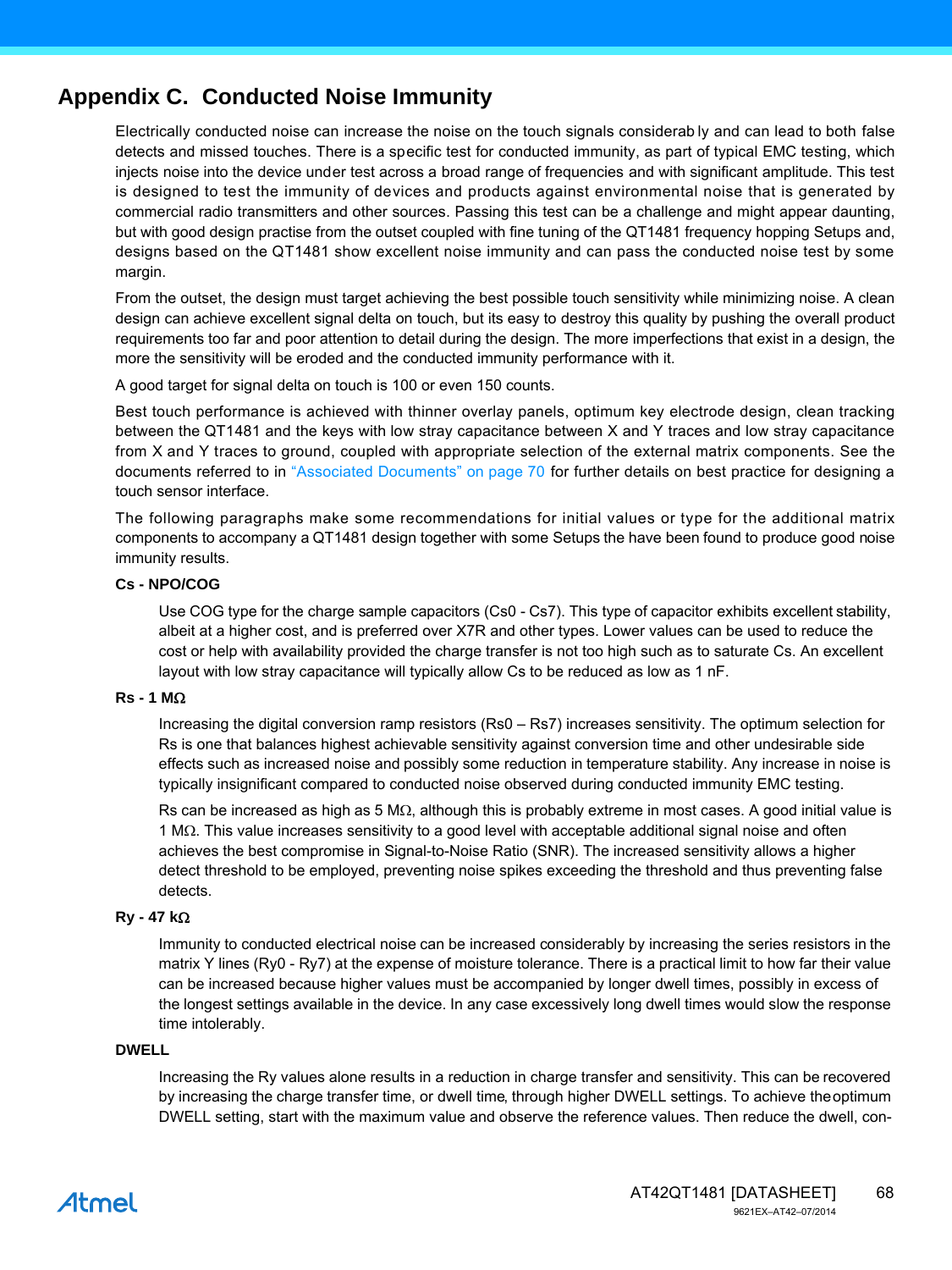# Appendix C. Conducted Noise Immunity

Electrically conducted noise can increase the noise on the touch signals considerably and can lead to both false detects and missed touches. There is a specific test for conducted immunity, as part of typical EMC testing, which injects noise into the device under test across a broad range of frequencies and with significant amplitude. This test is designed to test the immunity of devices and products against environmental noise that is generated by commercial radio transmitters and other sources. Passing this test can be a challenge and might appear daunting, but with good design practise from the outset coupled with fine tuning of the QT1481 frequency hopping Setups and, designs based on the QT1481 show excellent noise immunity and can pass the conducted noise test by some margin.

From the outset, the design must target achieving the best possible touch sensitivity while minimizing noise. A clean design can achieve excellent signal delta on touch, but its easy to destroy this quality by pushing the overall product requirements too far and poor attention to detail during the design. The more imperfections that exist in a design, the more the sensitivity will be eroded and the conducted immunity performance with it.

A good target for signal delta on touch is 100 or even 150 counts.

Best touch performance is achieved with thinner overlay panels, optimum key electrode design, clean tracking between the QT1481 and the keys with low stray capacitance between X and Y traces and low stray capacitance from X and Y traces to ground, coupled with appropriate selection of the external matrix components. See the documents referred to in "Associated Documents" on page 70 for further details on best practice for designing a touch sensor interface.

The following paragraphs make some recommendations for initial values or type for the additional matrix components to accompany a QT1481 design together with some Setups the have been found to produce good noise immunity results.

**Cs - NPO/COG**

Use COG type for the charge sample capacitors (Cs0 - Cs7). This type of capacitor exhibits excellent stability, albeit at a higher cost, and is preferred over X7R and other types. Lower values can be used to reduce the cost or help with availability provided the charge transfer is not too high such as to saturate Cs. An excellent layout with low stray capacitance will typically allow Cs to be reduced as low as 1 nF.

**Rs - 1 MΩ**

Increasing the digital conversion ramp resistors (Rs0 – Rs7) increases sensitivity. The optimum selection for Rs is one that balances highest achievable sensitivity against conversion time and other undesirable side effects such as increased noise and possibly some reduction in temperature stability. Any increase in noise is typically insignificant compared to conducted noise observed during conducted immunity EMC testing.

Rs can be increased as high as 5 MΩ, although this is probably extreme in most cases. A good initial value is 1 MΩ. This value increases sensitivity to a good level with acceptable additional signal noise and often achieves the best compromise in Signal-to-Noise Ratio (SNR). The increased sensitivity allows a higher detect threshold to be employed, preventing noise spikes exceeding the threshold and thus preventing false detects.

**Ry - 47 kΩ**

Immunity to conducted electrical noise can be increased considerably by increasing the series resistors in the matrix Y lines (Ry0 - Ry7) at the expense of moisture tolerance. There is a practical limit to how far their value can be increased because higher values must be accompanied by longer dwell times, possibly in excess of the longest settings available in the device. In any case excessively long dwell times would slow the response time intolerably.

**DWELL**

Increasing the Ry values alone results in a reduction in charge transfer and sensitivity. This can be recovered by increasing the charge transfer time, or dwell time, through higher DWELL settings. To achieve the optimum DWELL setting, start with the maximum value and observe the reference values. Then reduce the dwell, con-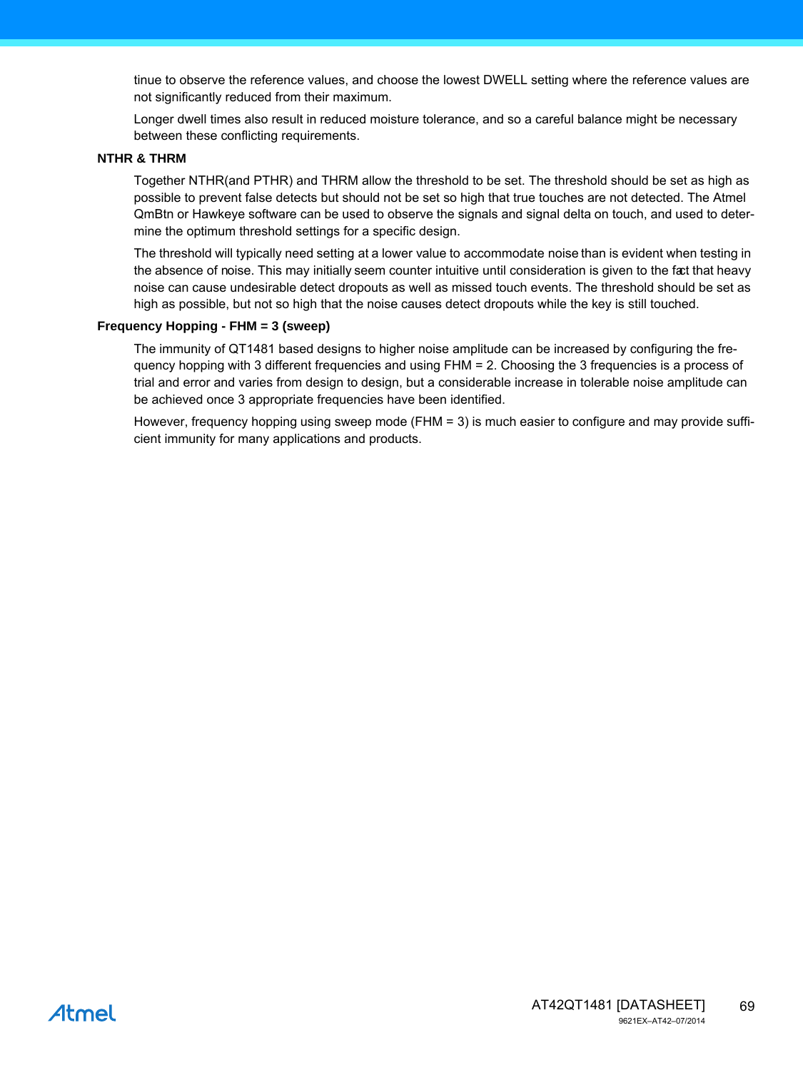tinue to observe the reference values, and choose the lowest DWELL setting where the reference values are not significantly reduced from their maximum.

Longer dwell times also result in reduced moisture tolerance, and so a careful balance might be necessary between these conflicting requirements.

**NTHR & THRM**

Together NTHR(and PTHR) and THRM allow the threshold to be set. The threshold should be set as high as possible to prevent false detects but should not be set so high that true touches are not detected. The Atmel QmBtn or Hawkeye software can be used to observe the signals and signal delta on touch, and used to determine the optimum threshold settings for a specific design.

The threshold will typically need setting at a lower value to accommodate noise than is evident when testing in the absence of noise. This may initially seem counter intuitive until consideration is given to the fact that heavy noise can cause undesirable detect dropouts as well as missed touch events. The threshold should be set as high as possible, but not so high that the noise causes detect dropouts while the key is still touched.

**Frequency Hopping - FHM = 3 (sweep)**

The immunity of QT1481 based designs to higher noise amplitude can be increased by configuring the frequency hopping with 3 different frequencies and using FHM = 2. Choosing the 3 frequencies is a process of trial and error and varies from design to design, but a considerable increase in tolerable noise amplitude can be achieved once 3 appropriate frequencies have been identified.

However, frequency hopping using sweep mode (FHM = 3) is much easier to configure and may provide sufficient immunity for many applications and products.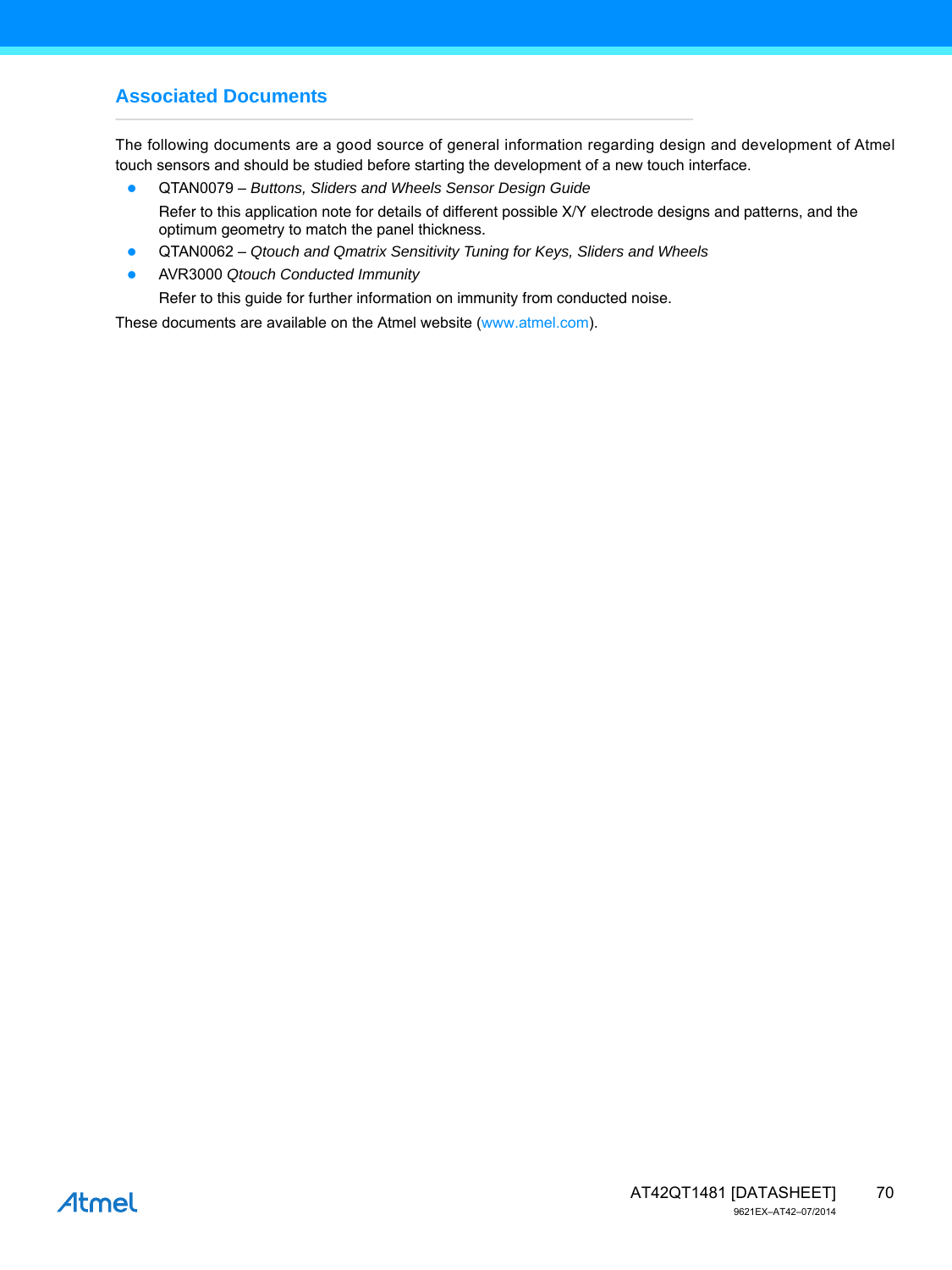## Associated Documents

The following documents are a good source of general information regarding design and development of Atmel touch sensors and should be studied before starting the development of a new touch interface.

- QTAN0079 – *Buttons, Sliders and Wheels Sensor Design Guide*

  Refer to this application note for details of different possible X/Y electrode designs and patterns, and the optimum geometry to match the panel thickness.
- QTAN0062 – *Qtouch and Qmatrix Sensitivity Tuning for Keys, Sliders and Wheels*
- AVR3000 *Qtouch Conducted Immunity*

  Refer to this guide for further information on immunity from conducted noise.

These documents are available on the Atmel website (www.atmel.com).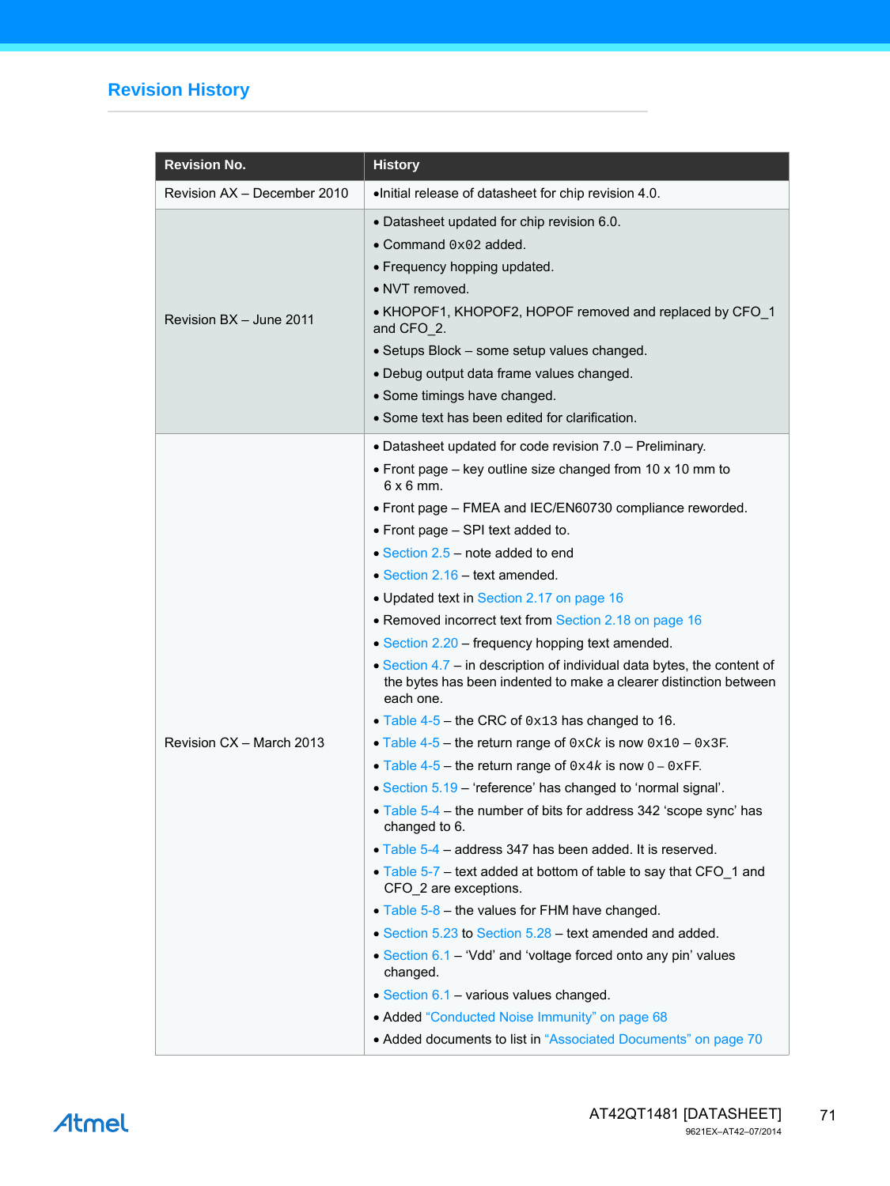## Revision History

| Revision No. | History |
|---|---|
| Revision AX – December 2010 | •Initial release of datasheet for chip revision 4.0. |
| Revision BX – June 2011 | • Datasheet updated for chip revision 6.0.<br>• Command 0x02 added.<br>• Frequency hopping updated.<br>• NVT removed.<br>• KHOPOF1, KHOPOF2, HOPOF removed and replaced by CFO_1 and CFO_2.<br>• Setups Block – some setup values changed.<br>• Debug output data frame values changed.<br>• Some timings have changed.<br>• Some text has been edited for clarification. |
| Revision CX – March 2013 | • Datasheet updated for code revision 7.0 – Preliminary.<br>• Front page – key outline size changed from 10 x 10 mm to 6 x 6 mm.<br>• Front page – FMEA and IEC/EN60730 compliance reworded.<br>• Front page – SPI text added to.<br>• Section 2.5 – note added to end<br>• Section 2.16 – text amended.<br>• Updated text in Section 2.17 on page 16<br>• Removed incorrect text from Section 2.18 on page 16<br>• Section 2.20 – frequency hopping text amended.<br>• Section 4.7 – in description of individual data bytes, the content of the bytes has been indented to make a clearer distinction between each one.<br>• Table 4-5 – the CRC of 0x13 has changed to 16.<br>• Table 4-5 – the return range of 0xC*k* is now 0x10 – 0x3F.<br>• Table 4-5 – the return range of 0x4*k* is now 0 – 0xFF.<br>• Section 5.19 – 'reference' has changed to 'normal signal'.<br>• Table 5-4 – the number of bits for address 342 'scope sync' has changed to 6.<br>• Table 5-4 – address 347 has been added. It is reserved.<br>• Table 5-7 – text added at bottom of table to say that CFO_1 and CFO_2 are exceptions.<br>• Table 5-8 – the values for FHM have changed.<br>• Section 5.23 to Section 5.28 – text amended and added.<br>• Section 6.1 – 'Vdd' and 'voltage forced onto any pin' values changed.<br>• Section 6.1 – various values changed.<br>• Added "Conducted Noise Immunity" on page 68<br>• Added documents to list in "Associated Documents" on page 70 |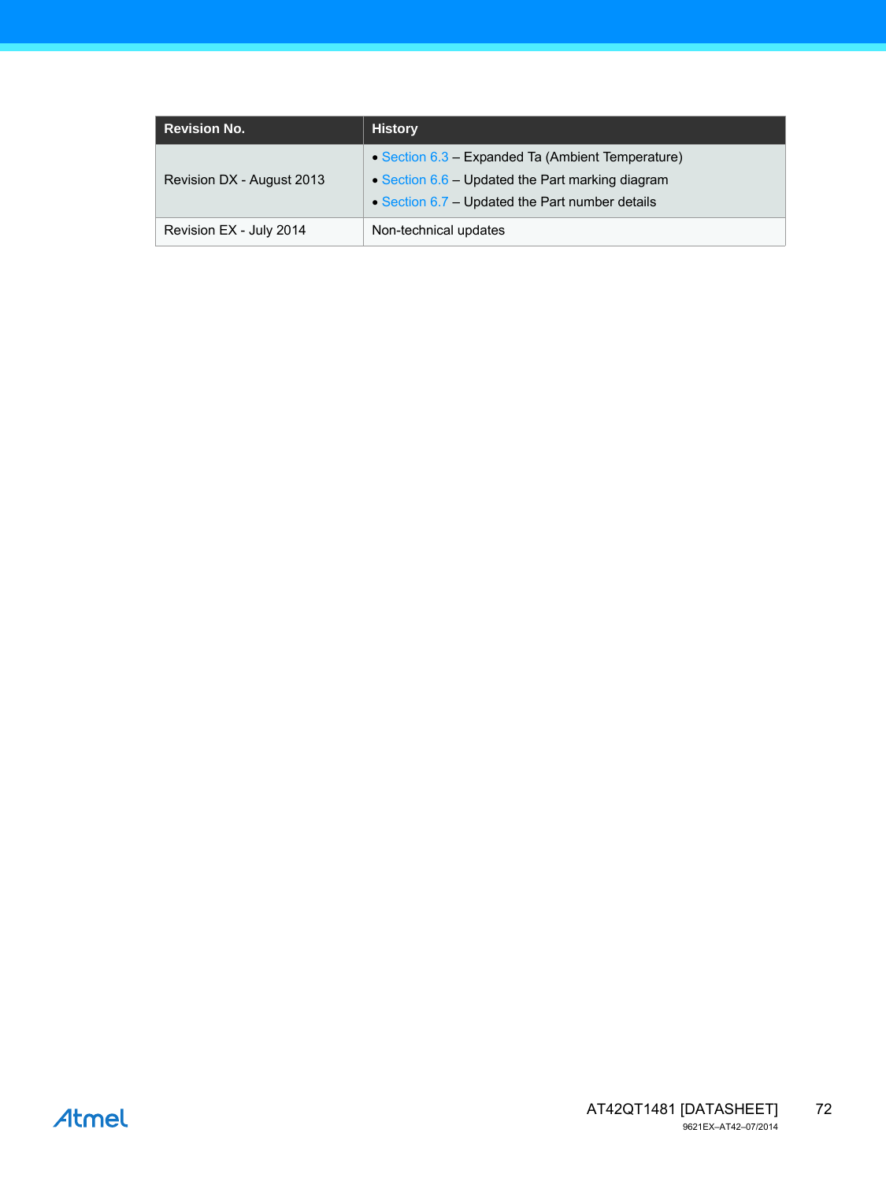| Revision No. | History |
|---|---|
| Revision DX - August 2013 | • Section 6.3 – Expanded Ta (Ambient Temperature)<br>• Section 6.6 – Updated the Part marking diagram<br>• Section 6.7 – Updated the Part number details |
| Revision EX - July 2014 | Non-technical updates |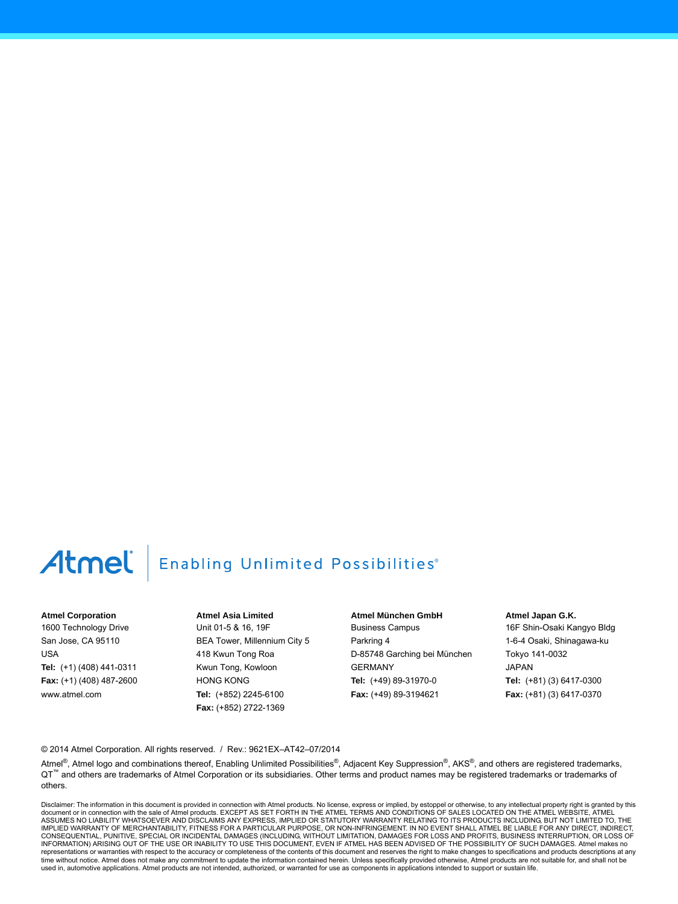Atmel | Enabling Unlimited Possibilities®

**Atmel Corporation**
1600 Technology Drive
San Jose, CA 95110
USA
**Tel:** (+1) (408) 441-0311
**Fax:** (+1) (408) 487-2600
www.atmel.com

**Atmel Asia Limited**
Unit 01-5 & 16, 19F
BEA Tower, Millennium City 5
418 Kwun Tong Roa
Kwun Tong, Kowloon
HONG KONG
**Tel:** (+852) 2245-6100
**Fax:** (+852) 2722-1369

**Atmel München GmbH**
Business Campus
Parkring 4
D-85748 Garching bei München
GERMANY
**Tel:** (+49) 89-31970-0
**Fax:** (+49) 89-3194621

**Atmel Japan G.K.**
16F Shin-Osaki Kangyo Bldg
1-6-4 Osaki, Shinagawa-ku
Tokyo 141-0032
JAPAN
**Tel:** (+81) (3) 6417-0300
**Fax:** (+81) (3) 6417-0370

© 2014 Atmel Corporation. All rights reserved. / Rev.: 9621EX–AT42–07/2014

Atmel®, Atmel logo and combinations thereof, Enabling Unlimited Possibilities®, Adjacent Key Suppression®, AKS®, and others are registered trademarks, QT™ and others are trademarks of Atmel Corporation or its subsidiaries. Other terms and product names may be registered trademarks or trademarks of others.

Disclaimer: The information in this document is provided in connection with Atmel products. No license, express or implied, by estoppel or otherwise, to any intellectual property right is granted by this document or in connection with the sale of Atmel products. EXCEPT AS SET FORTH IN THE ATMEL TERMS AND CONDITIONS OF SALES LOCATED ON THE ATMEL WEBSITE, ATMEL ASSUMES NO LIABILITY WHATSOEVER AND DISCLAIMS ANY EXPRESS, IMPLIED OR STATUTORY WARRANTY RELATING TO ITS PRODUCTS INCLUDING, BUT NOT LIMITED TO, THE IMPLIED WARRANTY OF MERCHANTABILITY, FITNESS FOR A PARTICULAR PURPOSE, OR NON-INFRINGEMENT. IN NO EVENT SHALL ATMEL BE LIABLE FOR ANY DIRECT, INDIRECT, CONSEQUENTIAL, PUNITIVE, SPECIAL OR INCIDENTAL DAMAGES (INCLUDING, WITHOUT LIMITATION, DAMAGES FOR LOSS AND PROFITS, BUSINESS INTERRUPTION, OR LOSS OF INFORMATION) ARISING OUT OF THE USE OR INABILITY TO USE THIS DOCUMENT, EVEN IF ATMEL HAS BEEN ADVISED OF THE POSSIBILITY OF SUCH DAMAGES. Atmel makes no representations or warranties with respect to the accuracy or completeness of the contents of this document and reserves the right to make changes to specifications and products descriptions at any time without notice. Atmel does not make any commitment to update the information contained herein. Unless specifically provided otherwise, Atmel products are not suitable for, and shall not be used in, automotive applications. Atmel products are not intended, authorized, or warranted for use as components in applications intended to support or sustain life.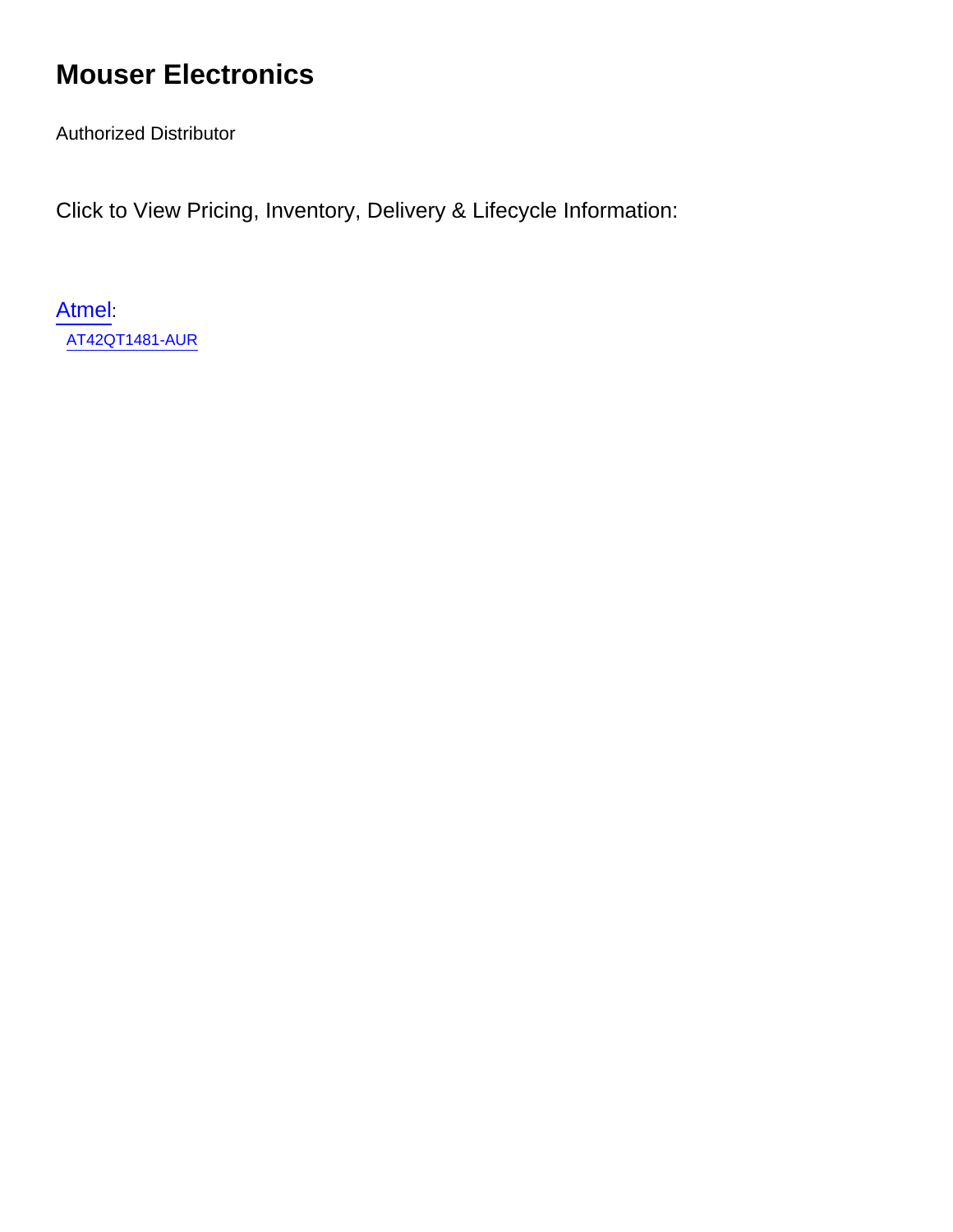# Mouser Electronics

Authorized Distributor

Click to View Pricing, Inventory, Delivery & Lifecycle Information:

Atmel:

AT42QT1481-AUR